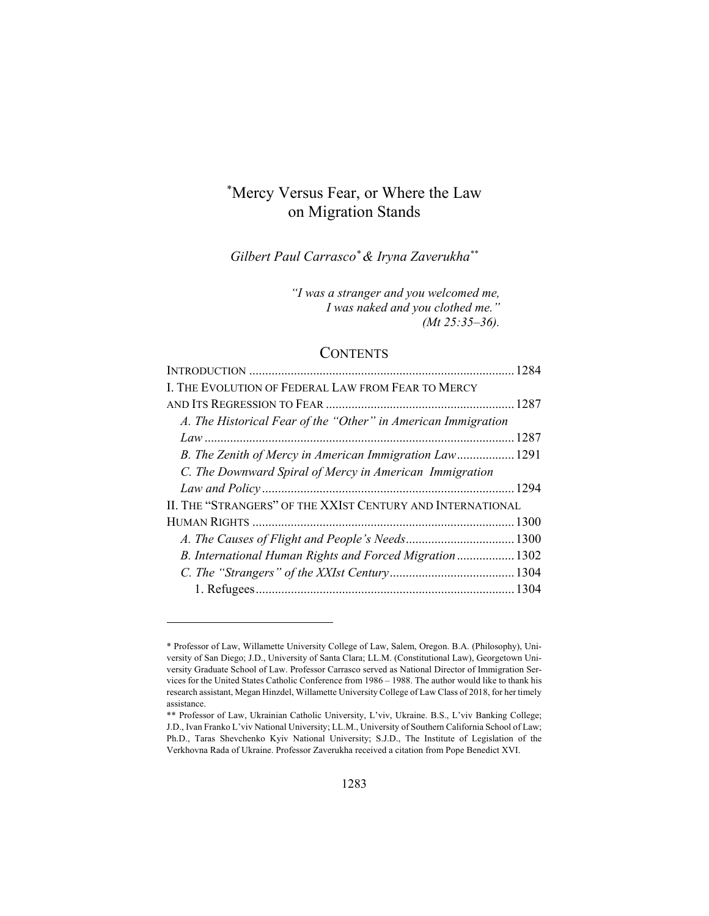# [*]Mercy Versus Fear, or Where the Law on Migration Stands

*Gilbert Paul Carrasco[*] & Iryna Zaverukha[**]*

> *"I was a stranger and you welcomed me,*
> *I was naked and you clothed me."*
> *(Mt 25:35–36).*

## CONTENTS

INTRODUCTION .................................................................................. 1284

I. THE EVOLUTION OF FEDERAL LAW FROM FEAR TO MERCY AND ITS REGRESSION TO FEAR ........................................................... 1287

*A. The Historical Fear of the "Other" in American Immigration Law* ................................................................................................ 1287

*B. The Zenith of Mercy in American Immigration Law* .................. 1291

*C. The Downward Spiral of Mercy in American Immigration Law and Policy* .............................................................................. 1294

II. THE "STRANGERS" OF THE XXIST CENTURY AND INTERNATIONAL HUMAN RIGHTS ................................................................................. 1300

*A. The Causes of Flight and People's Needs* .................................. 1300

*B. International Human Rights and Forced Migration* .................. 1302

*C. The "Strangers" of the XXIst Century* ....................................... 1304

1. Refugees ................................................................................ 1304

---

* Professor of Law, Willamette University College of Law, Salem, Oregon. B.A. (Philosophy), University of San Diego; J.D., University of Santa Clara; LL.M. (Constitutional Law), Georgetown University Graduate School of Law. Professor Carrasco served as National Director of Immigration Services for the United States Catholic Conference from 1986 – 1988. The author would like to thank his research assistant, Megan Hinzdel, Willamette University College of Law Class of 2018, for her timely assistance.

** Professor of Law, Ukrainian Catholic University, L'viv, Ukraine. B.S., L'viv Banking College; J.D., Ivan Franko L'viv National University; LL.M., University of Southern California School of Law; Ph.D., Taras Shevchenko Kyiv National University; S.J.D., The Institute of Legislation of the Verkhovna Rada of Ukraine. Professor Zaverukha received a citation from Pope Benedict XVI.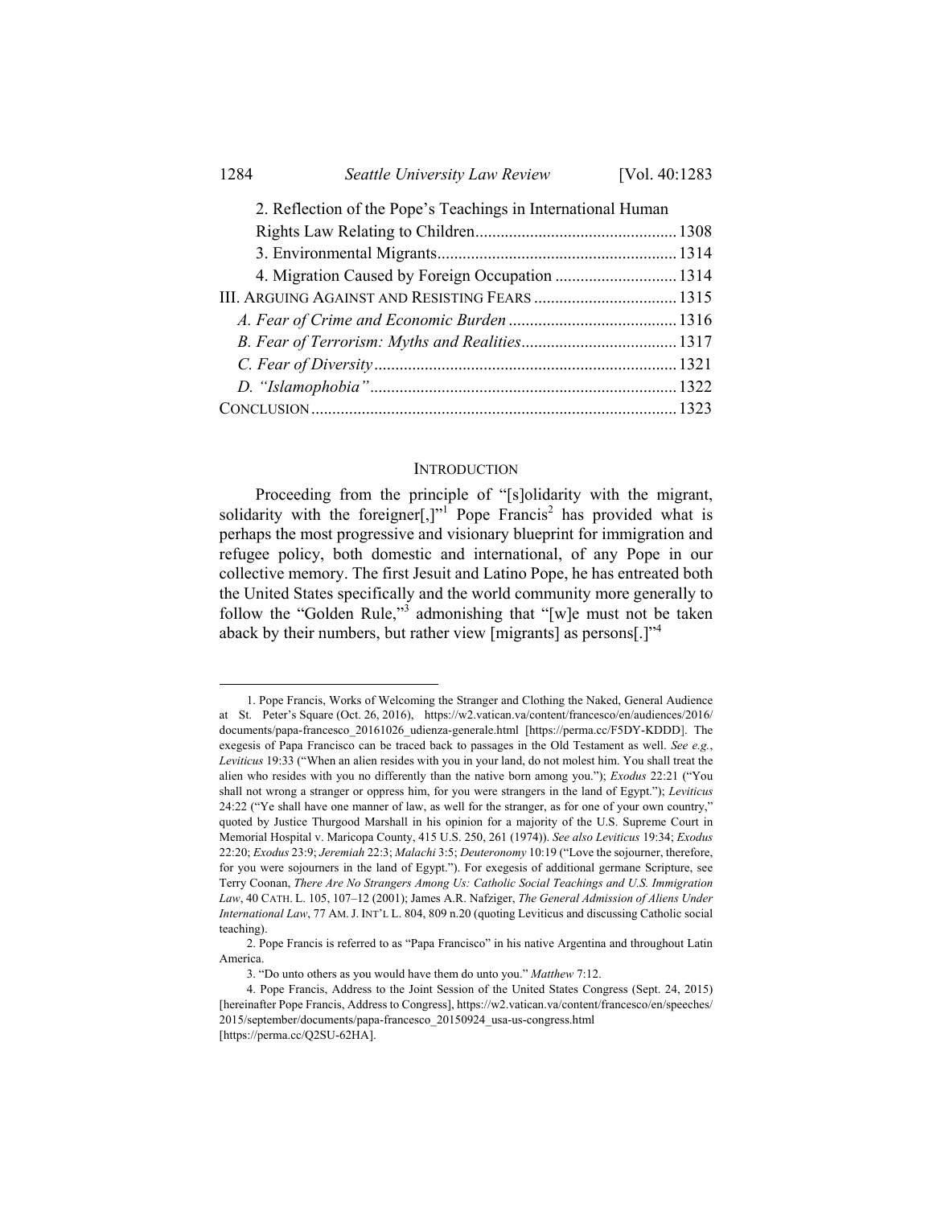2. Reflection of the Pope's Teachings in International Human Rights Law Relating to Children ................................................ 1308

3. Environmental Migrants ........................................................ 1314

4. Migration Caused by Foreign Occupation ............................ 1314

III. ARGUING AGAINST AND RESISTING FEARS ................................. 1315

*A. Fear of Crime and Economic Burden* ........................................ 1316

*B. Fear of Terrorism: Myths and Realities* ..................................... 1317

*C. Fear of Diversity* ....................................................................... 1321

*D. "Islamophobia"* ......................................................................... 1322

CONCLUSION ...................................................................................... 1323

## INTRODUCTION

Proceeding from the principle of "[s]olidarity with the migrant, solidarity with the foreigner[,]"[1] Pope Francis[2] has provided what is perhaps the most progressive and visionary blueprint for immigration and refugee policy, both domestic and international, of any Pope in our collective memory. The first Jesuit and Latino Pope, he has entreated both the United States specifically and the world community more generally to follow the "Golden Rule,"[3] admonishing that "[w]e must not be taken aback by their numbers, but rather view [migrants] as persons[.]"[4]

---

1. Pope Francis, Works of Welcoming the Stranger and Clothing the Naked, General Audience at St. Peter's Square (Oct. 26, 2016), https://w2.vatican.va/content/francesco/en/audiences/2016/documents/papa-francesco_20161026_udienza-generale.html [https://perma.cc/F5DY-KDDD]. The exegesis of Papa Francisco can be traced back to passages in the Old Testament as well. *See e.g.*, *Leviticus* 19:33 ("When an alien resides with you in your land, do not molest him. You shall treat the alien who resides with you no differently than the native born among you."); *Exodus* 22:21 ("You shall not wrong a stranger or oppress him, for you were strangers in the land of Egypt."); *Leviticus* 24:22 ("Ye shall have one manner of law, as well for the stranger, as for one of your own country," quoted by Justice Thurgood Marshall in his opinion for a majority of the U.S. Supreme Court in Memorial Hospital v. Maricopa County, 415 U.S. 250, 261 (1974)). *See also Leviticus* 19:34; *Exodus* 22:20; *Exodus* 23:9; *Jeremiah* 22:3; *Malachi* 3:5; *Deuteronomy* 10:19 ("Love the sojourner, therefore, for you were sojourners in the land of Egypt."). For exegesis of additional germane Scripture, see Terry Coonan, *There Are No Strangers Among Us: Catholic Social Teachings and U.S. Immigration Law*, 40 CATH. L. 105, 107–12 (2001); James A.R. Nafziger, *The General Admission of Aliens Under International Law*, 77 AM. J. INT'L L. 804, 809 n.20 (quoting Leviticus and discussing Catholic social teaching).

2. Pope Francis is referred to as "Papa Francisco" in his native Argentina and throughout Latin America.

3. "Do unto others as you would have them do unto you." *Matthew* 7:12.

4. Pope Francis, Address to the Joint Session of the United States Congress (Sept. 24, 2015) [hereinafter Pope Francis, Address to Congress], https://w2.vatican.va/content/francesco/en/speeches/2015/september/documents/papa-francesco_20150924_usa-us-congress.html [https://perma.cc/Q2SU-62HA].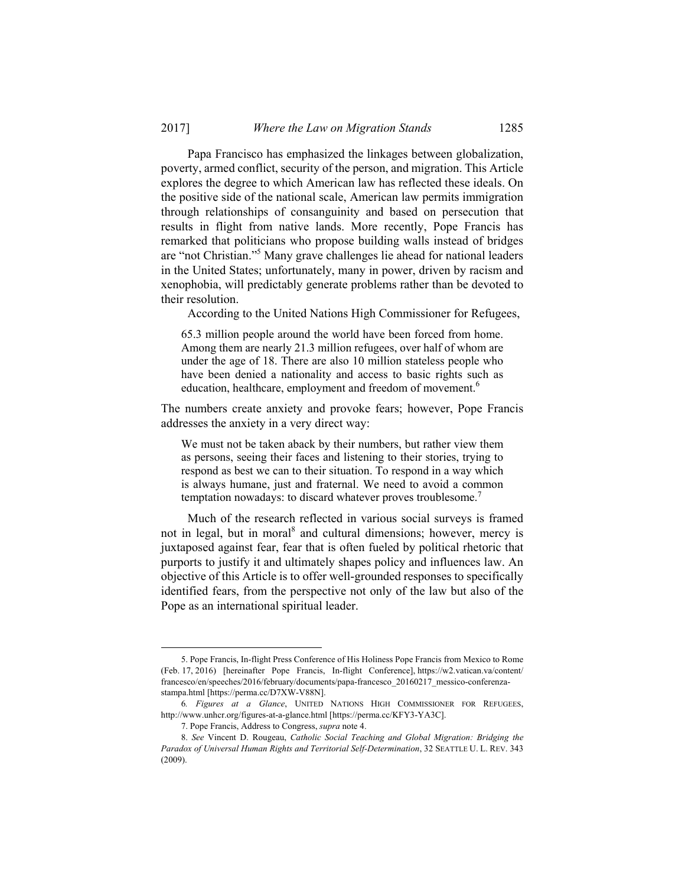Papa Francisco has emphasized the linkages between globalization, poverty, armed conflict, security of the person, and migration. This Article explores the degree to which American law has reflected these ideals. On the positive side of the national scale, American law permits immigration through relationships of consanguinity and based on persecution that results in flight from native lands. More recently, Pope Francis has remarked that politicians who propose building walls instead of bridges are "not Christian."[5] Many grave challenges lie ahead for national leaders in the United States; unfortunately, many in power, driven by racism and xenophobia, will predictably generate problems rather than be devoted to their resolution.

According to the United Nations High Commissioner for Refugees,

> 65.3 million people around the world have been forced from home. Among them are nearly 21.3 million refugees, over half of whom are under the age of 18. There are also 10 million stateless people who have been denied a nationality and access to basic rights such as education, healthcare, employment and freedom of movement.[6]

The numbers create anxiety and provoke fears; however, Pope Francis addresses the anxiety in a very direct way:

> We must not be taken aback by their numbers, but rather view them as persons, seeing their faces and listening to their stories, trying to respond as best we can to their situation. To respond in a way which is always humane, just and fraternal. We need to avoid a common temptation nowadays: to discard whatever proves troublesome.[7]

Much of the research reflected in various social surveys is framed not in legal, but in moral[8] and cultural dimensions; however, mercy is juxtaposed against fear, fear that is often fueled by political rhetoric that purports to justify it and ultimately shapes policy and influences law. An objective of this Article is to offer well-grounded responses to specifically identified fears, from the perspective not only of the law but also of the Pope as an international spiritual leader.

---

5. Pope Francis, In-flight Press Conference of His Holiness Pope Francis from Mexico to Rome (Feb. 17, 2016) [hereinafter Pope Francis, In-flight Conference], https://w2.vatican.va/content/francesco/en/speeches/2016/february/documents/papa-francesco_20160217_messico-conferenza-stampa.html [https://perma.cc/D7XW-V88N].

6. *Figures at a Glance*, UNITED NATIONS HIGH COMMISSIONER FOR REFUGEES, http://www.unhcr.org/figures-at-a-glance.html [https://perma.cc/KFY3-YA3C].

7. Pope Francis, Address to Congress, *supra* note 4.

8. *See* Vincent D. Rougeau, *Catholic Social Teaching and Global Migration: Bridging the Paradox of Universal Human Rights and Territorial Self-Determination*, 32 SEATTLE U. L. REV. 343 (2009).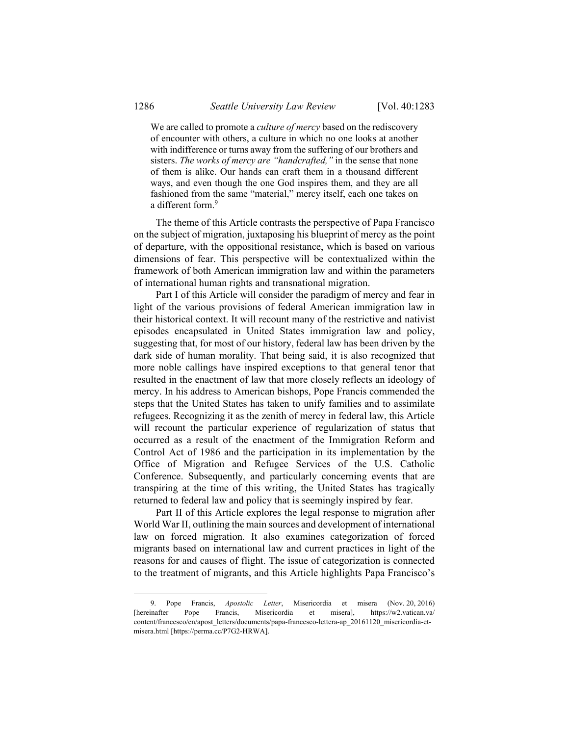> We are called to promote a *culture of mercy* based on the rediscovery of encounter with others, a culture in which no one looks at another with indifference or turns away from the suffering of our brothers and sisters. *The works of mercy are "handcrafted,"* in the sense that none of them is alike. Our hands can craft them in a thousand different ways, and even though the one God inspires them, and they are all fashioned from the same "material," mercy itself, each one takes on a different form.[9]

The theme of this Article contrasts the perspective of Papa Francisco on the subject of migration, juxtaposing his blueprint of mercy as the point of departure, with the oppositional resistance, which is based on various dimensions of fear. This perspective will be contextualized within the framework of both American immigration law and within the parameters of international human rights and transnational migration.

Part I of this Article will consider the paradigm of mercy and fear in light of the various provisions of federal American immigration law in their historical context. It will recount many of the restrictive and nativist episodes encapsulated in United States immigration law and policy, suggesting that, for most of our history, federal law has been driven by the dark side of human morality. That being said, it is also recognized that more noble callings have inspired exceptions to that general tenor that resulted in the enactment of law that more closely reflects an ideology of mercy. In his address to American bishops, Pope Francis commended the steps that the United States has taken to unify families and to assimilate refugees. Recognizing it as the zenith of mercy in federal law, this Article will recount the particular experience of regularization of status that occurred as a result of the enactment of the Immigration Reform and Control Act of 1986 and the participation in its implementation by the Office of Migration and Refugee Services of the U.S. Catholic Conference. Subsequently, and particularly concerning events that are transpiring at the time of this writing, the United States has tragically returned to federal law and policy that is seemingly inspired by fear.

Part II of this Article explores the legal response to migration after World War II, outlining the main sources and development of international law on forced migration. It also examines categorization of forced migrants based on international law and current practices in light of the reasons for and causes of flight. The issue of categorization is connected to the treatment of migrants, and this Article highlights Papa Francisco's

---

9. Pope Francis, *Apostolic Letter*, Misericordia et misera (Nov. 20, 2016) [hereinafter Pope Francis, Misericordia et misera], https://w2.vatican.va/content/francesco/en/apost_letters/documents/papa-francesco-lettera-ap_20161120_misericordia-et-misera.html [https://perma.cc/P7G2-HRWA].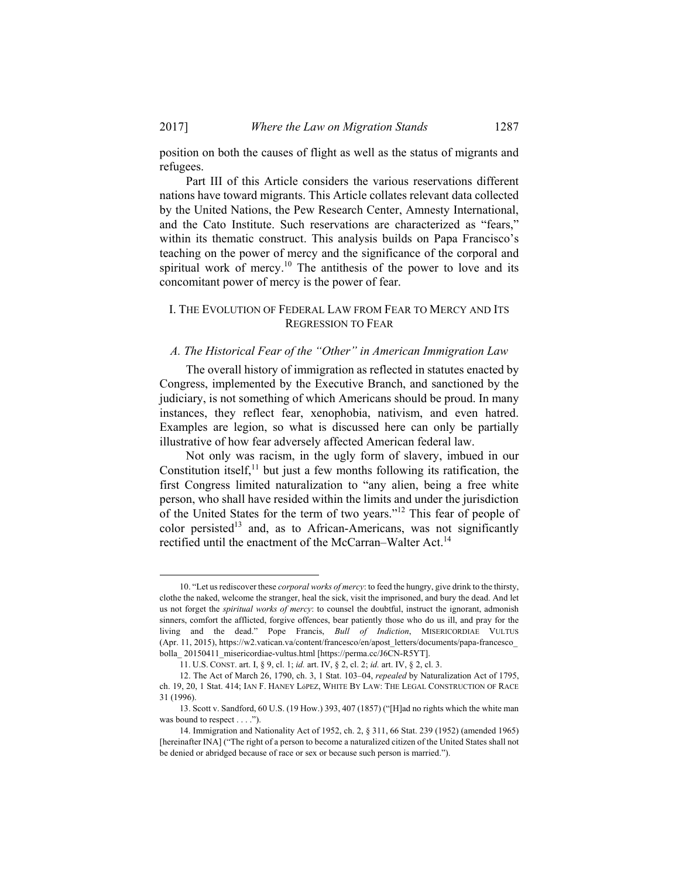position on both the causes of flight as well as the status of migrants and refugees.

Part III of this Article considers the various reservations different nations have toward migrants. This Article collates relevant data collected by the United Nations, the Pew Research Center, Amnesty International, and the Cato Institute. Such reservations are characterized as "fears," within its thematic construct. This analysis builds on Papa Francisco's teaching on the power of mercy and the significance of the corporal and spiritual work of mercy.[10] The antithesis of the power to love and its concomitant power of mercy is the power of fear.

## I. The Evolution of Federal Law from Fear to Mercy and Its Regression to Fear

### *A. The Historical Fear of the "Other" in American Immigration Law*

The overall history of immigration as reflected in statutes enacted by Congress, implemented by the Executive Branch, and sanctioned by the judiciary, is not something of which Americans should be proud. In many instances, they reflect fear, xenophobia, nativism, and even hatred. Examples are legion, so what is discussed here can only be partially illustrative of how fear adversely affected American federal law.

Not only was racism, in the ugly form of slavery, imbued in our Constitution itself,[11] but just a few months following its ratification, the first Congress limited naturalization to "any alien, being a free white person, who shall have resided within the limits and under the jurisdiction of the United States for the term of two years."[12] This fear of people of color persisted[13] and, as to African-Americans, was not significantly rectified until the enactment of the McCarran–Walter Act.[14]

---

10. "Let us rediscover these *corporal works of mercy*: to feed the hungry, give drink to the thirsty, clothe the naked, welcome the stranger, heal the sick, visit the imprisoned, and bury the dead. And let us not forget the *spiritual works of mercy*: to counsel the doubtful, instruct the ignorant, admonish sinners, comfort the afflicted, forgive offences, bear patiently those who do us ill, and pray for the living and the dead." Pope Francis, *Bull of Indiction*, MISERICORDIAE VULTUS (Apr. 11, 2015), https://w2.vatican.va/content/francesco/en/apost_letters/documents/papa-francesco_bolla_20150411_misericordiae-vultus.html [https://perma.cc/J6CN-R5YT].

11. U.S. CONST. art. I, § 9, cl. 1; *id.* art. IV, § 2, cl. 2; *id.* art. IV, § 2, cl. 3.

12. The Act of March 26, 1790, ch. 3, 1 Stat. 103–04, *repealed* by Naturalization Act of 1795, ch. 19, 20, 1 Stat. 414; IAN F. HANEY LÓPEZ, WHITE BY LAW: THE LEGAL CONSTRUCTION OF RACE 31 (1996).

13. Scott v. Sandford, 60 U.S. (19 How.) 393, 407 (1857) ("[H]ad no rights which the white man was bound to respect . . . .").

14. Immigration and Nationality Act of 1952, ch. 2, § 311, 66 Stat. 239 (1952) (amended 1965) [hereinafter INA] ("The right of a person to become a naturalized citizen of the United States shall not be denied or abridged because of race or sex or because such person is married.").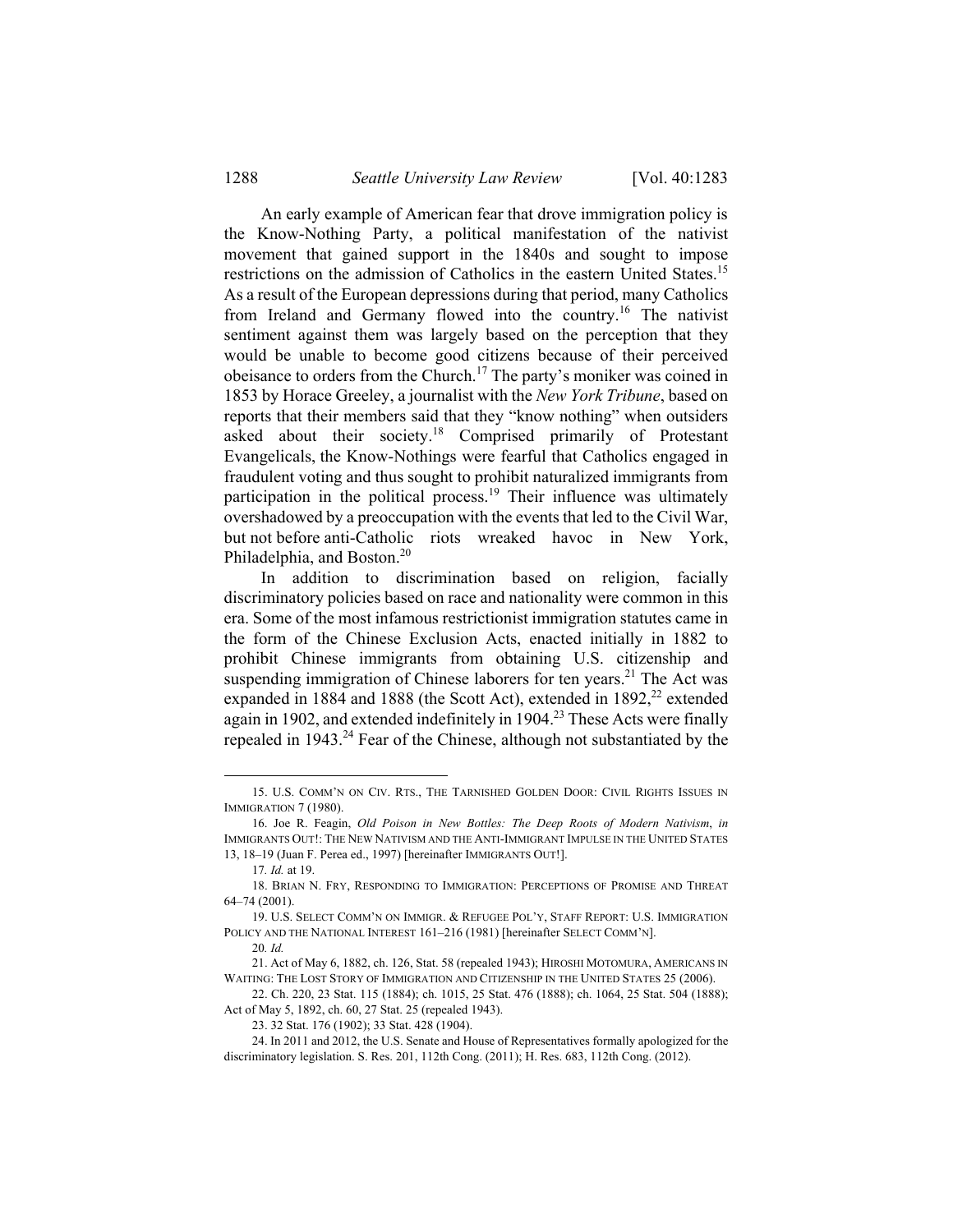An early example of American fear that drove immigration policy is the Know-Nothing Party, a political manifestation of the nativist movement that gained support in the 1840s and sought to impose restrictions on the admission of Catholics in the eastern United States.[15] As a result of the European depressions during that period, many Catholics from Ireland and Germany flowed into the country.[16] The nativist sentiment against them was largely based on the perception that they would be unable to become good citizens because of their perceived obeisance to orders from the Church.[17] The party's moniker was coined in 1853 by Horace Greeley, a journalist with the *New York Tribune*, based on reports that their members said that they "know nothing" when outsiders asked about their society.[18] Comprised primarily of Protestant Evangelicals, the Know-Nothings were fearful that Catholics engaged in fraudulent voting and thus sought to prohibit naturalized immigrants from participation in the political process.[19] Their influence was ultimately overshadowed by a preoccupation with the events that led to the Civil War, but not before anti-Catholic riots wreaked havoc in New York, Philadelphia, and Boston.[20]

In addition to discrimination based on religion, facially discriminatory policies based on race and nationality were common in this era. Some of the most infamous restrictionist immigration statutes came in the form of the Chinese Exclusion Acts, enacted initially in 1882 to prohibit Chinese immigrants from obtaining U.S. citizenship and suspending immigration of Chinese laborers for ten years.[21] The Act was expanded in 1884 and 1888 (the Scott Act), extended in 1892,[22] extended again in 1902, and extended indefinitely in 1904.[23] These Acts were finally repealed in 1943.[24] Fear of the Chinese, although not substantiated by the

---

15. U.S. COMM'N ON CIV. RTS., THE TARNISHED GOLDEN DOOR: CIVIL RIGHTS ISSUES IN IMMIGRATION 7 (1980).

16. Joe R. Feagin, *Old Poison in New Bottles: The Deep Roots of Modern Nativism*, *in* IMMIGRANTS OUT!: THE NEW NATIVISM AND THE ANTI-IMMIGRANT IMPULSE IN THE UNITED STATES 13, 18–19 (Juan F. Perea ed., 1997) [hereinafter IMMIGRANTS OUT!].

17. *Id.* at 19.

18. BRIAN N. FRY, RESPONDING TO IMMIGRATION: PERCEPTIONS OF PROMISE AND THREAT 64–74 (2001).

19. U.S. SELECT COMM'N ON IMMIGR. & REFUGEE POL'Y, STAFF REPORT: U.S. IMMIGRATION POLICY AND THE NATIONAL INTEREST 161–216 (1981) [hereinafter SELECT COMM'N].

20. *Id.*

21. Act of May 6, 1882, ch. 126, Stat. 58 (repealed 1943); HIROSHI MOTOMURA, AMERICANS IN WAITING: THE LOST STORY OF IMMIGRATION AND CITIZENSHIP IN THE UNITED STATES 25 (2006).

22. Ch. 220, 23 Stat. 115 (1884); ch. 1015, 25 Stat. 476 (1888); ch. 1064, 25 Stat. 504 (1888); Act of May 5, 1892, ch. 60, 27 Stat. 25 (repealed 1943).

23. 32 Stat. 176 (1902); 33 Stat. 428 (1904).

24. In 2011 and 2012, the U.S. Senate and House of Representatives formally apologized for the discriminatory legislation. S. Res. 201, 112th Cong. (2011); H. Res. 683, 112th Cong. (2012).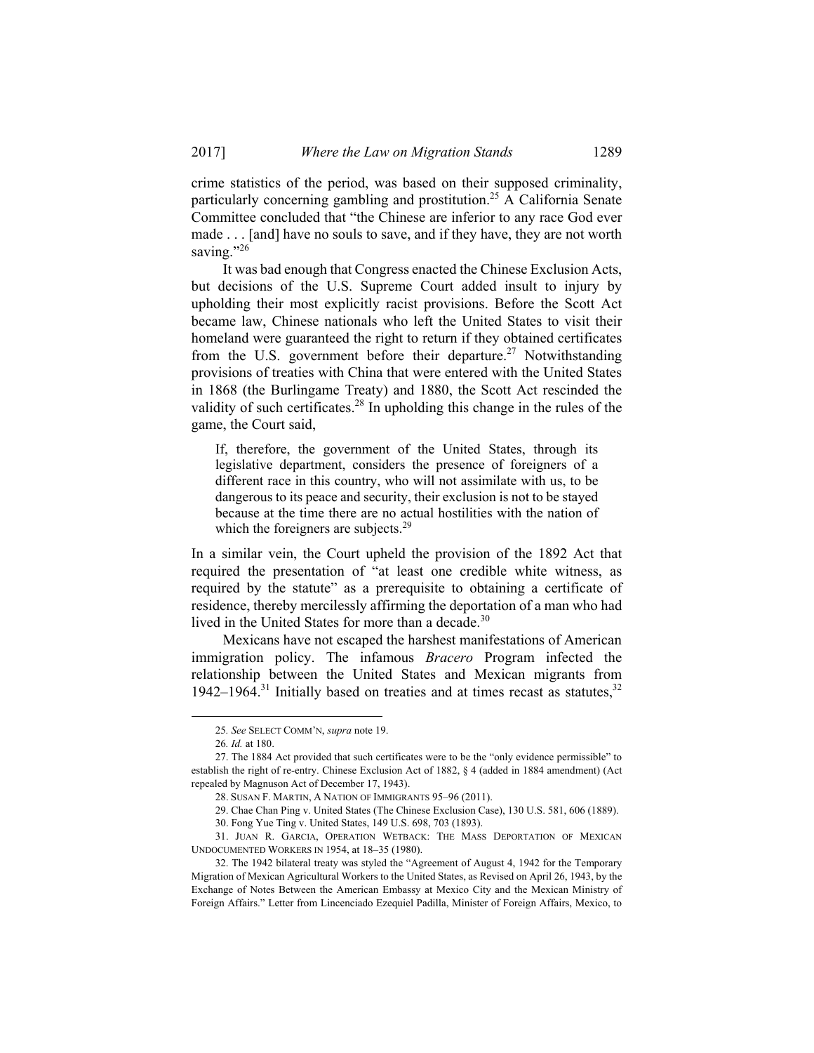crime statistics of the period, was based on their supposed criminality, particularly concerning gambling and prostitution.[25] A California Senate Committee concluded that "the Chinese are inferior to any race God ever made . . . [and] have no souls to save, and if they have, they are not worth saving."[26]

It was bad enough that Congress enacted the Chinese Exclusion Acts, but decisions of the U.S. Supreme Court added insult to injury by upholding their most explicitly racist provisions. Before the Scott Act became law, Chinese nationals who left the United States to visit their homeland were guaranteed the right to return if they obtained certificates from the U.S. government before their departure.[27] Notwithstanding provisions of treaties with China that were entered with the United States in 1868 (the Burlingame Treaty) and 1880, the Scott Act rescinded the validity of such certificates.[28] In upholding this change in the rules of the game, the Court said,

> If, therefore, the government of the United States, through its legislative department, considers the presence of foreigners of a different race in this country, who will not assimilate with us, to be dangerous to its peace and security, their exclusion is not to be stayed because at the time there are no actual hostilities with the nation of which the foreigners are subjects.[29]

In a similar vein, the Court upheld the provision of the 1892 Act that required the presentation of "at least one credible white witness, as required by the statute" as a prerequisite to obtaining a certificate of residence, thereby mercilessly affirming the deportation of a man who had lived in the United States for more than a decade.[30]

Mexicans have not escaped the harshest manifestations of American immigration policy. The infamous *Bracero* Program infected the relationship between the United States and Mexican migrants from 1942–1964.[31] Initially based on treaties and at times recast as statutes,[32]

---

25. *See* SELECT COMM'N, *supra* note 19.

26. *Id.* at 180.

27. The 1884 Act provided that such certificates were to be the "only evidence permissible" to establish the right of re-entry. Chinese Exclusion Act of 1882, § 4 (added in 1884 amendment) (Act repealed by Magnuson Act of December 17, 1943).

28. SUSAN F. MARTIN, A NATION OF IMMIGRANTS 95–96 (2011).

29. Chae Chan Ping v. United States (The Chinese Exclusion Case), 130 U.S. 581, 606 (1889).

30. Fong Yue Ting v. United States, 149 U.S. 698, 703 (1893).

31. JUAN R. GARCIA, OPERATION WETBACK: THE MASS DEPORTATION OF MEXICAN UNDOCUMENTED WORKERS IN 1954, at 18–35 (1980).

32. The 1942 bilateral treaty was styled the "Agreement of August 4, 1942 for the Temporary Migration of Mexican Agricultural Workers to the United States, as Revised on April 26, 1943, by the Exchange of Notes Between the American Embassy at Mexico City and the Mexican Ministry of Foreign Affairs." Letter from Lincenciado Ezequiel Padilla, Minister of Foreign Affairs, Mexico, to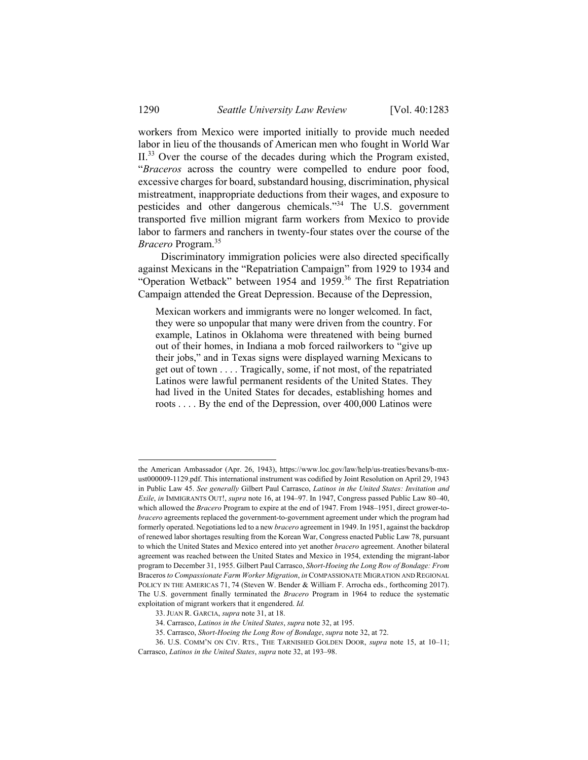workers from Mexico were imported initially to provide much needed labor in lieu of the thousands of American men who fought in World War II.[33] Over the course of the decades during which the Program existed, "*Braceros* across the country were compelled to endure poor food, excessive charges for board, substandard housing, discrimination, physical mistreatment, inappropriate deductions from their wages, and exposure to pesticides and other dangerous chemicals."[34] The U.S. government transported five million migrant farm workers from Mexico to provide labor to farmers and ranchers in twenty-four states over the course of the *Bracero* Program.[35]

Discriminatory immigration policies were also directed specifically against Mexicans in the "Repatriation Campaign" from 1929 to 1934 and "Operation Wetback" between 1954 and 1959.[36] The first Repatriation Campaign attended the Great Depression. Because of the Depression,

> Mexican workers and immigrants were no longer welcomed. In fact, they were so unpopular that many were driven from the country. For example, Latinos in Oklahoma were threatened with being burned out of their homes, in Indiana a mob forced railworkers to "give up their jobs," and in Texas signs were displayed warning Mexicans to get out of town . . . . Tragically, some, if not most, of the repatriated Latinos were lawful permanent residents of the United States. They had lived in the United States for decades, establishing homes and roots . . . . By the end of the Depression, over 400,000 Latinos were

---

the American Ambassador (Apr. 26, 1943), https://www.loc.gov/law/help/us-treaties/bevans/b-mx-ust000009-1129.pdf. This international instrument was codified by Joint Resolution on April 29, 1943 in Public Law 45. *See generally* Gilbert Paul Carrasco, *Latinos in the United States: Invitation and Exile*, *in* IMMIGRANTS OUT!, *supra* note 16, at 194–97. In 1947, Congress passed Public Law 80–40, which allowed the *Bracero* Program to expire at the end of 1947. From 1948–1951, direct grower-to-*bracero* agreements replaced the government-to-government agreement under which the program had formerly operated. Negotiations led to a new *bracero* agreement in 1949. In 1951, against the backdrop of renewed labor shortages resulting from the Korean War, Congress enacted Public Law 78, pursuant to which the United States and Mexico entered into yet another *bracero* agreement. Another bilateral agreement was reached between the United States and Mexico in 1954, extending the migrant-labor program to December 31, 1955. Gilbert Paul Carrasco, *Short-Hoeing the Long Row of Bondage: From* Braceros *to Compassionate Farm Worker Migration*, *in* COMPASSIONATE MIGRATION AND REGIONAL POLICY IN THE AMERICAS 71, 74 (Steven W. Bender & William F. Arrocha eds., forthcoming 2017). The U.S. government finally terminated the *Bracero* Program in 1964 to reduce the systematic exploitation of migrant workers that it engendered. *Id.*

33. JUAN R. GARCIA, *supra* note 31, at 18.

34. Carrasco, *Latinos in the United States*, *supra* note 32, at 195.

35. Carrasco, *Short-Hoeing the Long Row of Bondage*, *supra* note 32, at 72.

36. U.S. COMM'N ON CIV. RTS., THE TARNISHED GOLDEN DOOR, *supra* note 15, at 10–11; Carrasco, *Latinos in the United States*, *supra* note 32, at 193–98.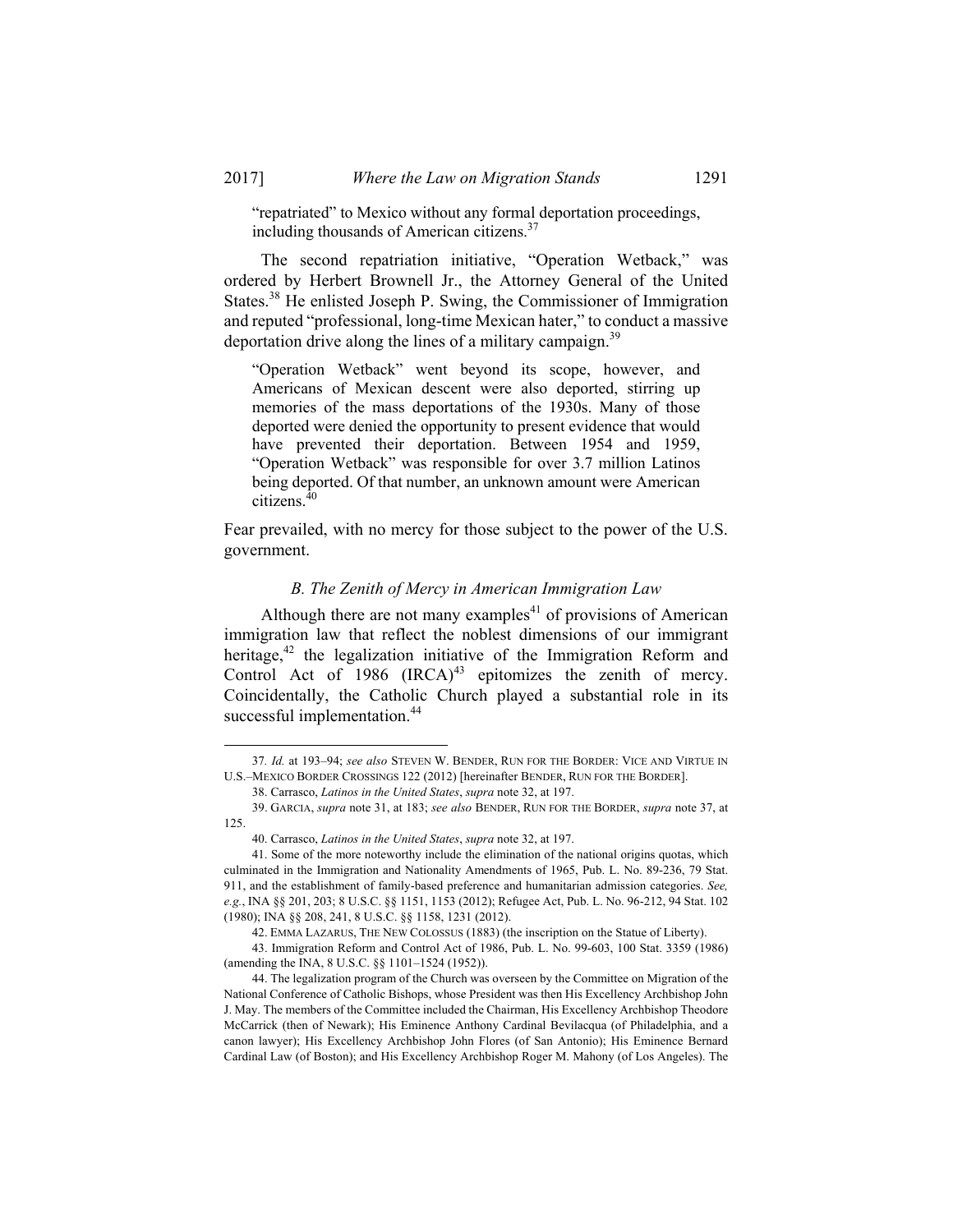> "repatriated" to Mexico without any formal deportation proceedings, including thousands of American citizens.[37]

The second repatriation initiative, "Operation Wetback," was ordered by Herbert Brownell Jr., the Attorney General of the United States.[38] He enlisted Joseph P. Swing, the Commissioner of Immigration and reputed "professional, long-time Mexican hater," to conduct a massive deportation drive along the lines of a military campaign.[39]

> "Operation Wetback" went beyond its scope, however, and Americans of Mexican descent were also deported, stirring up memories of the mass deportations of the 1930s. Many of those deported were denied the opportunity to present evidence that would have prevented their deportation. Between 1954 and 1959, "Operation Wetback" was responsible for over 3.7 million Latinos being deported. Of that number, an unknown amount were American citizens.[40]

Fear prevailed, with no mercy for those subject to the power of the U.S. government.

### *B. The Zenith of Mercy in American Immigration Law*

Although there are not many examples[41] of provisions of American immigration law that reflect the noblest dimensions of our immigrant heritage,[42] the legalization initiative of the Immigration Reform and Control Act of 1986 (IRCA)[43] epitomizes the zenith of mercy. Coincidentally, the Catholic Church played a substantial role in its successful implementation.[44]

---

37. *Id.* at 193–94; *see also* STEVEN W. BENDER, RUN FOR THE BORDER: VICE AND VIRTUE IN U.S.–MEXICO BORDER CROSSINGS 122 (2012) [hereinafter BENDER, RUN FOR THE BORDER].

38. Carrasco, *Latinos in the United States*, *supra* note 32, at 197.

39. GARCIA, *supra* note 31, at 183; *see also* BENDER, RUN FOR THE BORDER, *supra* note 37, at 125.

40. Carrasco, *Latinos in the United States*, *supra* note 32, at 197.

41. Some of the more noteworthy include the elimination of the national origins quotas, which culminated in the Immigration and Nationality Amendments of 1965, Pub. L. No. 89-236, 79 Stat. 911, and the establishment of family-based preference and humanitarian admission categories. *See, e.g.*, INA §§ 201, 203; 8 U.S.C. §§ 1151, 1153 (2012); Refugee Act, Pub. L. No. 96-212, 94 Stat. 102 (1980); INA §§ 208, 241, 8 U.S.C. §§ 1158, 1231 (2012).

42. EMMA LAZARUS, THE NEW COLOSSUS (1883) (the inscription on the Statue of Liberty).

43. Immigration Reform and Control Act of 1986, Pub. L. No. 99-603, 100 Stat. 3359 (1986) (amending the INA, 8 U.S.C. §§ 1101–1524 (1952)).

44. The legalization program of the Church was overseen by the Committee on Migration of the National Conference of Catholic Bishops, whose President was then His Excellency Archbishop John J. May. The members of the Committee included the Chairman, His Excellency Archbishop Theodore McCarrick (then of Newark); His Eminence Anthony Cardinal Bevilacqua (of Philadelphia, and a canon lawyer); His Excellency Archbishop John Flores (of San Antonio); His Eminence Bernard Cardinal Law (of Boston); and His Excellency Archbishop Roger M. Mahony (of Los Angeles). The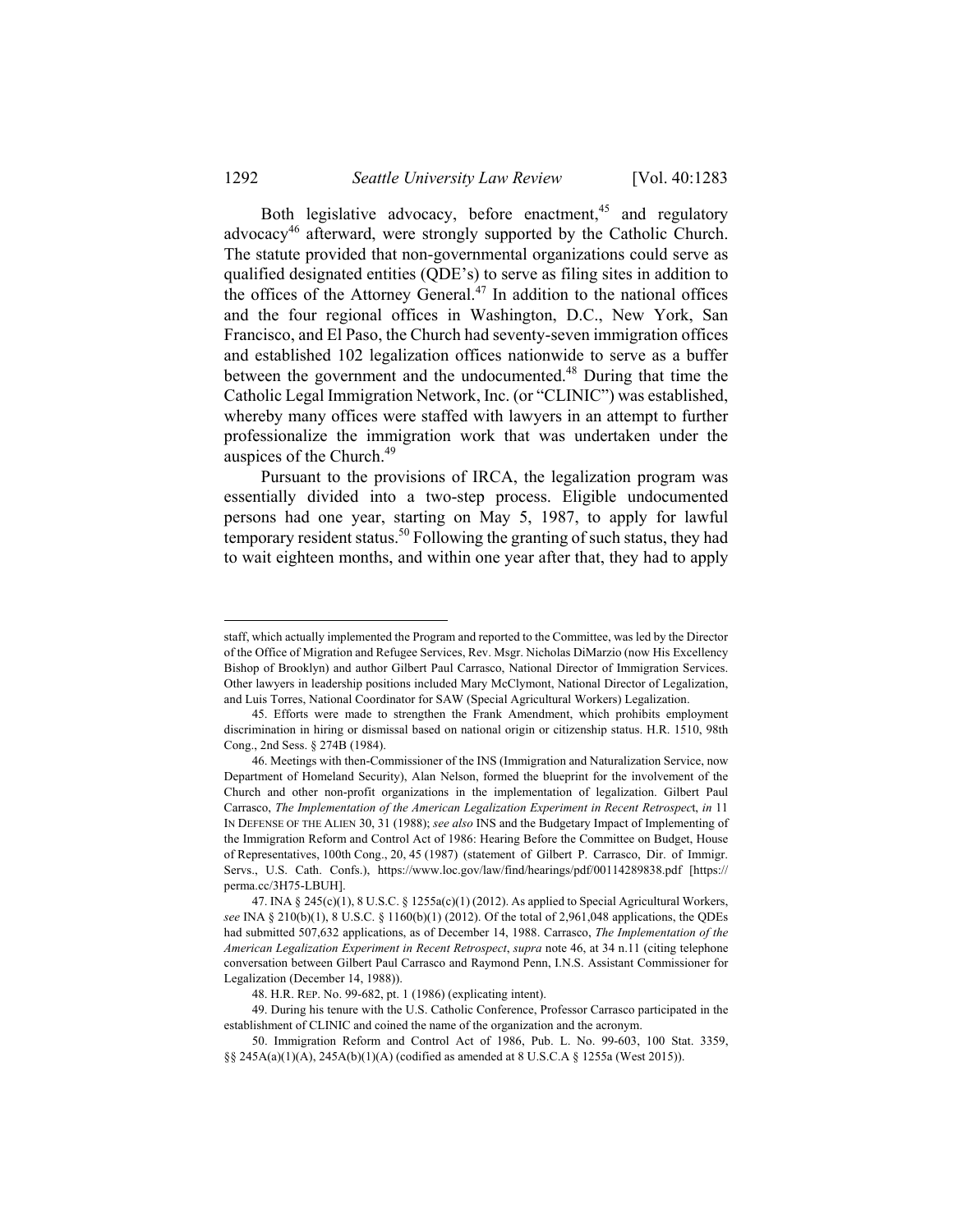Both legislative advocacy, before enactment,[45] and regulatory advocacy[46] afterward, were strongly supported by the Catholic Church. The statute provided that non-governmental organizations could serve as qualified designated entities (QDE's) to serve as filing sites in addition to the offices of the Attorney General.[47] In addition to the national offices and the four regional offices in Washington, D.C., New York, San Francisco, and El Paso, the Church had seventy-seven immigration offices and established 102 legalization offices nationwide to serve as a buffer between the government and the undocumented.[48] During that time the Catholic Legal Immigration Network, Inc. (or "CLINIC") was established, whereby many offices were staffed with lawyers in an attempt to further professionalize the immigration work that was undertaken under the auspices of the Church.[49]

Pursuant to the provisions of IRCA, the legalization program was essentially divided into a two-step process. Eligible undocumented persons had one year, starting on May 5, 1987, to apply for lawful temporary resident status.[50] Following the granting of such status, they had to wait eighteen months, and within one year after that, they had to apply

---

staff, which actually implemented the Program and reported to the Committee, was led by the Director of the Office of Migration and Refugee Services, Rev. Msgr. Nicholas DiMarzio (now His Excellency Bishop of Brooklyn) and author Gilbert Paul Carrasco, National Director of Immigration Services. Other lawyers in leadership positions included Mary McClymont, National Director of Legalization, and Luis Torres, National Coordinator for SAW (Special Agricultural Workers) Legalization.

45. Efforts were made to strengthen the Frank Amendment, which prohibits employment discrimination in hiring or dismissal based on national origin or citizenship status. H.R. 1510, 98th Cong., 2nd Sess. § 274B (1984).

46. Meetings with then-Commissioner of the INS (Immigration and Naturalization Service, now Department of Homeland Security), Alan Nelson, formed the blueprint for the involvement of the Church and other non-profit organizations in the implementation of legalization. Gilbert Paul Carrasco, *The Implementation of the American Legalization Experiment in Recent Retrospect*, *in* 11 IN DEFENSE OF THE ALIEN 30, 31 (1988); *see also* INS and the Budgetary Impact of Implementing of the Immigration Reform and Control Act of 1986: Hearing Before the Committee on Budget, House of Representatives, 100th Cong., 20, 45 (1987) (statement of Gilbert P. Carrasco, Dir. of Immigr. Servs., U.S. Cath. Confs.), https://www.loc.gov/law/find/hearings/pdf/00114289838.pdf [https://perma.cc/3H75-LBUH].

47. INA § 245(c)(1), 8 U.S.C. § 1255a(c)(1) (2012). As applied to Special Agricultural Workers, *see* INA § 210(b)(1), 8 U.S.C. § 1160(b)(1) (2012). Of the total of 2,961,048 applications, the QDEs had submitted 507,632 applications, as of December 14, 1988. Carrasco, *The Implementation of the American Legalization Experiment in Recent Retrospect*, *supra* note 46, at 34 n.11 (citing telephone conversation between Gilbert Paul Carrasco and Raymond Penn, I.N.S. Assistant Commissioner for Legalization (December 14, 1988)).

48. H.R. REP. No. 99-682, pt. 1 (1986) (explicating intent).

49. During his tenure with the U.S. Catholic Conference, Professor Carrasco participated in the establishment of CLINIC and coined the name of the organization and the acronym.

50. Immigration Reform and Control Act of 1986, Pub. L. No. 99-603, 100 Stat. 3359, §§ 245A(a)(1)(A), 245A(b)(1)(A) (codified as amended at 8 U.S.C.A § 1255a (West 2015)).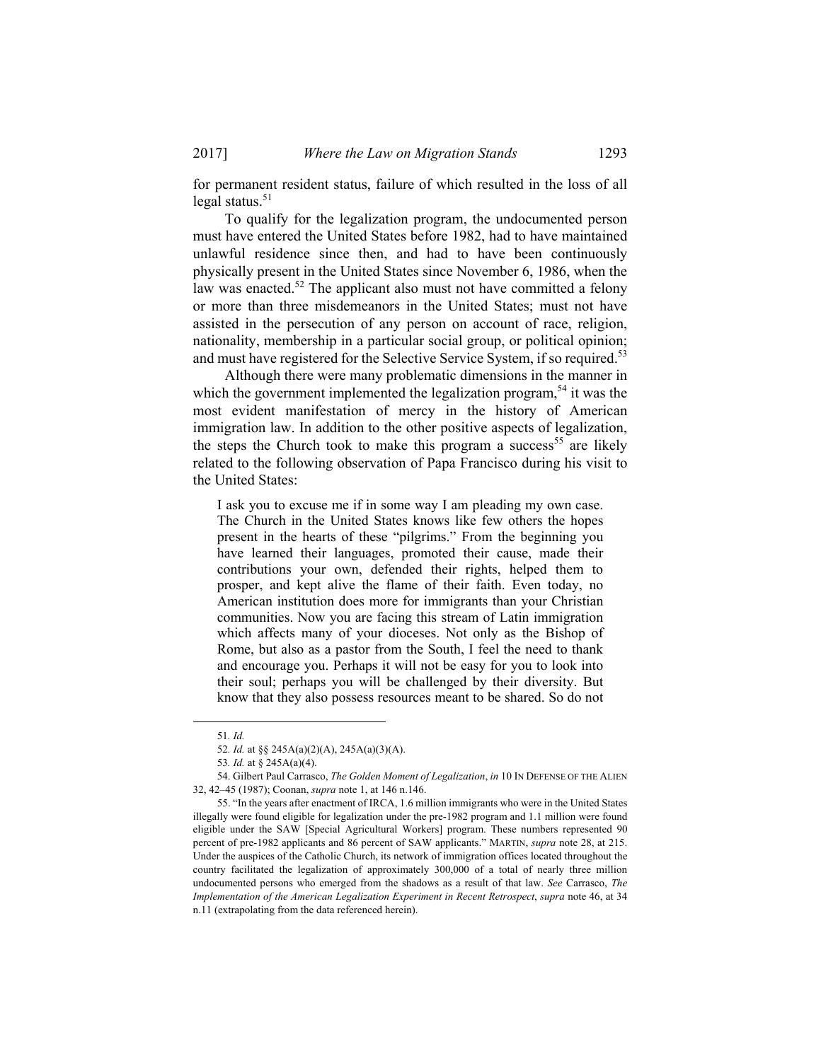for permanent resident status, failure of which resulted in the loss of all legal status.[51]

To qualify for the legalization program, the undocumented person must have entered the United States before 1982, had to have maintained unlawful residence since then, and had to have been continuously physically present in the United States since November 6, 1986, when the law was enacted.[52] The applicant also must not have committed a felony or more than three misdemeanors in the United States; must not have assisted in the persecution of any person on account of race, religion, nationality, membership in a particular social group, or political opinion; and must have registered for the Selective Service System, if so required.[53]

Although there were many problematic dimensions in the manner in which the government implemented the legalization program,[54] it was the most evident manifestation of mercy in the history of American immigration law. In addition to the other positive aspects of legalization, the steps the Church took to make this program a success[55] are likely related to the following observation of Papa Francisco during his visit to the United States:

> I ask you to excuse me if in some way I am pleading my own case. The Church in the United States knows like few others the hopes present in the hearts of these "pilgrims." From the beginning you have learned their languages, promoted their cause, made their contributions your own, defended their rights, helped them to prosper, and kept alive the flame of their faith. Even today, no American institution does more for immigrants than your Christian communities. Now you are facing this stream of Latin immigration which affects many of your dioceses. Not only as the Bishop of Rome, but also as a pastor from the South, I feel the need to thank and encourage you. Perhaps it will not be easy for you to look into their soul; perhaps you will be challenged by their diversity. But know that they also possess resources meant to be shared. So do not

---

51. *Id.*

52. *Id.* at §§ 245A(a)(2)(A), 245A(a)(3)(A).

53. *Id.* at § 245A(a)(4).

54. Gilbert Paul Carrasco, *The Golden Moment of Legalization*, *in* 10 IN DEFENSE OF THE ALIEN 32, 42–45 (1987); Coonan, *supra* note 1, at 146 n.146.

55. "In the years after enactment of IRCA, 1.6 million immigrants who were in the United States illegally were found eligible for legalization under the pre-1982 program and 1.1 million were found eligible under the SAW [Special Agricultural Workers] program. These numbers represented 90 percent of pre-1982 applicants and 86 percent of SAW applicants." MARTIN, *supra* note 28, at 215. Under the auspices of the Catholic Church, its network of immigration offices located throughout the country facilitated the legalization of approximately 300,000 of a total of nearly three million undocumented persons who emerged from the shadows as a result of that law. *See* Carrasco, *The Implementation of the American Legalization Experiment in Recent Retrospect*, *supra* note 46, at 34 n.11 (extrapolating from the data referenced herein).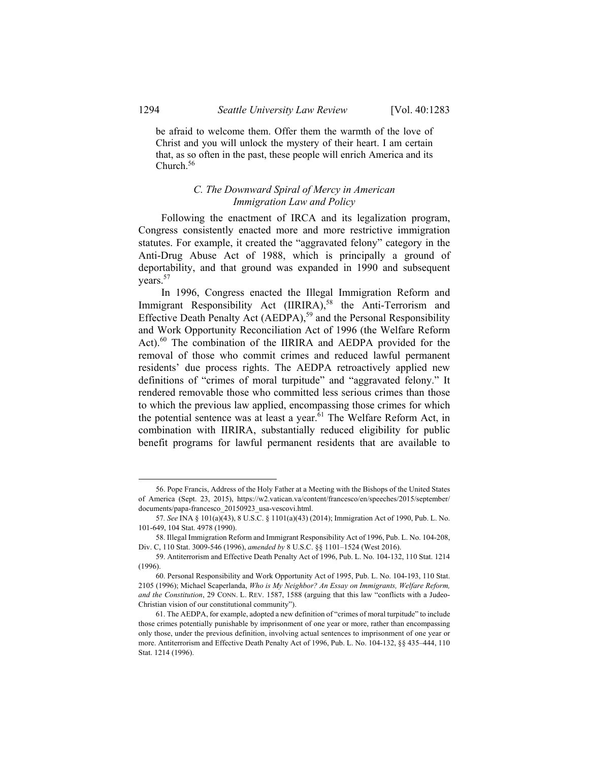be afraid to welcome them. Offer them the warmth of the love of Christ and you will unlock the mystery of their heart. I am certain that, as so often in the past, these people will enrich America and its Church.[56]

### *C. The Downward Spiral of Mercy in American Immigration Law and Policy*

Following the enactment of IRCA and its legalization program, Congress consistently enacted more and more restrictive immigration statutes. For example, it created the "aggravated felony" category in the Anti-Drug Abuse Act of 1988, which is principally a ground of deportability, and that ground was expanded in 1990 and subsequent years.[57]

In 1996, Congress enacted the Illegal Immigration Reform and Immigrant Responsibility Act (IIRIRA),[58] the Anti-Terrorism and Effective Death Penalty Act (AEDPA),[59] and the Personal Responsibility and Work Opportunity Reconciliation Act of 1996 (the Welfare Reform Act).[60] The combination of the IIRIRA and AEDPA provided for the removal of those who commit crimes and reduced lawful permanent residents' due process rights. The AEDPA retroactively applied new definitions of "crimes of moral turpitude" and "aggravated felony." It rendered removable those who committed less serious crimes than those to which the previous law applied, encompassing those crimes for which the potential sentence was at least a year.[61] The Welfare Reform Act, in combination with IIRIRA, substantially reduced eligibility for public benefit programs for lawful permanent residents that are available to

---

56. Pope Francis, Address of the Holy Father at a Meeting with the Bishops of the United States of America (Sept. 23, 2015), https://w2.vatican.va/content/francesco/en/speeches/2015/september/documents/papa-francesco_20150923_usa-vescovi.html.

57. *See* INA § 101(a)(43), 8 U.S.C. § 1101(a)(43) (2014); Immigration Act of 1990, Pub. L. No. 101-649, 104 Stat. 4978 (1990).

58. Illegal Immigration Reform and Immigrant Responsibility Act of 1996, Pub. L. No. 104-208, Div. C, 110 Stat. 3009-546 (1996), *amended by* 8 U.S.C. §§ 1101–1524 (West 2016).

59. Antiterrorism and Effective Death Penalty Act of 1996, Pub. L. No. 104-132, 110 Stat. 1214 (1996).

60. Personal Responsibility and Work Opportunity Act of 1995, Pub. L. No. 104-193, 110 Stat. 2105 (1996); Michael Scaperlanda, *Who is My Neighbor? An Essay on Immigrants, Welfare Reform, and the Constitution*, 29 CONN. L. REV. 1587, 1588 (arguing that this law "conflicts with a Judeo-Christian vision of our constitutional community").

61. The AEDPA, for example, adopted a new definition of "crimes of moral turpitude" to include those crimes potentially punishable by imprisonment of one year or more, rather than encompassing only those, under the previous definition, involving actual sentences to imprisonment of one year or more. Antiterrorism and Effective Death Penalty Act of 1996, Pub. L. No. 104-132, §§ 435–444, 110 Stat. 1214 (1996).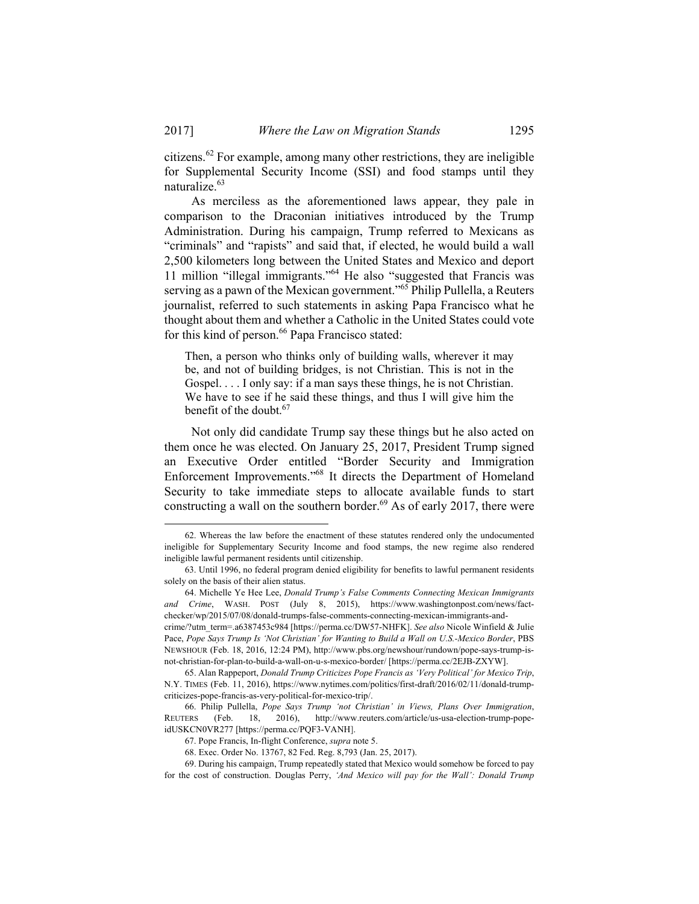citizens.[62] For example, among many other restrictions, they are ineligible for Supplemental Security Income (SSI) and food stamps until they naturalize.[63]

As merciless as the aforementioned laws appear, they pale in comparison to the Draconian initiatives introduced by the Trump Administration. During his campaign, Trump referred to Mexicans as "criminals" and "rapists" and said that, if elected, he would build a wall 2,500 kilometers long between the United States and Mexico and deport 11 million "illegal immigrants."[64] He also "suggested that Francis was serving as a pawn of the Mexican government."[65] Philip Pullella, a Reuters journalist, referred to such statements in asking Papa Francisco what he thought about them and whether a Catholic in the United States could vote for this kind of person.[66] Papa Francisco stated:

> Then, a person who thinks only of building walls, wherever it may be, and not of building bridges, is not Christian. This is not in the Gospel. . . . I only say: if a man says these things, he is not Christian. We have to see if he said these things, and thus I will give him the benefit of the doubt.[67]

Not only did candidate Trump say these things but he also acted on them once he was elected. On January 25, 2017, President Trump signed an Executive Order entitled "Border Security and Immigration Enforcement Improvements."[68] It directs the Department of Homeland Security to take immediate steps to allocate available funds to start constructing a wall on the southern border.[69] As of early 2017, there were

---

62. Whereas the law before the enactment of these statutes rendered only the undocumented ineligible for Supplementary Security Income and food stamps, the new regime also rendered ineligible lawful permanent residents until citizenship.

63. Until 1996, no federal program denied eligibility for benefits to lawful permanent residents solely on the basis of their alien status.

64. Michelle Ye Hee Lee, *Donald Trump's False Comments Connecting Mexican Immigrants and Crime*, WASH. POST (July 8, 2015), https://www.washingtonpost.com/news/fact-checker/wp/2015/07/08/donald-trumps-false-comments-connecting-mexican-immigrants-and-crime/?utm_term=.a6387453c984 [https://perma.cc/DW57-NHFK]. *See also* Nicole Winfield & Julie Pace, *Pope Says Trump Is 'Not Christian' for Wanting to Build a Wall on U.S.-Mexico Border*, PBS NEWSHOUR (Feb. 18, 2016, 12:24 PM), http://www.pbs.org/newshour/rundown/pope-says-trump-is-not-christian-for-plan-to-build-a-wall-on-u-s-mexico-border/ [https://perma.cc/2EJB-ZXYW].

65. Alan Rappeport, *Donald Trump Criticizes Pope Francis as 'Very Political' for Mexico Trip*, N.Y. TIMES (Feb. 11, 2016), https://www.nytimes.com/politics/first-draft/2016/02/11/donald-trump-criticizes-pope-francis-as-very-political-for-mexico-trip/.

66. Philip Pullella, *Pope Says Trump 'not Christian' in Views, Plans Over Immigration*, REUTERS (Feb. 18, 2016), http://www.reuters.com/article/us-usa-election-trump-pope-idUSKCN0VR277 [https://perma.cc/PQF3-VANH].

67. Pope Francis, In-flight Conference, *supra* note 5.

68. Exec. Order No. 13767, 82 Fed. Reg. 8,793 (Jan. 25, 2017).

69. During his campaign, Trump repeatedly stated that Mexico would somehow be forced to pay for the cost of construction. Douglas Perry, *'And Mexico will pay for the Wall': Donald Trump*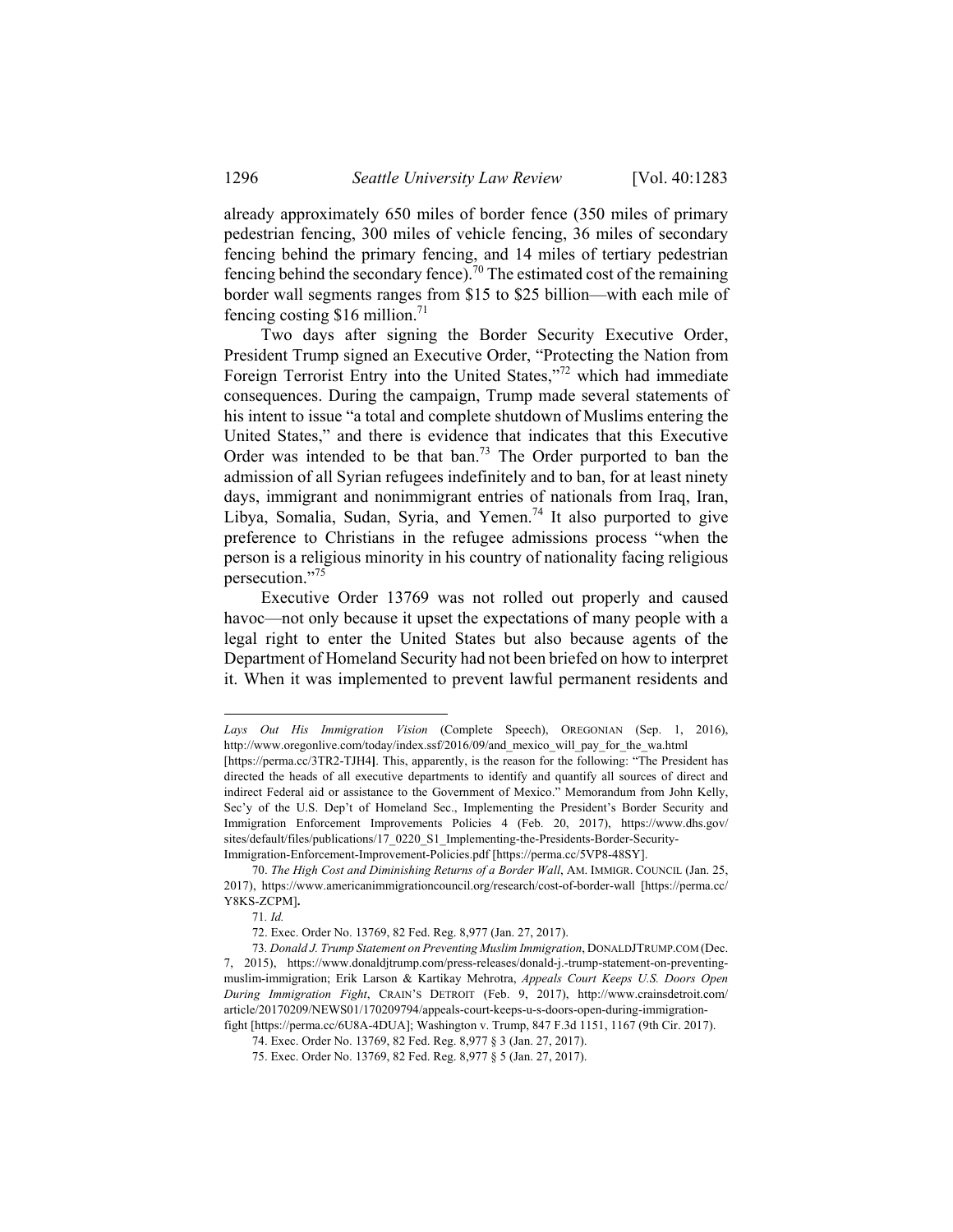already approximately 650 miles of border fence (350 miles of primary pedestrian fencing, 300 miles of vehicle fencing, 36 miles of secondary fencing behind the primary fencing, and 14 miles of tertiary pedestrian fencing behind the secondary fence).[70] The estimated cost of the remaining border wall segments ranges from $15 to $25 billion—with each mile of fencing costing $16 million.[71]

Two days after signing the Border Security Executive Order, President Trump signed an Executive Order, "Protecting the Nation from Foreign Terrorist Entry into the United States,"[72] which had immediate consequences. During the campaign, Trump made several statements of his intent to issue "a total and complete shutdown of Muslims entering the United States," and there is evidence that indicates that this Executive Order was intended to be that ban.[73] The Order purported to ban the admission of all Syrian refugees indefinitely and to ban, for at least ninety days, immigrant and nonimmigrant entries of nationals from Iraq, Iran, Libya, Somalia, Sudan, Syria, and Yemen.[74] It also purported to give preference to Christians in the refugee admissions process "when the person is a religious minority in his country of nationality facing religious persecution."[75]

Executive Order 13769 was not rolled out properly and caused havoc—not only because it upset the expectations of many people with a legal right to enter the United States but also because agents of the Department of Homeland Security had not been briefed on how to interpret it. When it was implemented to prevent lawful permanent residents and

---

*Lays Out His Immigration Vision* (Complete Speech), OREGONIAN (Sep. 1, 2016), http://www.oregonlive.com/today/index.ssf/2016/09/and_mexico_will_pay_for_the_wa.html [https://perma.cc/3TR2-TJH4]. This, apparently, is the reason for the following: "The President has directed the heads of all executive departments to identify and quantify all sources of direct and indirect Federal aid or assistance to the Government of Mexico." Memorandum from John Kelly, Sec'y of the U.S. Dep't of Homeland Sec., Implementing the President's Border Security and Immigration Enforcement Improvements Policies 4 (Feb. 20, 2017), https://www.dhs.gov/sites/default/files/publications/17_0220_S1_Implementing-the-Presidents-Border-Security-Immigration-Enforcement-Improvement-Policies.pdf [https://perma.cc/5VP8-48SY].

70. *The High Cost and Diminishing Returns of a Border Wall*, AM. IMMIGR. COUNCIL (Jan. 25, 2017), https://www.americanimmigrationcouncil.org/research/cost-of-border-wall [https://perma.cc/Y8KS-ZCPM].

71. *Id.*

72. Exec. Order No. 13769, 82 Fed. Reg. 8,977 (Jan. 27, 2017).

73. *Donald J. Trump Statement on Preventing Muslim Immigration*, DONALDJTRUMP.COM (Dec. 7, 2015), https://www.donaldjtrump.com/press-releases/donald-j.-trump-statement-on-preventing-muslim-immigration; Erik Larson & Kartikay Mehrotra, *Appeals Court Keeps U.S. Doors Open During Immigration Fight*, CRAIN'S DETROIT (Feb. 9, 2017), http://www.crainsdetroit.com/article/20170209/NEWS01/170209794/appeals-court-keeps-u-s-doors-open-during-immigration-fight [https://perma.cc/6U8A-4DUA]; Washington v. Trump, 847 F.3d 1151, 1167 (9th Cir. 2017).

74. Exec. Order No. 13769, 82 Fed. Reg. 8,977 § 3 (Jan. 27, 2017).

75. Exec. Order No. 13769, 82 Fed. Reg. 8,977 § 5 (Jan. 27, 2017).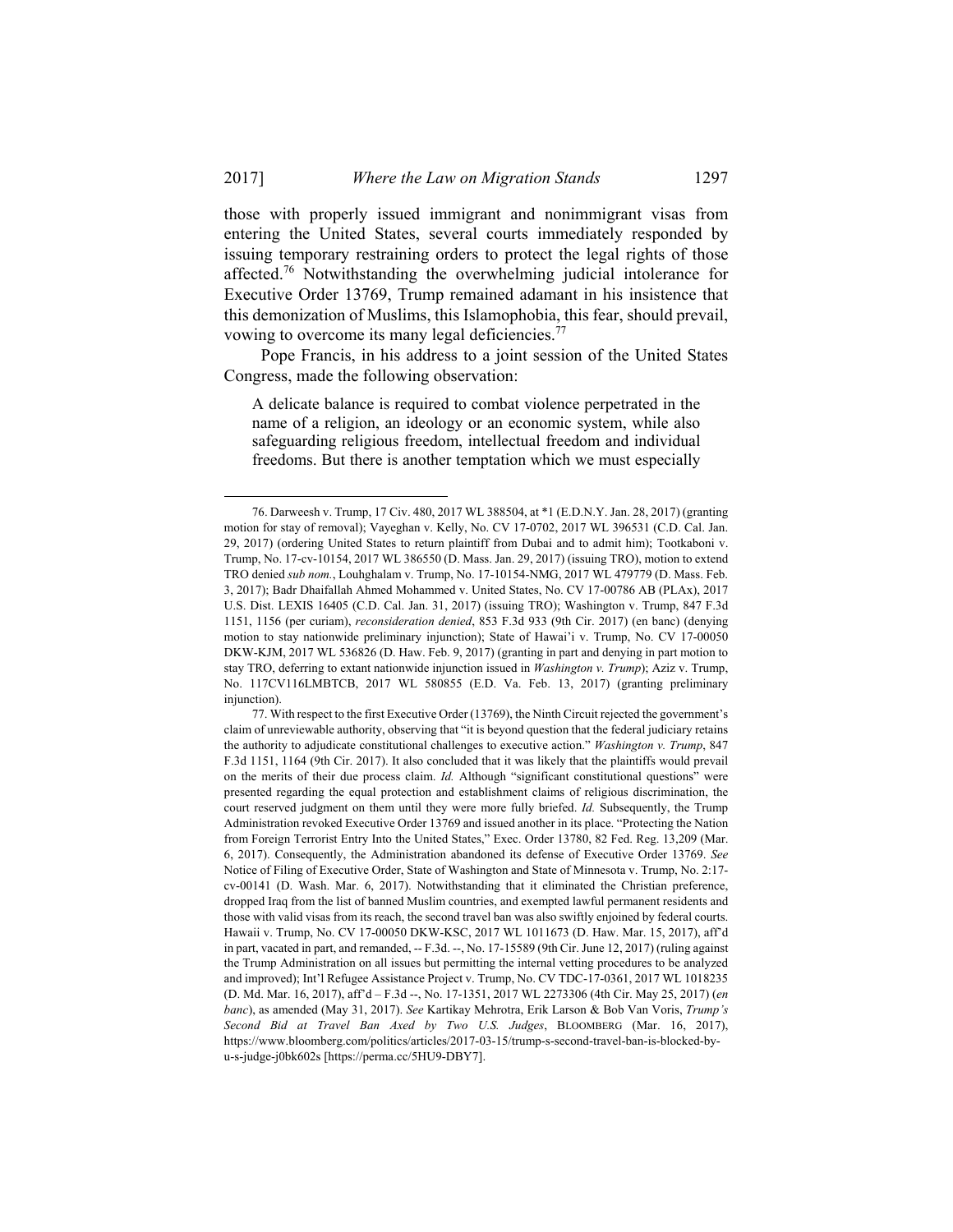those with properly issued immigrant and nonimmigrant visas from entering the United States, several courts immediately responded by issuing temporary restraining orders to protect the legal rights of those affected.[76] Notwithstanding the overwhelming judicial intolerance for Executive Order 13769, Trump remained adamant in his insistence that this demonization of Muslims, this Islamophobia, this fear, should prevail, vowing to overcome its many legal deficiencies.[77]

Pope Francis, in his address to a joint session of the United States Congress, made the following observation:

> A delicate balance is required to combat violence perpetrated in the name of a religion, an ideology or an economic system, while also safeguarding religious freedom, intellectual freedom and individual freedoms. But there is another temptation which we must especially

---

76. Darweesh v. Trump, 17 Civ. 480, 2017 WL 388504, at *1 (E.D.N.Y. Jan. 28, 2017) (granting motion for stay of removal); Vayeghan v. Kelly, No. CV 17-0702, 2017 WL 396531 (C.D. Cal. Jan. 29, 2017) (ordering United States to return plaintiff from Dubai and to admit him); Tootkaboni v. Trump, No. 17-cv-10154, 2017 WL 386550 (D. Mass. Jan. 29, 2017) (issuing TRO), motion to extend TRO denied *sub nom.*, Louhghalam v. Trump, No. 17-10154-NMG, 2017 WL 479779 (D. Mass. Feb. 3, 2017); Badr Dhaifallah Ahmed Mohammed v. United States, No. CV 17-00786 AB (PLAx), 2017 U.S. Dist. LEXIS 16405 (C.D. Cal. Jan. 31, 2017) (issuing TRO); Washington v. Trump, 847 F.3d 1151, 1156 (per curiam), *reconsideration denied*, 853 F.3d 933 (9th Cir. 2017) (en banc) (denying motion to stay nationwide preliminary injunction); State of Hawai'i v. Trump, No. CV 17-00050 DKW-KJM, 2017 WL 536826 (D. Haw. Feb. 9, 2017) (granting in part and denying in part motion to stay TRO, deferring to extant nationwide injunction issued in *Washington v. Trump*); Aziz v. Trump, No. 117CV116LMBTCB, 2017 WL 580855 (E.D. Va. Feb. 13, 2017) (granting preliminary injunction).

77. With respect to the first Executive Order (13769), the Ninth Circuit rejected the government's claim of unreviewable authority, observing that "it is beyond question that the federal judiciary retains the authority to adjudicate constitutional challenges to executive action." *Washington v. Trump*, 847 F.3d 1151, 1164 (9th Cir. 2017). It also concluded that it was likely that the plaintiffs would prevail on the merits of their due process claim. *Id.* Although "significant constitutional questions" were presented regarding the equal protection and establishment claims of religious discrimination, the court reserved judgment on them until they were more fully briefed. *Id.* Subsequently, the Trump Administration revoked Executive Order 13769 and issued another in its place. "Protecting the Nation from Foreign Terrorist Entry Into the United States," Exec. Order 13780, 82 Fed. Reg. 13,209 (Mar. 6, 2017). Consequently, the Administration abandoned its defense of Executive Order 13769. *See* Notice of Filing of Executive Order, State of Washington and State of Minnesota v. Trump, No. 2:17-cv-00141 (D. Wash. Mar. 6, 2017). Notwithstanding that it eliminated the Christian preference, dropped Iraq from the list of banned Muslim countries, and exempted lawful permanent residents and those with valid visas from its reach, the second travel ban was also swiftly enjoined by federal courts. Hawaii v. Trump, No. CV 17-00050 DKW-KSC, 2017 WL 1011673 (D. Haw. Mar. 15, 2017), aff'd in part, vacated in part, and remanded, -- F.3d. --, No. 17-15589 (9th Cir. June 12, 2017) (ruling against the Trump Administration on all issues but permitting the internal vetting procedures to be analyzed and improved); Int'l Refugee Assistance Project v. Trump, No. CV TDC-17-0361, 2017 WL 1018235 (D. Md. Mar. 16, 2017), aff'd – F.3d --, No. 17-1351, 2017 WL 2273306 (4th Cir. May 25, 2017) (*en banc*), as amended (May 31, 2017). *See* Kartikay Mehrotra, Erik Larson & Bob Van Voris, *Trump's Second Bid at Travel Ban Axed by Two U.S. Judges*, BLOOMBERG (Mar. 16, 2017), https://www.bloomberg.com/politics/articles/2017-03-15/trump-s-second-travel-ban-is-blocked-by-u-s-judge-j0bk602s [https://perma.cc/5HU9-DBY7].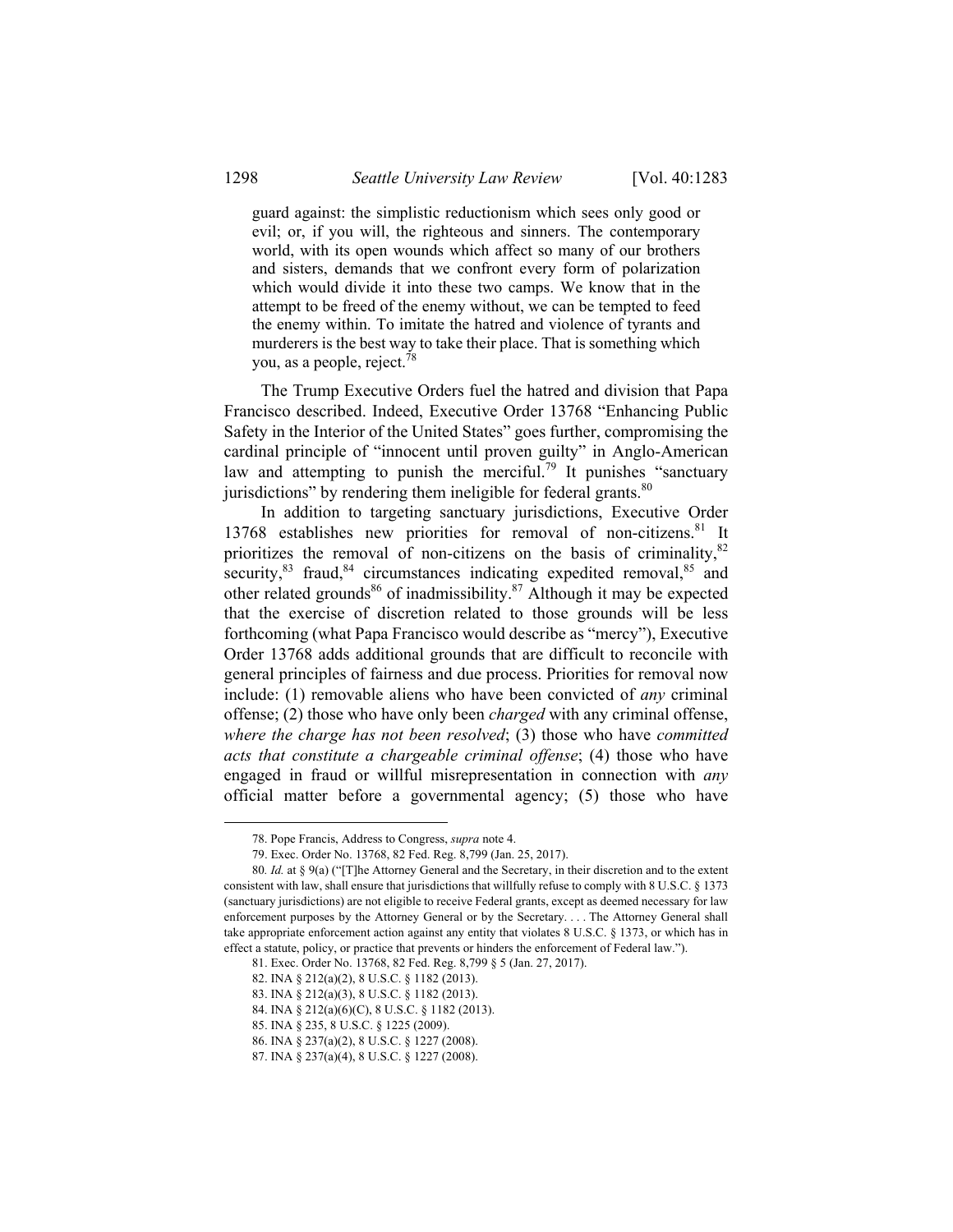> guard against: the simplistic reductionism which sees only good or evil; or, if you will, the righteous and sinners. The contemporary world, with its open wounds which affect so many of our brothers and sisters, demands that we confront every form of polarization which would divide it into these two camps. We know that in the attempt to be freed of the enemy without, we can be tempted to feed the enemy within. To imitate the hatred and violence of tyrants and murderers is the best way to take their place. That is something which you, as a people, reject.[78]

The Trump Executive Orders fuel the hatred and division that Papa Francisco described. Indeed, Executive Order 13768 "Enhancing Public Safety in the Interior of the United States" goes further, compromising the cardinal principle of "innocent until proven guilty" in Anglo-American law and attempting to punish the merciful.[79] It punishes "sanctuary jurisdictions" by rendering them ineligible for federal grants.[80]

In addition to targeting sanctuary jurisdictions, Executive Order 13768 establishes new priorities for removal of non-citizens.[81] It prioritizes the removal of non-citizens on the basis of criminality,[82] security,[83] fraud,[84] circumstances indicating expedited removal,[85] and other related grounds[86] of inadmissibility.[87] Although it may be expected that the exercise of discretion related to those grounds will be less forthcoming (what Papa Francisco would describe as "mercy"), Executive Order 13768 adds additional grounds that are difficult to reconcile with general principles of fairness and due process. Priorities for removal now include: (1) removable aliens who have been convicted of *any* criminal offense; (2) those who have only been *charged* with any criminal offense, *where the charge has not been resolved*; (3) those who have *committed acts that constitute a chargeable criminal offense*; (4) those who have engaged in fraud or willful misrepresentation in connection with *any* official matter before a governmental agency; (5) those who have

---

78. Pope Francis, Address to Congress, *supra* note 4.

79. Exec. Order No. 13768, 82 Fed. Reg. 8,799 (Jan. 25, 2017).

80. *Id.* at § 9(a) ("[T]he Attorney General and the Secretary, in their discretion and to the extent consistent with law, shall ensure that jurisdictions that willfully refuse to comply with 8 U.S.C. § 1373 (sanctuary jurisdictions) are not eligible to receive Federal grants, except as deemed necessary for law enforcement purposes by the Attorney General or by the Secretary. . . . The Attorney General shall take appropriate enforcement action against any entity that violates 8 U.S.C. § 1373, or which has in effect a statute, policy, or practice that prevents or hinders the enforcement of Federal law.").

81. Exec. Order No. 13768, 82 Fed. Reg. 8,799 § 5 (Jan. 27, 2017).

82. INA § 212(a)(2), 8 U.S.C. § 1182 (2013).

83. INA § 212(a)(3), 8 U.S.C. § 1182 (2013).

84. INA § 212(a)(6)(C), 8 U.S.C. § 1182 (2013).

85. INA § 235, 8 U.S.C. § 1225 (2009).

86. INA § 237(a)(2), 8 U.S.C. § 1227 (2008).

87. INA § 237(a)(4), 8 U.S.C. § 1227 (2008).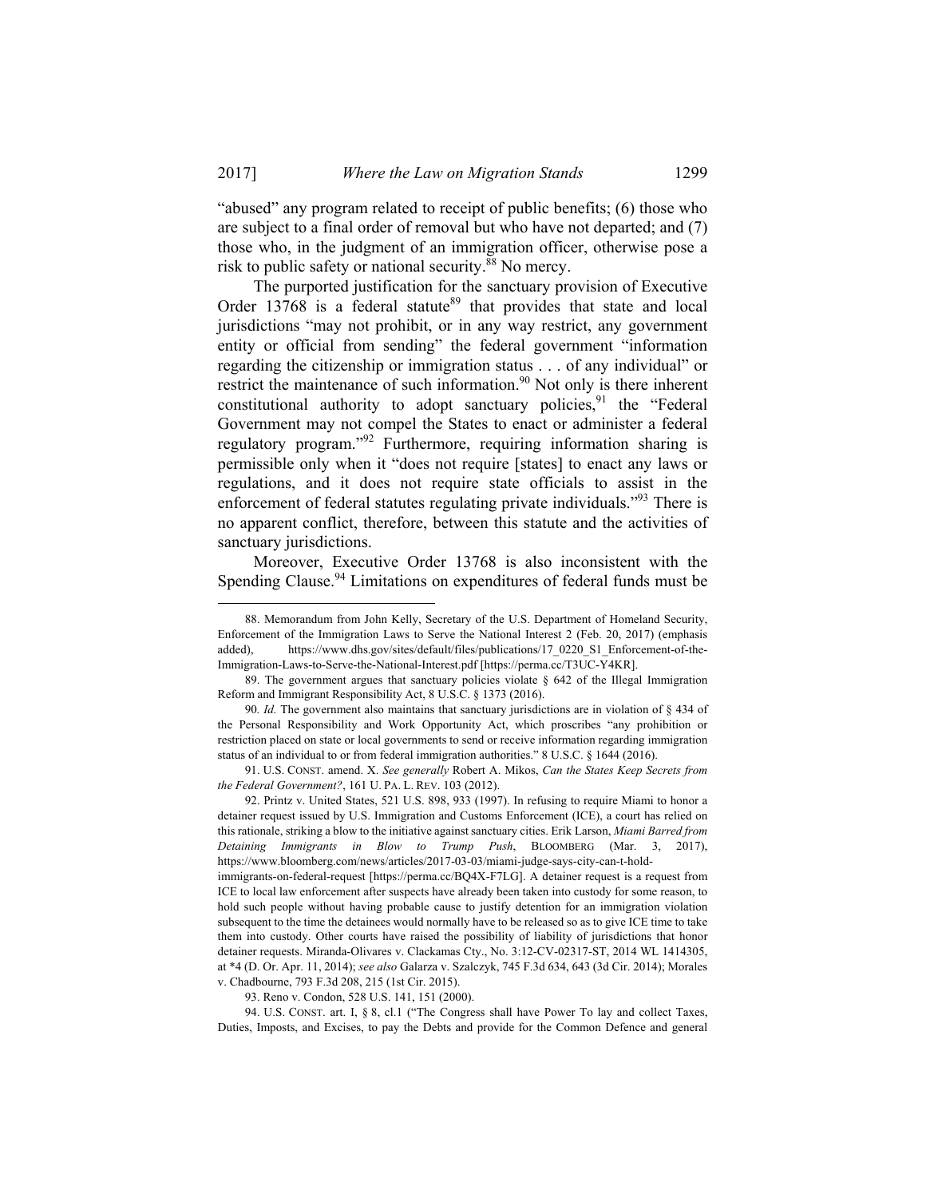"abused" any program related to receipt of public benefits; (6) those who are subject to a final order of removal but who have not departed; and (7) those who, in the judgment of an immigration officer, otherwise pose a risk to public safety or national security.[88] No mercy.

The purported justification for the sanctuary provision of Executive Order 13768 is a federal statute[89] that provides that state and local jurisdictions "may not prohibit, or in any way restrict, any government entity or official from sending" the federal government "information regarding the citizenship or immigration status . . . of any individual" or restrict the maintenance of such information.[90] Not only is there inherent constitutional authority to adopt sanctuary policies,[91] the "Federal Government may not compel the States to enact or administer a federal regulatory program."[92] Furthermore, requiring information sharing is permissible only when it "does not require [states] to enact any laws or regulations, and it does not require state officials to assist in the enforcement of federal statutes regulating private individuals."[93] There is no apparent conflict, therefore, between this statute and the activities of sanctuary jurisdictions.

Moreover, Executive Order 13768 is also inconsistent with the Spending Clause.[94] Limitations on expenditures of federal funds must be

---

88. Memorandum from John Kelly, Secretary of the U.S. Department of Homeland Security, Enforcement of the Immigration Laws to Serve the National Interest 2 (Feb. 20, 2017) (emphasis added), https://www.dhs.gov/sites/default/files/publications/17_0220_S1_Enforcement-of-the-Immigration-Laws-to-Serve-the-National-Interest.pdf [https://perma.cc/T3UC-Y4KR].

89. The government argues that sanctuary policies violate § 642 of the Illegal Immigration Reform and Immigrant Responsibility Act, 8 U.S.C. § 1373 (2016).

90. *Id.* The government also maintains that sanctuary jurisdictions are in violation of § 434 of the Personal Responsibility and Work Opportunity Act, which proscribes "any prohibition or restriction placed on state or local governments to send or receive information regarding immigration status of an individual to or from federal immigration authorities." 8 U.S.C. § 1644 (2016).

91. U.S. CONST. amend. X. *See generally* Robert A. Mikos, *Can the States Keep Secrets from the Federal Government?*, 161 U. PA. L. REV. 103 (2012).

92. Printz v. United States, 521 U.S. 898, 933 (1997). In refusing to require Miami to honor a detainer request issued by U.S. Immigration and Customs Enforcement (ICE), a court has relied on this rationale, striking a blow to the initiative against sanctuary cities. Erik Larson, *Miami Barred from Detaining Immigrants in Blow to Trump Push*, BLOOMBERG (Mar. 3, 2017), https://www.bloomberg.com/news/articles/2017-03-03/miami-judge-says-city-can-t-hold-immigrants-on-federal-request [https://perma.cc/BQ4X-F7LG]. A detainer request is a request from ICE to local law enforcement after suspects have already been taken into custody for some reason, to hold such people without having probable cause to justify detention for an immigration violation subsequent to the time the detainees would normally have to be released so as to give ICE time to take them into custody. Other courts have raised the possibility of liability of jurisdictions that honor detainer requests. Miranda-Olivares v. Clackamas Cty., No. 3:12-CV-02317-ST, 2014 WL 1414305, at *4 (D. Or. Apr. 11, 2014); *see also* Galarza v. Szalczyk, 745 F.3d 634, 643 (3d Cir. 2014); Morales v. Chadbourne, 793 F.3d 208, 215 (1st Cir. 2015).

93. Reno v. Condon, 528 U.S. 141, 151 (2000).

94. U.S. CONST. art. I, § 8, cl.1 ("The Congress shall have Power To lay and collect Taxes, Duties, Imposts, and Excises, to pay the Debts and provide for the Common Defence and general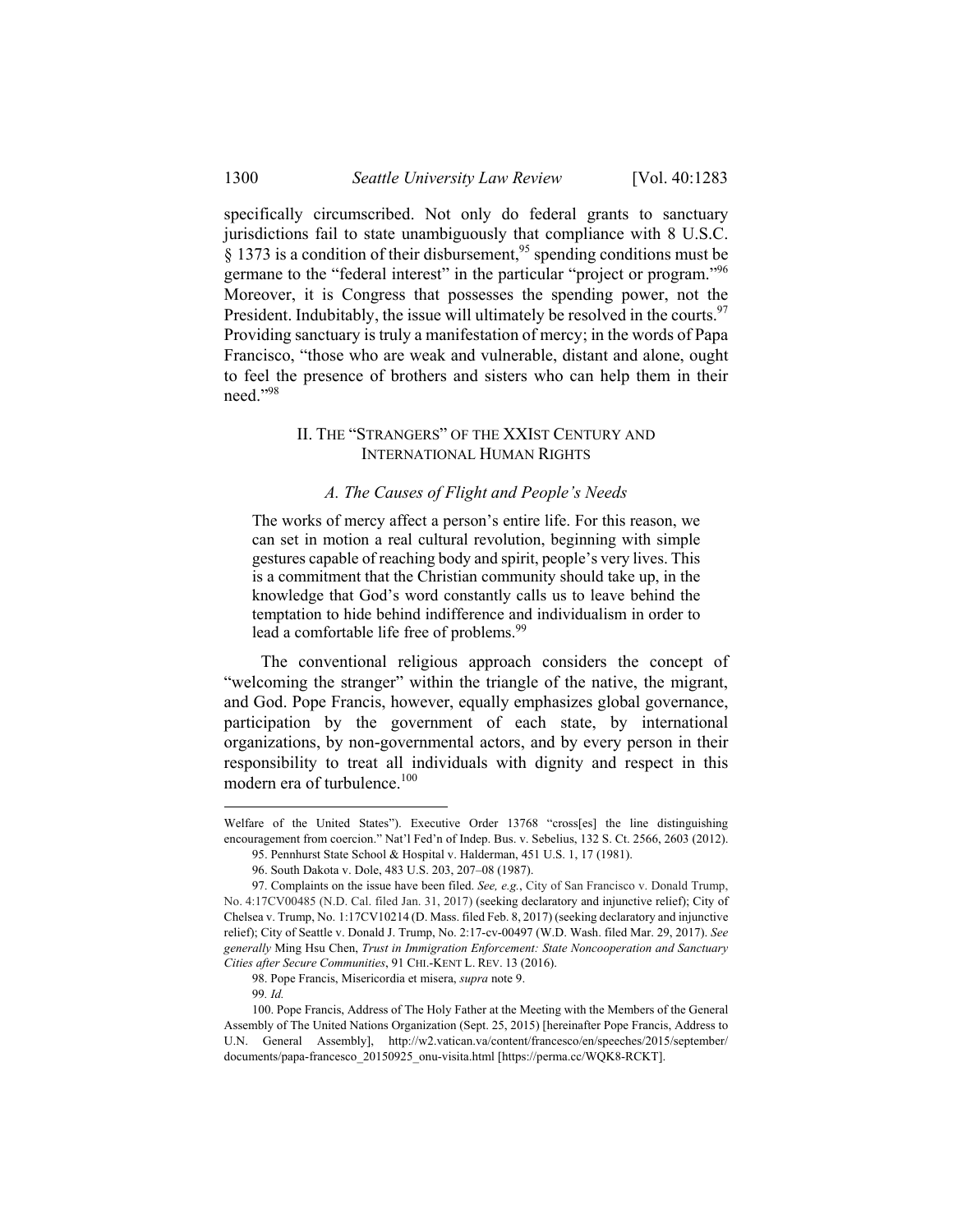specifically circumscribed. Not only do federal grants to sanctuary jurisdictions fail to state unambiguously that compliance with 8 U.S.C. § 1373 is a condition of their disbursement,[95] spending conditions must be germane to the "federal interest" in the particular "project or program."[96] Moreover, it is Congress that possesses the spending power, not the President. Indubitably, the issue will ultimately be resolved in the courts.[97] Providing sanctuary is truly a manifestation of mercy; in the words of Papa Francisco, "those who are weak and vulnerable, distant and alone, ought to feel the presence of brothers and sisters who can help them in their need."[98]

## II. THE "STRANGERS" OF THE XXIST CENTURY AND INTERNATIONAL HUMAN RIGHTS

### *A. The Causes of Flight and People's Needs*

> The works of mercy affect a person's entire life. For this reason, we can set in motion a real cultural revolution, beginning with simple gestures capable of reaching body and spirit, people's very lives. This is a commitment that the Christian community should take up, in the knowledge that God's word constantly calls us to leave behind the temptation to hide behind indifference and individualism in order to lead a comfortable life free of problems.[99]

The conventional religious approach considers the concept of "welcoming the stranger" within the triangle of the native, the migrant, and God. Pope Francis, however, equally emphasizes global governance, participation by the government of each state, by international organizations, by non-governmental actors, and by every person in their responsibility to treat all individuals with dignity and respect in this modern era of turbulence.[100]

---

Welfare of the United States"). Executive Order 13768 "cross[es] the line distinguishing encouragement from coercion." Nat'l Fed'n of Indep. Bus. v. Sebelius, 132 S. Ct. 2566, 2603 (2012).

95. Pennhurst State School & Hospital v. Halderman, 451 U.S. 1, 17 (1981).

96. South Dakota v. Dole, 483 U.S. 203, 207–08 (1987).

97. Complaints on the issue have been filed. *See, e.g.*, City of San Francisco v. Donald Trump, No. 4:17CV00485 (N.D. Cal. filed Jan. 31, 2017) (seeking declaratory and injunctive relief); City of Chelsea v. Trump, No. 1:17CV10214 (D. Mass. filed Feb. 8, 2017) (seeking declaratory and injunctive relief); City of Seattle v. Donald J. Trump, No. 2:17-cv-00497 (W.D. Wash. filed Mar. 29, 2017). *See generally* Ming Hsu Chen, *Trust in Immigration Enforcement: State Noncooperation and Sanctuary Cities after Secure Communities*, 91 CHI.-KENT L. REV. 13 (2016).

98. Pope Francis, Misericordia et misera, *supra* note 9.

99. *Id.*

100. Pope Francis, Address of The Holy Father at the Meeting with the Members of the General Assembly of The United Nations Organization (Sept. 25, 2015) [hereinafter Pope Francis, Address to U.N. General Assembly], http://w2.vatican.va/content/francesco/en/speeches/2015/september/documents/papa-francesco_20150925_onu-visita.html [https://perma.cc/WQK8-RCKT].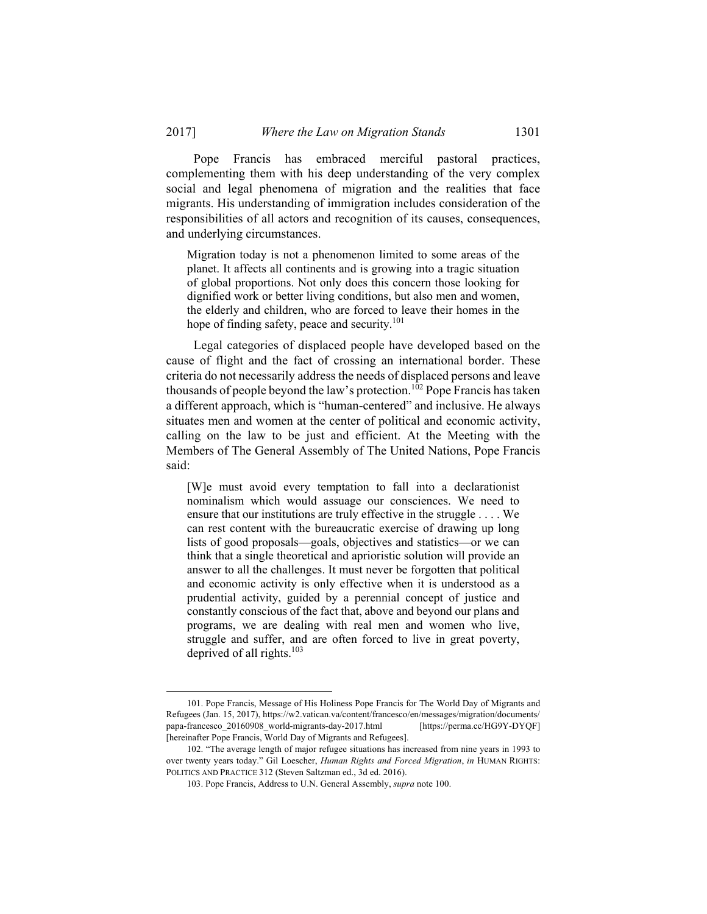Pope Francis has embraced merciful pastoral practices, complementing them with his deep understanding of the very complex social and legal phenomena of migration and the realities that face migrants. His understanding of immigration includes consideration of the responsibilities of all actors and recognition of its causes, consequences, and underlying circumstances.

> Migration today is not a phenomenon limited to some areas of the planet. It affects all continents and is growing into a tragic situation of global proportions. Not only does this concern those looking for dignified work or better living conditions, but also men and women, the elderly and children, who are forced to leave their homes in the hope of finding safety, peace and security.[101]

Legal categories of displaced people have developed based on the cause of flight and the fact of crossing an international border. These criteria do not necessarily address the needs of displaced persons and leave thousands of people beyond the law's protection.[102] Pope Francis has taken a different approach, which is "human-centered" and inclusive. He always situates men and women at the center of political and economic activity, calling on the law to be just and efficient. At the Meeting with the Members of The General Assembly of The United Nations, Pope Francis said:

> [W]e must avoid every temptation to fall into a declarationist nominalism which would assuage our consciences. We need to ensure that our institutions are truly effective in the struggle . . . . We can rest content with the bureaucratic exercise of drawing up long lists of good proposals—goals, objectives and statistics—or we can think that a single theoretical and aprioristic solution will provide an answer to all the challenges. It must never be forgotten that political and economic activity is only effective when it is understood as a prudential activity, guided by a perennial concept of justice and constantly conscious of the fact that, above and beyond our plans and programs, we are dealing with real men and women who live, struggle and suffer, and are often forced to live in great poverty, deprived of all rights.[103]

---

101. Pope Francis, Message of His Holiness Pope Francis for The World Day of Migrants and Refugees (Jan. 15, 2017), https://w2.vatican.va/content/francesco/en/messages/migration/documents/papa-francesco_20160908_world-migrants-day-2017.html [https://perma.cc/HG9Y-DYQF] [hereinafter Pope Francis, World Day of Migrants and Refugees].

102. "The average length of major refugee situations has increased from nine years in 1993 to over twenty years today." Gil Loescher, *Human Rights and Forced Migration*, *in* HUMAN RIGHTS: POLITICS AND PRACTICE 312 (Steven Saltzman ed., 3d ed. 2016).

103. Pope Francis, Address to U.N. General Assembly, *supra* note 100.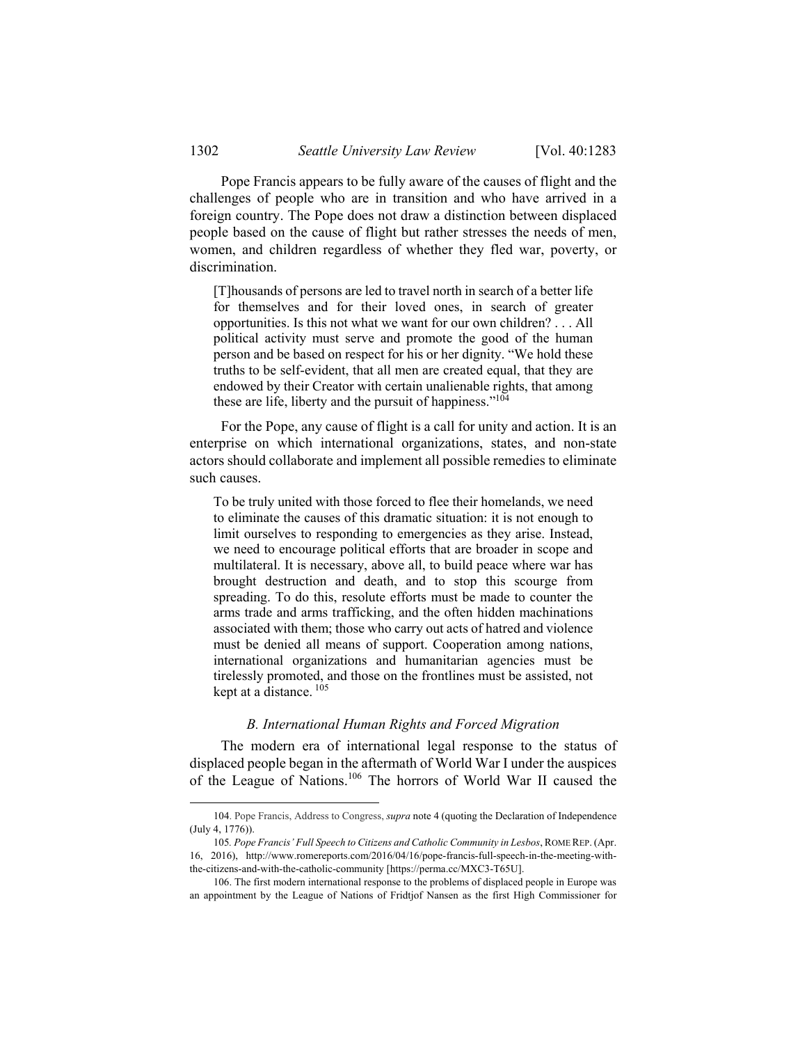Pope Francis appears to be fully aware of the causes of flight and the challenges of people who are in transition and who have arrived in a foreign country. The Pope does not draw a distinction between displaced people based on the cause of flight but rather stresses the needs of men, women, and children regardless of whether they fled war, poverty, or discrimination.

> [T]housands of persons are led to travel north in search of a better life for themselves and for their loved ones, in search of greater opportunities. Is this not what we want for our own children? . . . All political activity must serve and promote the good of the human person and be based on respect for his or her dignity. "We hold these truths to be self-evident, that all men are created equal, that they are endowed by their Creator with certain unalienable rights, that among these are life, liberty and the pursuit of happiness."[104]

For the Pope, any cause of flight is a call for unity and action. It is an enterprise on which international organizations, states, and non-state actors should collaborate and implement all possible remedies to eliminate such causes.

> To be truly united with those forced to flee their homelands, we need to eliminate the causes of this dramatic situation: it is not enough to limit ourselves to responding to emergencies as they arise. Instead, we need to encourage political efforts that are broader in scope and multilateral. It is necessary, above all, to build peace where war has brought destruction and death, and to stop this scourge from spreading. To do this, resolute efforts must be made to counter the arms trade and arms trafficking, and the often hidden machinations associated with them; those who carry out acts of hatred and violence must be denied all means of support. Cooperation among nations, international organizations and humanitarian agencies must be tirelessly promoted, and those on the frontlines must be assisted, not kept at a distance.[105]

### *B. International Human Rights and Forced Migration*

The modern era of international legal response to the status of displaced people began in the aftermath of World War I under the auspices of the League of Nations.[106] The horrors of World War II caused the

---

104. Pope Francis, Address to Congress, *supra* note 4 (quoting the Declaration of Independence (July 4, 1776)).

105. *Pope Francis' Full Speech to Citizens and Catholic Community in Lesbos*, ROME REP. (Apr. 16, 2016), http://www.romereports.com/2016/04/16/pope-francis-full-speech-in-the-meeting-with-the-citizens-and-with-the-catholic-community [https://perma.cc/MXC3-T65U].

106. The first modern international response to the problems of displaced people in Europe was an appointment by the League of Nations of Fridtjof Nansen as the first High Commissioner for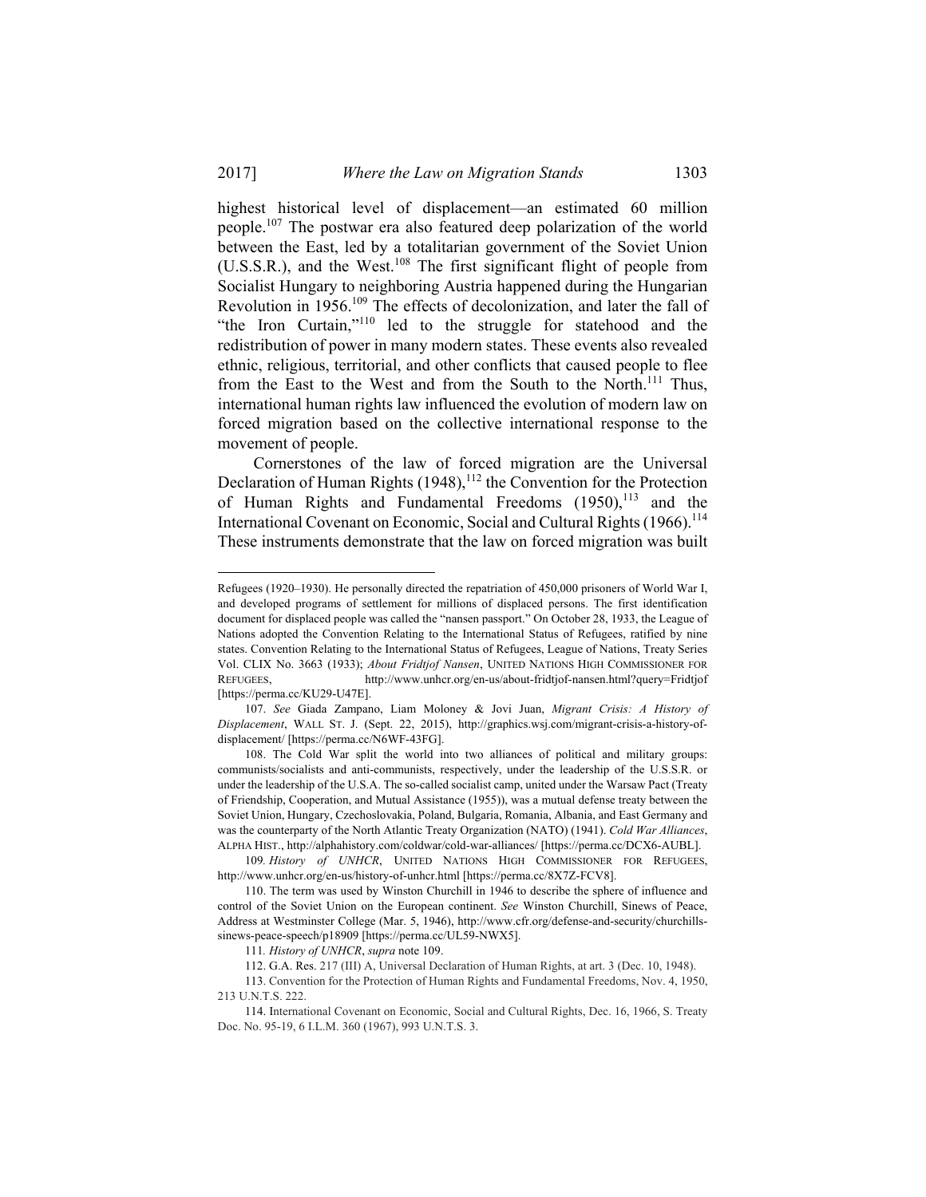highest historical level of displacement—an estimated 60 million people.[107] The postwar era also featured deep polarization of the world between the East, led by a totalitarian government of the Soviet Union (U.S.S.R.), and the West.[108] The first significant flight of people from Socialist Hungary to neighboring Austria happened during the Hungarian Revolution in 1956.[109] The effects of decolonization, and later the fall of "the Iron Curtain,"[110] led to the struggle for statehood and the redistribution of power in many modern states. These events also revealed ethnic, religious, territorial, and other conflicts that caused people to flee from the East to the West and from the South to the North.[111] Thus, international human rights law influenced the evolution of modern law on forced migration based on the collective international response to the movement of people.

Cornerstones of the law of forced migration are the Universal Declaration of Human Rights (1948),[112] the Convention for the Protection of Human Rights and Fundamental Freedoms (1950),[113] and the International Covenant on Economic, Social and Cultural Rights (1966).[114] These instruments demonstrate that the law on forced migration was built

---

Refugees (1920–1930). He personally directed the repatriation of 450,000 prisoners of World War I, and developed programs of settlement for millions of displaced persons. The first identification document for displaced people was called the "nansen passport." On October 28, 1933, the League of Nations adopted the Convention Relating to the International Status of Refugees, ratified by nine states. Convention Relating to the International Status of Refugees, League of Nations, Treaty Series Vol. CLIX No. 3663 (1933); *About Fridtjof Nansen*, UNITED NATIONS HIGH COMMISSIONER FOR REFUGEES, http://www.unhcr.org/en-us/about-fridtjof-nansen.html?query=Fridtjof [https://perma.cc/KU29-U47E].

107. *See* Giada Zampano, Liam Moloney & Jovi Juan, *Migrant Crisis: A History of Displacement*, WALL ST. J. (Sept. 22, 2015), http://graphics.wsj.com/migrant-crisis-a-history-of-displacement/ [https://perma.cc/N6WF-43FG].

108. The Cold War split the world into two alliances of political and military groups: communists/socialists and anti-communists, respectively, under the leadership of the U.S.S.R. or under the leadership of the U.S.A. The so-called socialist camp, united under the Warsaw Pact (Treaty of Friendship, Cooperation, and Mutual Assistance (1955)), was a mutual defense treaty between the Soviet Union, Hungary, Czechoslovakia, Poland, Bulgaria, Romania, Albania, and East Germany and was the counterparty of the North Atlantic Treaty Organization (NATO) (1941). *Cold War Alliances*, ALPHA HIST., http://alphahistory.com/coldwar/cold-war-alliances/ [https://perma.cc/DCX6-AUBL].

109. *History of UNHCR*, UNITED NATIONS HIGH COMMISSIONER FOR REFUGEES, http://www.unhcr.org/en-us/history-of-unhcr.html [https://perma.cc/8X7Z-FCV8].

110. The term was used by Winston Churchill in 1946 to describe the sphere of influence and control of the Soviet Union on the European continent. *See* Winston Churchill, Sinews of Peace, Address at Westminster College (Mar. 5, 1946), http://www.cfr.org/defense-and-security/churchills-sinews-peace-speech/p18909 [https://perma.cc/UL59-NWX5].

111. *History of UNHCR*, *supra* note 109.

112. G.A. Res. 217 (III) A, Universal Declaration of Human Rights, at art. 3 (Dec. 10, 1948).

113. Convention for the Protection of Human Rights and Fundamental Freedoms, Nov. 4, 1950, 213 U.N.T.S. 222.

114. International Covenant on Economic, Social and Cultural Rights, Dec. 16, 1966, S. Treaty Doc. No. 95-19, 6 I.L.M. 360 (1967), 993 U.N.T.S. 3.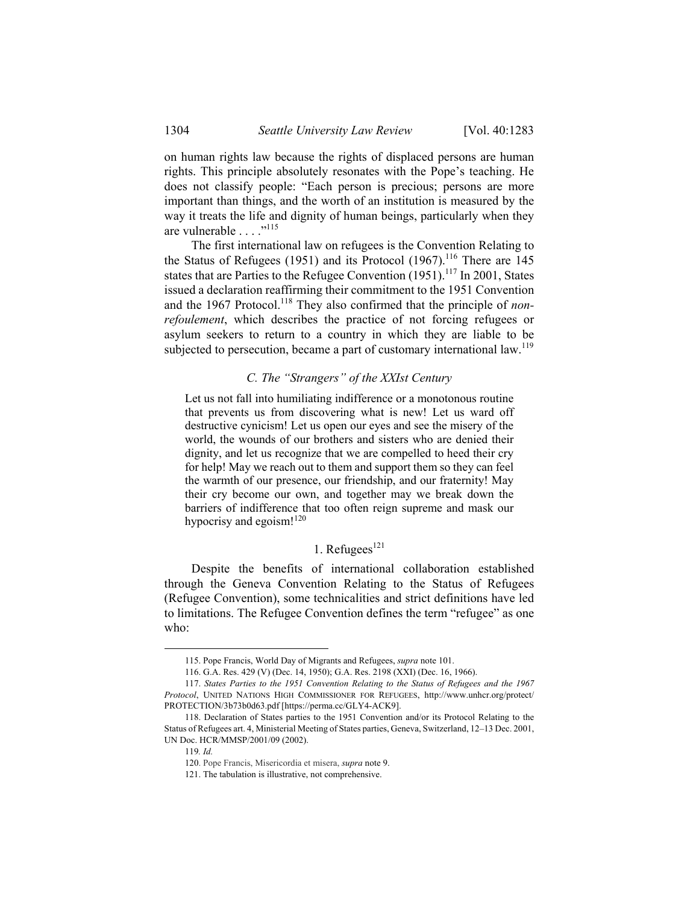on human rights law because the rights of displaced persons are human rights. This principle absolutely resonates with the Pope's teaching. He does not classify people: "Each person is precious; persons are more important than things, and the worth of an institution is measured by the way it treats the life and dignity of human beings, particularly when they are vulnerable . . . ."[115]

The first international law on refugees is the Convention Relating to the Status of Refugees (1951) and its Protocol (1967).[116] There are 145 states that are Parties to the Refugee Convention (1951).[117] In 2001, States issued a declaration reaffirming their commitment to the 1951 Convention and the 1967 Protocol.[118] They also confirmed that the principle of *non-refoulement*, which describes the practice of not forcing refugees or asylum seekers to return to a country in which they are liable to be subjected to persecution, became a part of customary international law.[119]

### *C. The "Strangers" of the XXIst Century*

> Let us not fall into humiliating indifference or a monotonous routine that prevents us from discovering what is new! Let us ward off destructive cynicism! Let us open our eyes and see the misery of the world, the wounds of our brothers and sisters who are denied their dignity, and let us recognize that we are compelled to heed their cry for help! May we reach out to them and support them so they can feel the warmth of our presence, our friendship, and our fraternity! May their cry become our own, and together may we break down the barriers of indifference that too often reign supreme and mask our hypocrisy and egoism![120]

#### 1. Refugees[121]

Despite the benefits of international collaboration established through the Geneva Convention Relating to the Status of Refugees (Refugee Convention), some technicalities and strict definitions have led to limitations. The Refugee Convention defines the term "refugee" as one who:

---

115. Pope Francis, World Day of Migrants and Refugees, *supra* note 101.

116. G.A. Res. 429 (V) (Dec. 14, 1950); G.A. Res. 2198 (XXI) (Dec. 16, 1966).

117. *States Parties to the 1951 Convention Relating to the Status of Refugees and the 1967 Protocol*, UNITED NATIONS HIGH COMMISSIONER FOR REFUGEES, http://www.unhcr.org/protect/PROTECTION/3b73b0d63.pdf [https://perma.cc/GLY4-ACK9].

118. Declaration of States parties to the 1951 Convention and/or its Protocol Relating to the Status of Refugees art. 4, Ministerial Meeting of States parties, Geneva, Switzerland, 12–13 Dec. 2001, UN Doc. HCR/MMSP/2001/09 (2002).

119. *Id.*

120. Pope Francis, Misericordia et misera, *supra* note 9.

121. The tabulation is illustrative, not comprehensive.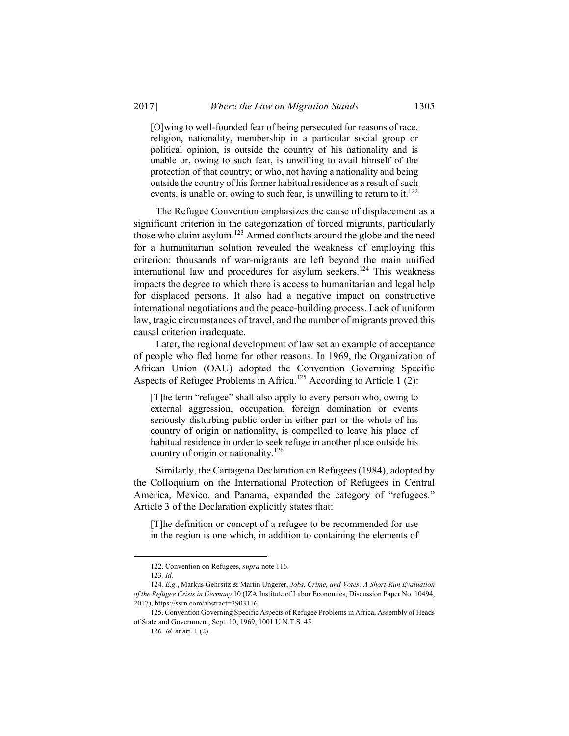> [O]wing to well-founded fear of being persecuted for reasons of race, religion, nationality, membership in a particular social group or political opinion, is outside the country of his nationality and is unable or, owing to such fear, is unwilling to avail himself of the protection of that country; or who, not having a nationality and being outside the country of his former habitual residence as a result of such events, is unable or, owing to such fear, is unwilling to return to it.[122]

The Refugee Convention emphasizes the cause of displacement as a significant criterion in the categorization of forced migrants, particularly those who claim asylum.[123] Armed conflicts around the globe and the need for a humanitarian solution revealed the weakness of employing this criterion: thousands of war-migrants are left beyond the main unified international law and procedures for asylum seekers.[124] This weakness impacts the degree to which there is access to humanitarian and legal help for displaced persons. It also had a negative impact on constructive international negotiations and the peace-building process. Lack of uniform law, tragic circumstances of travel, and the number of migrants proved this causal criterion inadequate.

Later, the regional development of law set an example of acceptance of people who fled home for other reasons. In 1969, the Organization of African Union (OAU) adopted the Convention Governing Specific Aspects of Refugee Problems in Africa.[125] According to Article 1 (2):

> [T]he term "refugee" shall also apply to every person who, owing to external aggression, occupation, foreign domination or events seriously disturbing public order in either part or the whole of his country of origin or nationality, is compelled to leave his place of habitual residence in order to seek refuge in another place outside his country of origin or nationality.[126]

Similarly, the Cartagena Declaration on Refugees (1984), adopted by the Colloquium on the International Protection of Refugees in Central America, Mexico, and Panama, expanded the category of "refugees." Article 3 of the Declaration explicitly states that:

> [T]he definition or concept of a refugee to be recommended for use in the region is one which, in addition to containing the elements of

---

122. Convention on Refugees, *supra* note 116.

123. *Id.*

124. *E.g.*, Markus Gehrsitz & Martin Ungerer, *Jobs, Crime, and Votes: A Short-Run Evaluation of the Refugee Crisis in Germany* 10 (IZA Institute of Labor Economics, Discussion Paper No. 10494, 2017), https://ssrn.com/abstract=2903116.

125. Convention Governing Specific Aspects of Refugee Problems in Africa, Assembly of Heads of State and Government, Sept. 10, 1969, 1001 U.N.T.S. 45.

126. *Id.* at art. 1 (2).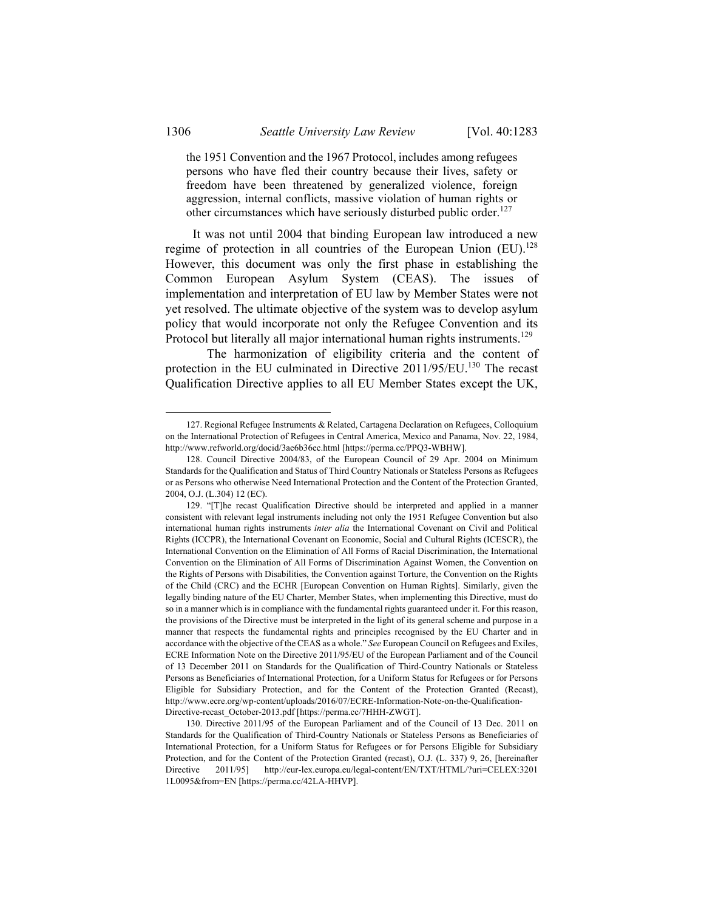the 1951 Convention and the 1967 Protocol, includes among refugees persons who have fled their country because their lives, safety or freedom have been threatened by generalized violence, foreign aggression, internal conflicts, massive violation of human rights or other circumstances which have seriously disturbed public order.[127]

It was not until 2004 that binding European law introduced a new regime of protection in all countries of the European Union (EU).[128] However, this document was only the first phase in establishing the Common European Asylum System (CEAS). The issues of implementation and interpretation of EU law by Member States were not yet resolved. The ultimate objective of the system was to develop asylum policy that would incorporate not only the Refugee Convention and its Protocol but literally all major international human rights instruments.[129]

The harmonization of eligibility criteria and the content of protection in the EU culminated in Directive 2011/95/EU.[130] The recast Qualification Directive applies to all EU Member States except the UK,

---

127. Regional Refugee Instruments & Related, Cartagena Declaration on Refugees, Colloquium on the International Protection of Refugees in Central America, Mexico and Panama, Nov. 22, 1984, http://www.refworld.org/docid/3ae6b36ec.html [https://perma.cc/PPQ3-WBHW].

128. Council Directive 2004/83, of the European Council of 29 Apr. 2004 on Minimum Standards for the Qualification and Status of Third Country Nationals or Stateless Persons as Refugees or as Persons who otherwise Need International Protection and the Content of the Protection Granted, 2004, O.J. (L.304) 12 (EC).

129. "[T]he recast Qualification Directive should be interpreted and applied in a manner consistent with relevant legal instruments including not only the 1951 Refugee Convention but also international human rights instruments *inter alia* the International Covenant on Civil and Political Rights (ICCPR), the International Covenant on Economic, Social and Cultural Rights (ICESCR), the International Convention on the Elimination of All Forms of Racial Discrimination, the International Convention on the Elimination of All Forms of Discrimination Against Women, the Convention on the Rights of Persons with Disabilities, the Convention against Torture, the Convention on the Rights of the Child (CRC) and the ECHR [European Convention on Human Rights]. Similarly, given the legally binding nature of the EU Charter, Member States, when implementing this Directive, must do so in a manner which is in compliance with the fundamental rights guaranteed under it. For this reason, the provisions of the Directive must be interpreted in the light of its general scheme and purpose in a manner that respects the fundamental rights and principles recognised by the EU Charter and in accordance with the objective of the CEAS as a whole." *See* European Council on Refugees and Exiles, ECRE Information Note on the Directive 2011/95/EU of the European Parliament and of the Council of 13 December 2011 on Standards for the Qualification of Third-Country Nationals or Stateless Persons as Beneficiaries of International Protection, for a Uniform Status for Refugees or for Persons Eligible for Subsidiary Protection, and for the Content of the Protection Granted (Recast), http://www.ecre.org/wp-content/uploads/2016/07/ECRE-Information-Note-on-the-Qualification-Directive-recast_October-2013.pdf [https://perma.cc/7HHH-ZWGT].

130. Directive 2011/95 of the European Parliament and of the Council of 13 Dec. 2011 on Standards for the Qualification of Third-Country Nationals or Stateless Persons as Beneficiaries of International Protection, for a Uniform Status for Refugees or for Persons Eligible for Subsidiary Protection, and for the Content of the Protection Granted (recast), O.J. (L. 337) 9, 26, [hereinafter Directive 2011/95] http://eur-lex.europa.eu/legal-content/EN/TXT/HTML/?uri=CELEX:32011L0095&from=EN [https://perma.cc/42LA-HHVP].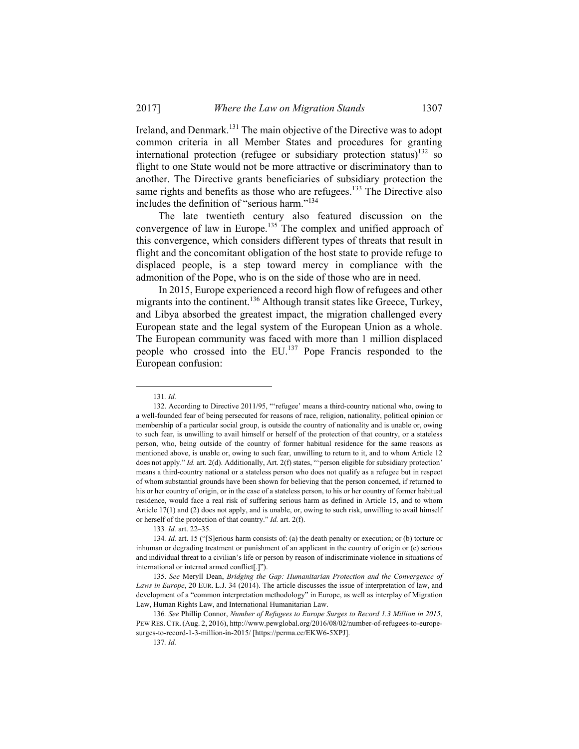Ireland, and Denmark.[131] The main objective of the Directive was to adopt common criteria in all Member States and procedures for granting international protection (refugee or subsidiary protection status)[132] so flight to one State would not be more attractive or discriminatory than to another. The Directive grants beneficiaries of subsidiary protection the same rights and benefits as those who are refugees.[133] The Directive also includes the definition of "serious harm."[134]

The late twentieth century also featured discussion on the convergence of law in Europe.[135] The complex and unified approach of this convergence, which considers different types of threats that result in flight and the concomitant obligation of the host state to provide refuge to displaced people, is a step toward mercy in compliance with the admonition of the Pope, who is on the side of those who are in need.

In 2015, Europe experienced a record high flow of refugees and other migrants into the continent.[136] Although transit states like Greece, Turkey, and Libya absorbed the greatest impact, the migration challenged every European state and the legal system of the European Union as a whole. The European community was faced with more than 1 million displaced people who crossed into the EU.[137] Pope Francis responded to the European confusion:

---

131. *Id.*

132. According to Directive 2011/95, "'refugee' means a third-country national who, owing to a well-founded fear of being persecuted for reasons of race, religion, nationality, political opinion or membership of a particular social group, is outside the country of nationality and is unable or, owing to such fear, is unwilling to avail himself or herself of the protection of that country, or a stateless person, who, being outside of the country of former habitual residence for the same reasons as mentioned above, is unable or, owing to such fear, unwilling to return to it, and to whom Article 12 does not apply." *Id.* art. 2(d). Additionally, Art. 2(f) states, "'person eligible for subsidiary protection' means a third-country national or a stateless person who does not qualify as a refugee but in respect of whom substantial grounds have been shown for believing that the person concerned, if returned to his or her country of origin, or in the case of a stateless person, to his or her country of former habitual residence, would face a real risk of suffering serious harm as defined in Article 15, and to whom Article 17(1) and (2) does not apply, and is unable, or, owing to such risk, unwilling to avail himself or herself of the protection of that country." *Id.* art. 2(f).

133. *Id.* art. 22–35.

134. *Id.* art. 15 ("[S]erious harm consists of: (a) the death penalty or execution; or (b) torture or inhuman or degrading treatment or punishment of an applicant in the country of origin or (c) serious and individual threat to a civilian's life or person by reason of indiscriminate violence in situations of international or internal armed conflict[.]").

135. *See* Meryll Dean, *Bridging the Gap: Humanitarian Protection and the Convergence of Laws in Europe*, 20 EUR. L.J. 34 (2014). The article discusses the issue of interpretation of law, and development of a "common interpretation methodology" in Europe, as well as interplay of Migration Law, Human Rights Law, and International Humanitarian Law.

136. *See* Phillip Connor, *Number of Refugees to Europe Surges to Record 1.3 Million in 2015*, PEW RES. CTR. (Aug. 2, 2016), http://www.pewglobal.org/2016/08/02/number-of-refugees-to-europe-surges-to-record-1-3-million-in-2015/ [https://perma.cc/EKW6-5XPJ].

137. *Id.*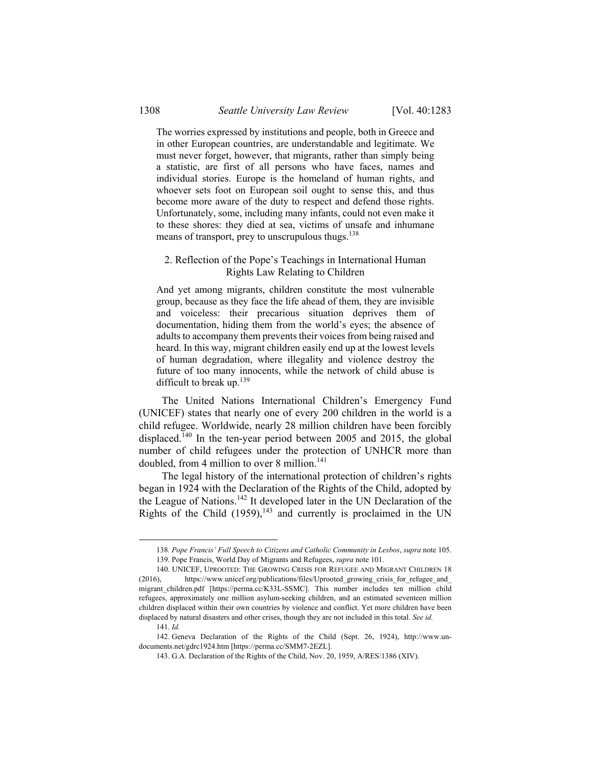> The worries expressed by institutions and people, both in Greece and in other European countries, are understandable and legitimate. We must never forget, however, that migrants, rather than simply being a statistic, are first of all persons who have faces, names and individual stories. Europe is the homeland of human rights, and whoever sets foot on European soil ought to sense this, and thus become more aware of the duty to respect and defend those rights. Unfortunately, some, including many infants, could not even make it to these shores: they died at sea, victims of unsafe and inhumane means of transport, prey to unscrupulous thugs.[138]

### 2. Reflection of the Pope's Teachings in International Human Rights Law Relating to Children

> And yet among migrants, children constitute the most vulnerable group, because as they face the life ahead of them, they are invisible and voiceless: their precarious situation deprives them of documentation, hiding them from the world's eyes; the absence of adults to accompany them prevents their voices from being raised and heard. In this way, migrant children easily end up at the lowest levels of human degradation, where illegality and violence destroy the future of too many innocents, while the network of child abuse is difficult to break up.[139]

The United Nations International Children's Emergency Fund (UNICEF) states that nearly one of every 200 children in the world is a child refugee. Worldwide, nearly 28 million children have been forcibly displaced.[140] In the ten-year period between 2005 and 2015, the global number of child refugees under the protection of UNHCR more than doubled, from 4 million to over 8 million.[141]

The legal history of the international protection of children's rights began in 1924 with the Declaration of the Rights of the Child, adopted by the League of Nations.[142] It developed later in the UN Declaration of the Rights of the Child (1959),[143] and currently is proclaimed in the UN

---

138. *Pope Francis' Full Speech to Citizens and Catholic Community in Lesbos*, *supra* note 105.

139. Pope Francis, World Day of Migrants and Refugees, *supra* note 101.

140. UNICEF, UPROOTED: THE GROWING CRISIS FOR REFUGEE AND MIGRANT CHILDREN 18 (2016), https://www.unicef.org/publications/files/Uprooted_growing_crisis_for_refugee_and_migrant_children.pdf [https://perma.cc/K33L-SSMC]. This number includes ten million child refugees, approximately one million asylum-seeking children, and an estimated seventeen million children displaced within their own countries by violence and conflict. Yet more children have been displaced by natural disasters and other crises, though they are not included in this total. *See id.*

141. *Id.*

142. Geneva Declaration of the Rights of the Child (Sept. 26, 1924), http://www.un-documents.net/gdrc1924.htm [https://perma.cc/SMM7-2EZL].

143. G.A. Declaration of the Rights of the Child, Nov. 20, 1959, A/RES/1386 (XIV).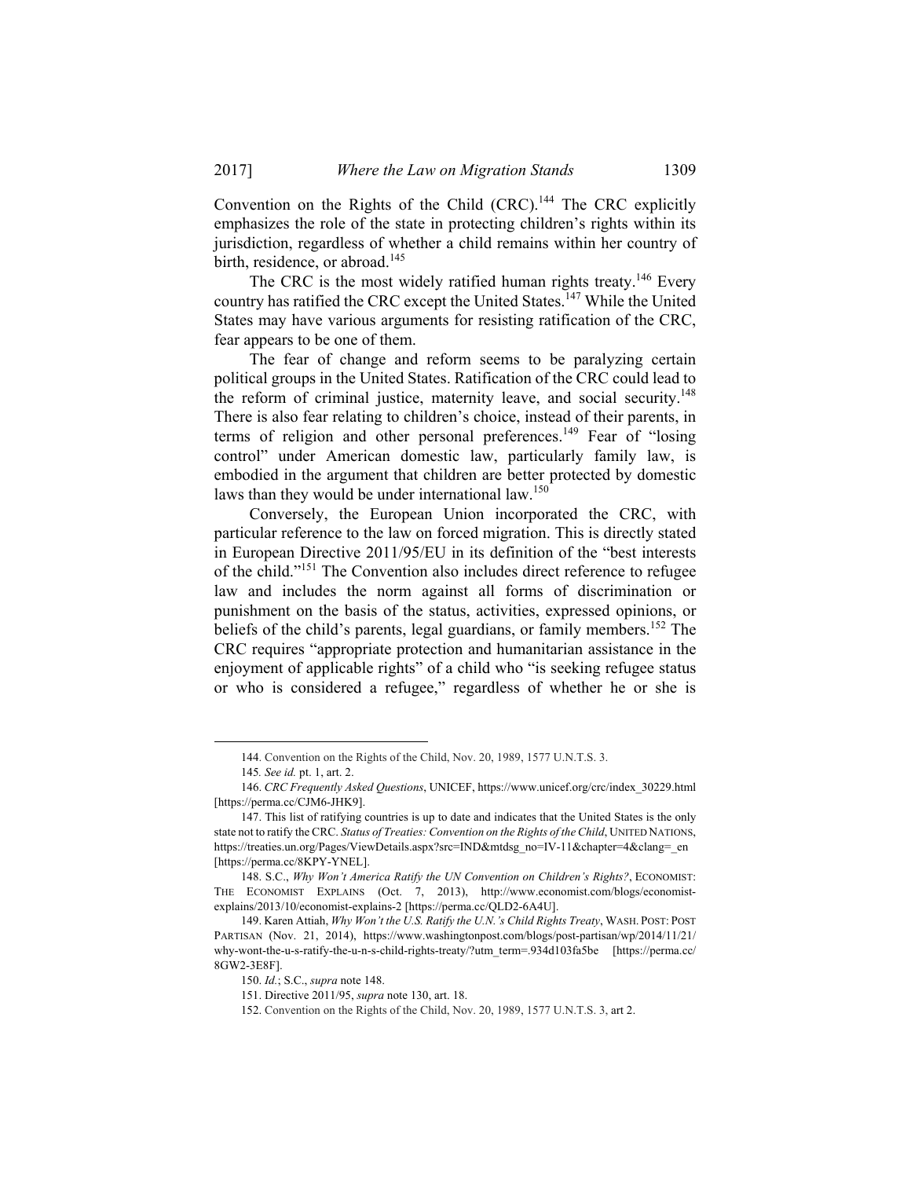Convention on the Rights of the Child (CRC).[144] The CRC explicitly emphasizes the role of the state in protecting children's rights within its jurisdiction, regardless of whether a child remains within her country of birth, residence, or abroad.[145]

The CRC is the most widely ratified human rights treaty.[146] Every country has ratified the CRC except the United States.[147] While the United States may have various arguments for resisting ratification of the CRC, fear appears to be one of them.

The fear of change and reform seems to be paralyzing certain political groups in the United States. Ratification of the CRC could lead to the reform of criminal justice, maternity leave, and social security.[148] There is also fear relating to children's choice, instead of their parents, in terms of religion and other personal preferences.[149] Fear of "losing control" under American domestic law, particularly family law, is embodied in the argument that children are better protected by domestic laws than they would be under international law.[150]

Conversely, the European Union incorporated the CRC, with particular reference to the law on forced migration. This is directly stated in European Directive 2011/95/EU in its definition of the "best interests of the child."[151] The Convention also includes direct reference to refugee law and includes the norm against all forms of discrimination or punishment on the basis of the status, activities, expressed opinions, or beliefs of the child's parents, legal guardians, or family members.[152] The CRC requires "appropriate protection and humanitarian assistance in the enjoyment of applicable rights" of a child who "is seeking refugee status or who is considered a refugee," regardless of whether he or she is

---

144. Convention on the Rights of the Child, Nov. 20, 1989, 1577 U.N.T.S. 3.

145. *See id.* pt. 1, art. 2.

146. *CRC Frequently Asked Questions*, UNICEF, https://www.unicef.org/crc/index_30229.html [https://perma.cc/CJM6-JHK9].

147. This list of ratifying countries is up to date and indicates that the United States is the only state not to ratify the CRC. *Status of Treaties: Convention on the Rights of the Child*, UNITED NATIONS, https://treaties.un.org/Pages/ViewDetails.aspx?src=IND&mtdsg_no=IV-11&chapter=4&clang=_en [https://perma.cc/8KPY-YNEL].

148. S.C., *Why Won't America Ratify the UN Convention on Children's Rights?*, ECONOMIST: THE ECONOMIST EXPLAINS (Oct. 7, 2013), http://www.economist.com/blogs/economist-explains/2013/10/economist-explains-2 [https://perma.cc/QLD2-6A4U].

149. Karen Attiah, *Why Won't the U.S. Ratify the U.N.'s Child Rights Treaty*, WASH. POST: POST PARTISAN (Nov. 21, 2014), https://www.washingtonpost.com/blogs/post-partisan/wp/2014/11/21/why-wont-the-u-s-ratify-the-u-n-s-child-rights-treaty/?utm_term=.934d103fa5be [https://perma.cc/8GW2-3E8F].

150. *Id.*; S.C., *supra* note 148.

151. Directive 2011/95, *supra* note 130, art. 18.

152. Convention on the Rights of the Child, Nov. 20, 1989, 1577 U.N.T.S. 3, art 2.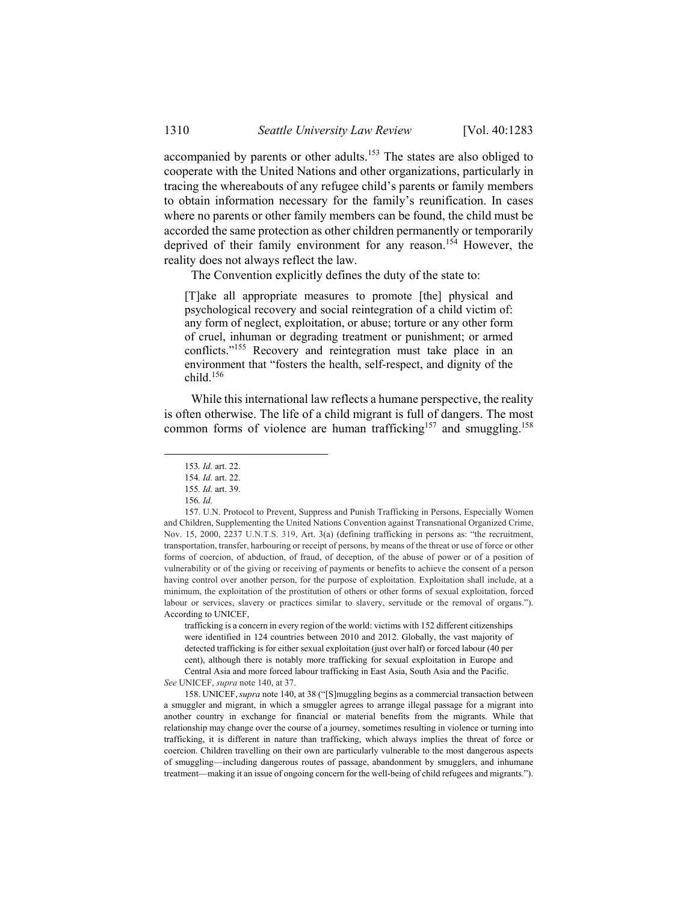accompanied by parents or other adults.[153] The states are also obliged to cooperate with the United Nations and other organizations, particularly in tracing the whereabouts of any refugee child's parents or family members to obtain information necessary for the family's reunification. In cases where no parents or other family members can be found, the child must be accorded the same protection as other children permanently or temporarily deprived of their family environment for any reason.[154] However, the reality does not always reflect the law.

The Convention explicitly defines the duty of the state to:

> [T]ake all appropriate measures to promote [the] physical and psychological recovery and social reintegration of a child victim of: any form of neglect, exploitation, or abuse; torture or any other form of cruel, inhuman or degrading treatment or punishment; or armed conflicts."[155] Recovery and reintegration must take place in an environment that "fosters the health, self-respect, and dignity of the child.[156]

While this international law reflects a humane perspective, the reality is often otherwise. The life of a child migrant is full of dangers. The most common forms of violence are human trafficking[157] and smuggling.[158]

---

153. *Id.* art. 22.

154. *Id.* art. 22.

155. *Id.* art. 39.

156. *Id.*

157. U.N. Protocol to Prevent, Suppress and Punish Trafficking in Persons, Especially Women and Children, Supplementing the United Nations Convention against Transnational Organized Crime, Nov. 15, 2000, 2237 U.N.T.S. 319, Art. 3(a) (defining trafficking in persons as: "the recruitment, transportation, transfer, harbouring or receipt of persons, by means of the threat or use of force or other forms of coercion, of abduction, of fraud, of deception, of the abuse of power or of a position of vulnerability or of the giving or receiving of payments or benefits to achieve the consent of a person having control over another person, for the purpose of exploitation. Exploitation shall include, at a minimum, the exploitation of the prostitution of others or other forms of sexual exploitation, forced labour or services, slavery or practices similar to slavery, servitude or the removal of organs."). According to UNICEF,

> trafficking is a concern in every region of the world: victims with 152 different citizenships were identified in 124 countries between 2010 and 2012. Globally, the vast majority of detected trafficking is for either sexual exploitation (just over half) or forced labour (40 per cent), although there is notably more trafficking for sexual exploitation in Europe and Central Asia and more forced labour trafficking in East Asia, South Asia and the Pacific.

*See* UNICEF, *supra* note 140, at 37.

158. UNICEF, *supra* note 140, at 38 ("[S]muggling begins as a commercial transaction between a smuggler and migrant, in which a smuggler agrees to arrange illegal passage for a migrant into another country in exchange for financial or material benefits from the migrants. While that relationship may change over the course of a journey, sometimes resulting in violence or turning into trafficking, it is different in nature than trafficking, which always implies the threat of force or coercion. Children travelling on their own are particularly vulnerable to the most dangerous aspects of smuggling—including dangerous routes of passage, abandonment by smugglers, and inhumane treatment—making it an issue of ongoing concern for the well-being of child refugees and migrants.").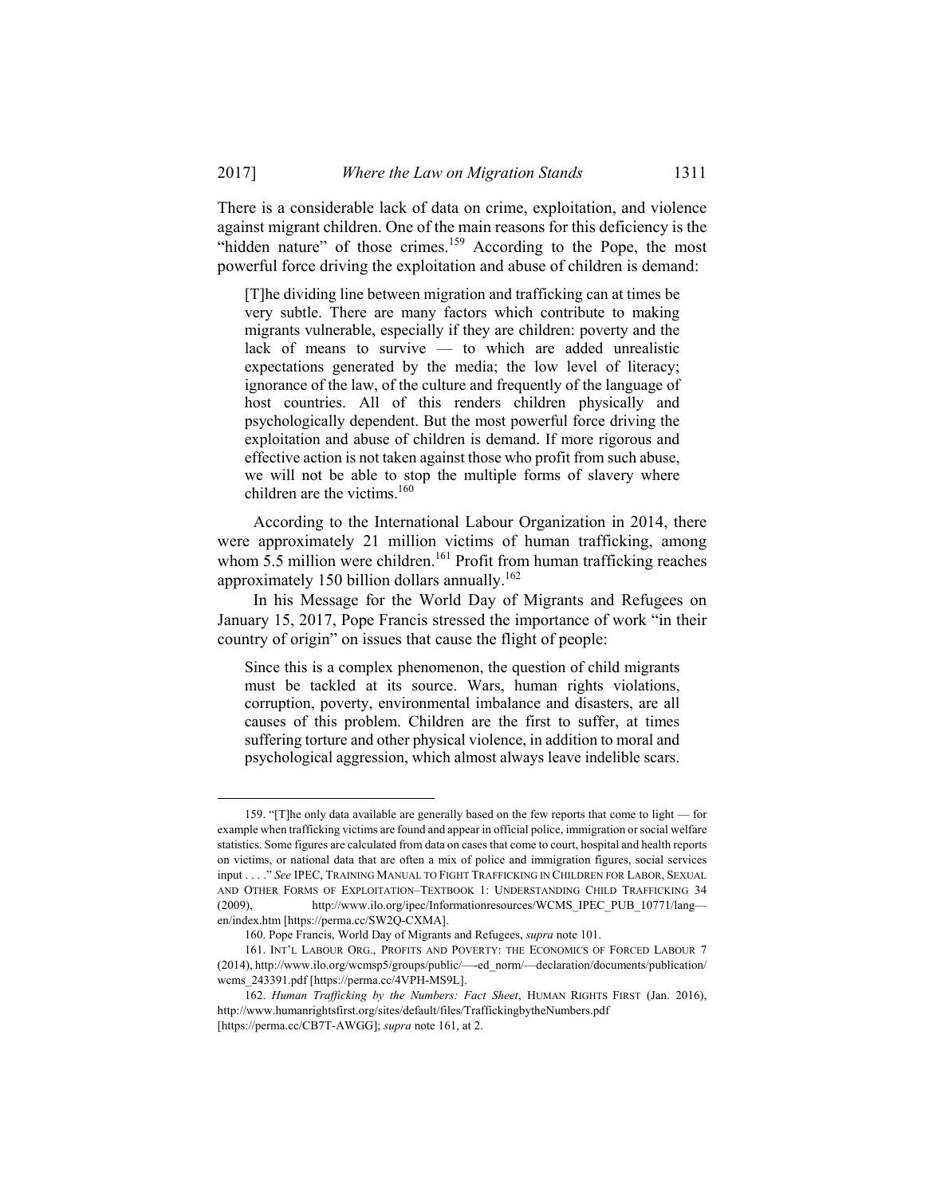There is a considerable lack of data on crime, exploitation, and violence against migrant children. One of the main reasons for this deficiency is the "hidden nature" of those crimes.[159] According to the Pope, the most powerful force driving the exploitation and abuse of children is demand:

> [T]he dividing line between migration and trafficking can at times be very subtle. There are many factors which contribute to making migrants vulnerable, especially if they are children: poverty and the lack of means to survive — to which are added unrealistic expectations generated by the media; the low level of literacy; ignorance of the law, of the culture and frequently of the language of host countries. All of this renders children physically and psychologically dependent. But the most powerful force driving the exploitation and abuse of children is demand. If more rigorous and effective action is not taken against those who profit from such abuse, we will not be able to stop the multiple forms of slavery where children are the victims.[160]

According to the International Labour Organization in 2014, there were approximately 21 million victims of human trafficking, among whom 5.5 million were children.[161] Profit from human trafficking reaches approximately 150 billion dollars annually.[162]

In his Message for the World Day of Migrants and Refugees on January 15, 2017, Pope Francis stressed the importance of work "in their country of origin" on issues that cause the flight of people:

> Since this is a complex phenomenon, the question of child migrants must be tackled at its source. Wars, human rights violations, corruption, poverty, environmental imbalance and disasters, are all causes of this problem. Children are the first to suffer, at times suffering torture and other physical violence, in addition to moral and psychological aggression, which almost always leave indelible scars.

---

159. "[T]he only data available are generally based on the few reports that come to light — for example when trafficking victims are found and appear in official police, immigration or social welfare statistics. Some figures are calculated from data on cases that come to court, hospital and health reports on victims, or national data that are often a mix of police and immigration figures, social services input . . . ." *See* IPEC, TRAINING MANUAL TO FIGHT TRAFFICKING IN CHILDREN FOR LABOR, SEXUAL AND OTHER FORMS OF EXPLOITATION–TEXTBOOK 1: UNDERSTANDING CHILD TRAFFICKING 34 (2009), http://www.ilo.org/ipec/Informationresources/WCMS_IPEC_PUB_10771/lang—en/index.htm [https://perma.cc/SW2Q-CXMA].

160. Pope Francis, World Day of Migrants and Refugees, *supra* note 101.

161. INT'L LABOUR ORG., PROFITS AND POVERTY: THE ECONOMICS OF FORCED LABOUR 7 (2014), http://www.ilo.org/wcmsp5/groups/public/—-ed_norm/—declaration/documents/publication/wcms_243391.pdf [https://perma.cc/4VPH-MS9L].

162. *Human Trafficking by the Numbers: Fact Sheet*, HUMAN RIGHTS FIRST (Jan. 2016), http://www.humanrightsfirst.org/sites/default/files/TraffickingbytheNumbers.pdf [https://perma.cc/CB7T-AWGG]; *supra* note 161, at 2.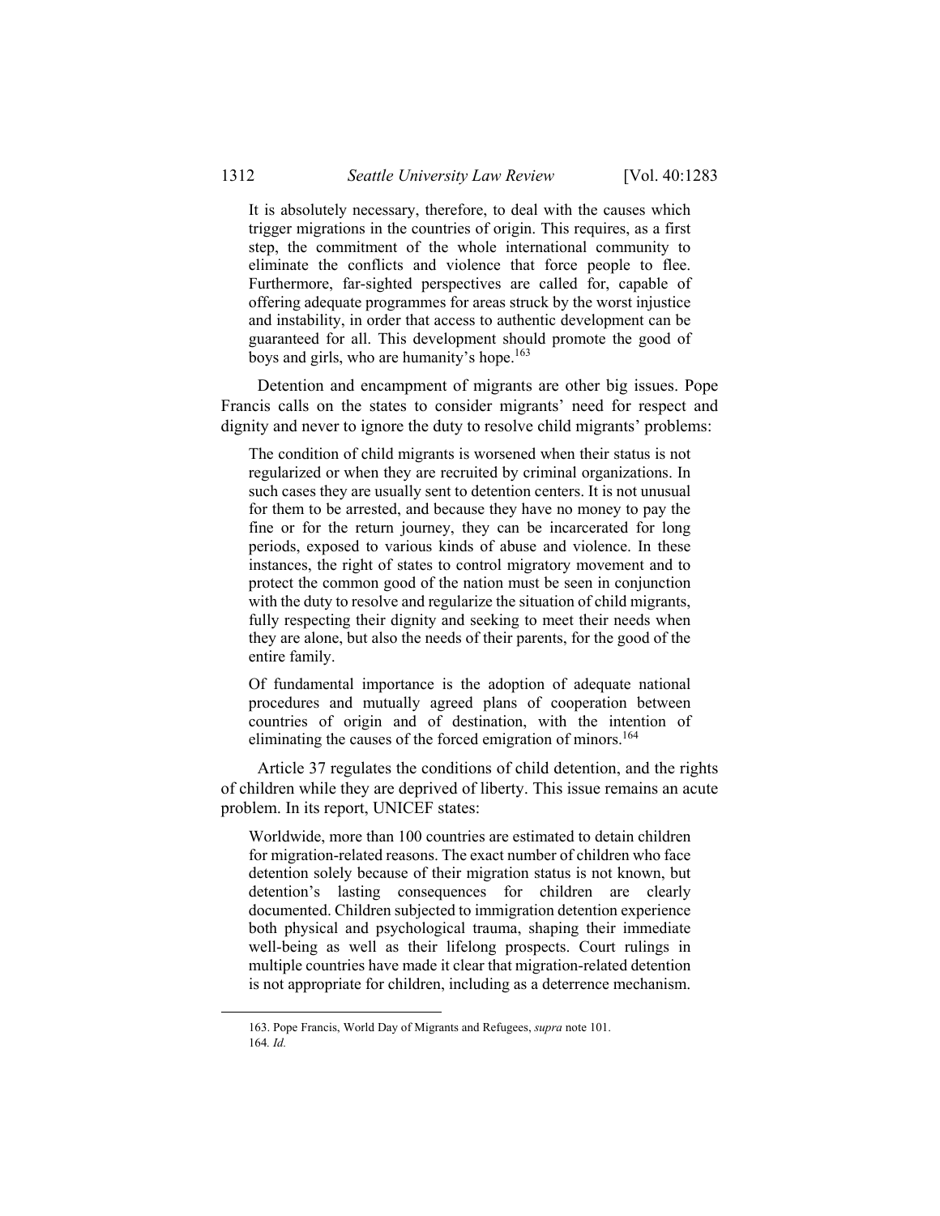> It is absolutely necessary, therefore, to deal with the causes which trigger migrations in the countries of origin. This requires, as a first step, the commitment of the whole international community to eliminate the conflicts and violence that force people to flee. Furthermore, far-sighted perspectives are called for, capable of offering adequate programmes for areas struck by the worst injustice and instability, in order that access to authentic development can be guaranteed for all. This development should promote the good of boys and girls, who are humanity's hope.[163]

Detention and encampment of migrants are other big issues. Pope Francis calls on the states to consider migrants' need for respect and dignity and never to ignore the duty to resolve child migrants' problems:

> The condition of child migrants is worsened when their status is not regularized or when they are recruited by criminal organizations. In such cases they are usually sent to detention centers. It is not unusual for them to be arrested, and because they have no money to pay the fine or for the return journey, they can be incarcerated for long periods, exposed to various kinds of abuse and violence. In these instances, the right of states to control migratory movement and to protect the common good of the nation must be seen in conjunction with the duty to resolve and regularize the situation of child migrants, fully respecting their dignity and seeking to meet their needs when they are alone, but also the needs of their parents, for the good of the entire family.
>
> Of fundamental importance is the adoption of adequate national procedures and mutually agreed plans of cooperation between countries of origin and of destination, with the intention of eliminating the causes of the forced emigration of minors.[164]

Article 37 regulates the conditions of child detention, and the rights of children while they are deprived of liberty. This issue remains an acute problem. In its report, UNICEF states:

> Worldwide, more than 100 countries are estimated to detain children for migration-related reasons. The exact number of children who face detention solely because of their migration status is not known, but detention's lasting consequences for children are clearly documented. Children subjected to immigration detention experience both physical and psychological trauma, shaping their immediate well-being as well as their lifelong prospects. Court rulings in multiple countries have made it clear that migration-related detention is not appropriate for children, including as a deterrence mechanism.

---

163. Pope Francis, World Day of Migrants and Refugees, *supra* note 101.

164. *Id.*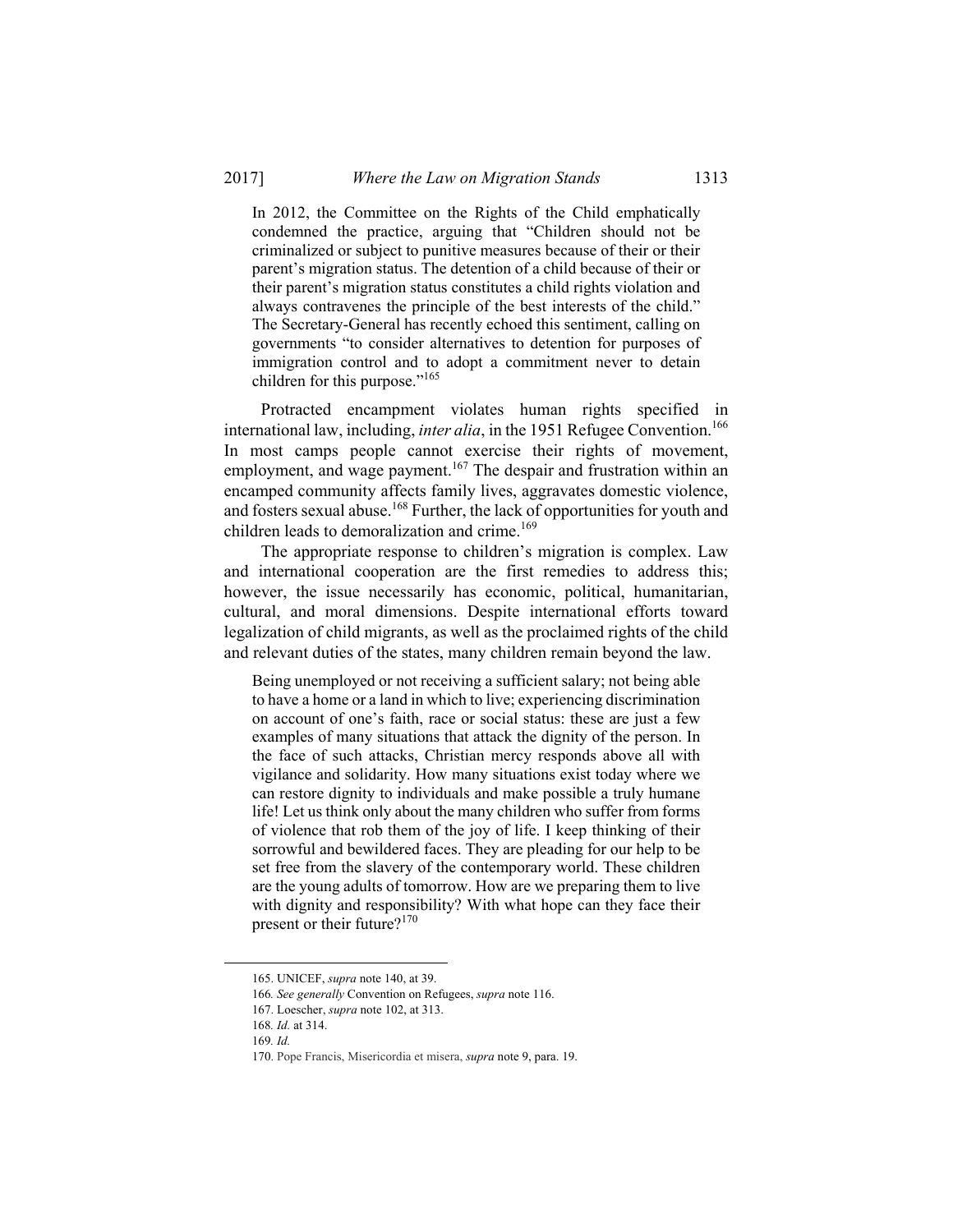> In 2012, the Committee on the Rights of the Child emphatically condemned the practice, arguing that "Children should not be criminalized or subject to punitive measures because of their or their parent's migration status. The detention of a child because of their or their parent's migration status constitutes a child rights violation and always contravenes the principle of the best interests of the child." The Secretary-General has recently echoed this sentiment, calling on governments "to consider alternatives to detention for purposes of immigration control and to adopt a commitment never to detain children for this purpose."[165]

Protracted encampment violates human rights specified in international law, including, *inter alia*, in the 1951 Refugee Convention.[166] In most camps people cannot exercise their rights of movement, employment, and wage payment.[167] The despair and frustration within an encamped community affects family lives, aggravates domestic violence, and fosters sexual abuse.[168] Further, the lack of opportunities for youth and children leads to demoralization and crime.[169]

The appropriate response to children's migration is complex. Law and international cooperation are the first remedies to address this; however, the issue necessarily has economic, political, humanitarian, cultural, and moral dimensions. Despite international efforts toward legalization of child migrants, as well as the proclaimed rights of the child and relevant duties of the states, many children remain beyond the law.

> Being unemployed or not receiving a sufficient salary; not being able to have a home or a land in which to live; experiencing discrimination on account of one's faith, race or social status: these are just a few examples of many situations that attack the dignity of the person. In the face of such attacks, Christian mercy responds above all with vigilance and solidarity. How many situations exist today where we can restore dignity to individuals and make possible a truly humane life! Let us think only about the many children who suffer from forms of violence that rob them of the joy of life. I keep thinking of their sorrowful and bewildered faces. They are pleading for our help to be set free from the slavery of the contemporary world. These children are the young adults of tomorrow. How are we preparing them to live with dignity and responsibility? With what hope can they face their present or their future?[170]

---

165. UNICEF, *supra* note 140, at 39.

166. *See generally* Convention on Refugees, *supra* note 116.

167. Loescher, *supra* note 102, at 313.

168. *Id.* at 314.

169. *Id.*

170. Pope Francis, Misericordia et misera, *supra* note 9, para. 19.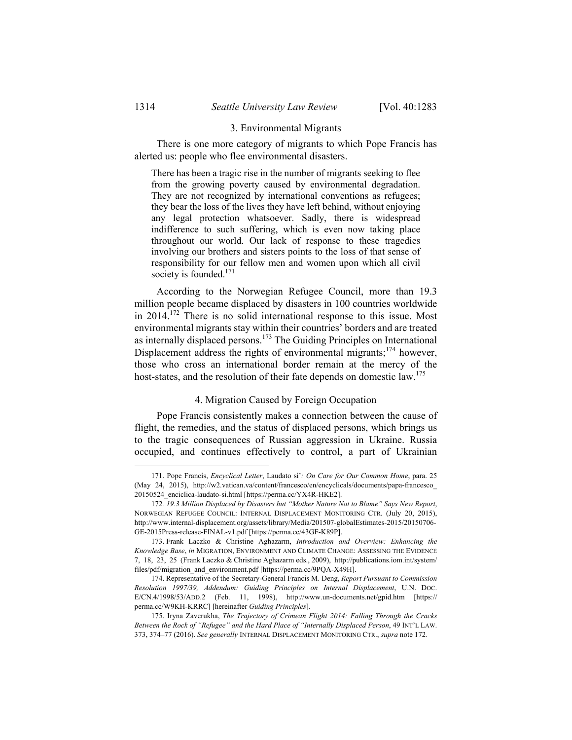### 3. Environmental Migrants

There is one more category of migrants to which Pope Francis has alerted us: people who flee environmental disasters.

> There has been a tragic rise in the number of migrants seeking to flee from the growing poverty caused by environmental degradation. They are not recognized by international conventions as refugees; they bear the loss of the lives they have left behind, without enjoying any legal protection whatsoever. Sadly, there is widespread indifference to such suffering, which is even now taking place throughout our world. Our lack of response to these tragedies involving our brothers and sisters points to the loss of that sense of responsibility for our fellow men and women upon which all civil society is founded.[171]

According to the Norwegian Refugee Council, more than 19.3 million people became displaced by disasters in 100 countries worldwide in 2014.[172] There is no solid international response to this issue. Most environmental migrants stay within their countries' borders and are treated as internally displaced persons.[173] The Guiding Principles on International Displacement address the rights of environmental migrants;[174] however, those who cross an international border remain at the mercy of the host-states, and the resolution of their fate depends on domestic law.[175]

### 4. Migration Caused by Foreign Occupation

Pope Francis consistently makes a connection between the cause of flight, the remedies, and the status of displaced persons, which brings us to the tragic consequences of Russian aggression in Ukraine. Russia occupied, and continues effectively to control, a part of Ukrainian

---

171. Pope Francis, *Encyclical Letter*, Laudato si'*: On Care for Our Common Home*, para. 25 (May 24, 2015), http://w2.vatican.va/content/francesco/en/encyclicals/documents/papa-francesco_20150524_enciclica-laudato-si.html [https://perma.cc/YX4R-HKE2].

172. *19.3 Million Displaced by Disasters but "Mother Nature Not to Blame" Says New Report*, NORWEGIAN REFUGEE COUNCIL: INTERNAL DISPLACEMENT MONITORING CTR. (July 20, 2015), http://www.internal-displacement.org/assets/library/Media/201507-globalEstimates-2015/20150706-GE-2015Press-release-FINAL-v1.pdf [https://perma.cc/43GF-K89P].

173. Frank Laczko & Christine Aghazarm, *Introduction and Overview: Enhancing the Knowledge Base*, *in* MIGRATION, ENVIRONMENT AND CLIMATE CHANGE: ASSESSING THE EVIDENCE 7, 18, 23, 25 (Frank Laczko & Christine Aghazarm eds., 2009), http://publications.iom.int/system/files/pdf/migration_and_environment.pdf [https://perma.cc/9PQA-X49H].

174. Representative of the Secretary-General Francis M. Deng, *Report Pursuant to Commission Resolution 1997/39, Addendum: Guiding Principles on Internal Displacement*, U.N. DOC. E/CN.4/1998/53/ADD.2 (Feb. 11, 1998), http://www.un-documents.net/gpid.htm [https://perma.cc/W9KH-KRRC] [hereinafter *Guiding Principles*].

175. Iryna Zaverukha, *The Trajectory of Crimean Flight 2014: Falling Through the Cracks Between the Rock of "Refugee" and the Hard Place of "Internally Displaced Person*, 49 INT'L LAW. 373, 374–77 (2016). *See generally* INTERNAL DISPLACEMENT MONITORING CTR., *supra* note 172.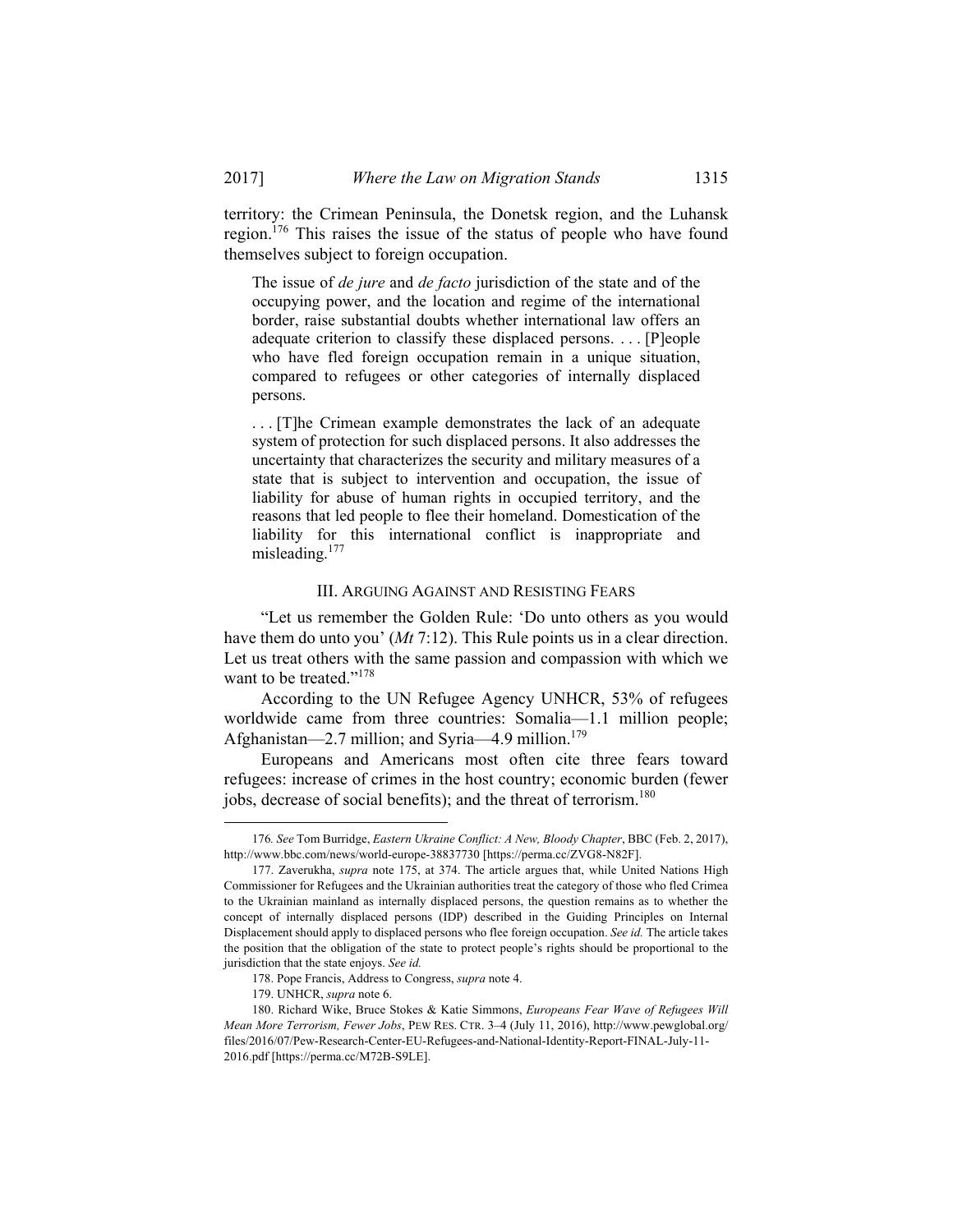territory: the Crimean Peninsula, the Donetsk region, and the Luhansk region.[176] This raises the issue of the status of people who have found themselves subject to foreign occupation.

> The issue of *de jure* and *de facto* jurisdiction of the state and of the occupying power, and the location and regime of the international border, raise substantial doubts whether international law offers an adequate criterion to classify these displaced persons. . . . [P]eople who have fled foreign occupation remain in a unique situation, compared to refugees or other categories of internally displaced persons.
>
> . . . [T]he Crimean example demonstrates the lack of an adequate system of protection for such displaced persons. It also addresses the uncertainty that characterizes the security and military measures of a state that is subject to intervention and occupation, the issue of liability for abuse of human rights in occupied territory, and the reasons that led people to flee their homeland. Domestication of the liability for this international conflict is inappropriate and misleading.[177]

## III. ARGUING AGAINST AND RESISTING FEARS

"Let us remember the Golden Rule: 'Do unto others as you would have them do unto you' (*Mt* 7:12). This Rule points us in a clear direction. Let us treat others with the same passion and compassion with which we want to be treated."[178]

According to the UN Refugee Agency UNHCR, 53% of refugees worldwide came from three countries: Somalia—1.1 million people; Afghanistan—2.7 million; and Syria—4.9 million.[179]

Europeans and Americans most often cite three fears toward refugees: increase of crimes in the host country; economic burden (fewer jobs, decrease of social benefits); and the threat of terrorism.[180]

---

176*. See* Tom Burridge, *Eastern Ukraine Conflict: A New, Bloody Chapter*, BBC (Feb. 2, 2017), http://www.bbc.com/news/world-europe-38837730 [https://perma.cc/ZVG8-N82F].

177. Zaverukha, *supra* note 175, at 374. The article argues that, while United Nations High Commissioner for Refugees and the Ukrainian authorities treat the category of those who fled Crimea to the Ukrainian mainland as internally displaced persons, the question remains as to whether the concept of internally displaced persons (IDP) described in the Guiding Principles on Internal Displacement should apply to displaced persons who flee foreign occupation. *See id.* The article takes the position that the obligation of the state to protect people's rights should be proportional to the jurisdiction that the state enjoys. *See id.*

178. Pope Francis, Address to Congress, *supra* note 4.

179. UNHCR, *supra* note 6.

180. Richard Wike, Bruce Stokes & Katie Simmons, *Europeans Fear Wave of Refugees Will Mean More Terrorism, Fewer Jobs*, PEW RES. CTR. 3–4 (July 11, 2016), http://www.pewglobal.org/files/2016/07/Pew-Research-Center-EU-Refugees-and-National-Identity-Report-FINAL-July-11-2016.pdf [https://perma.cc/M72B-S9LE].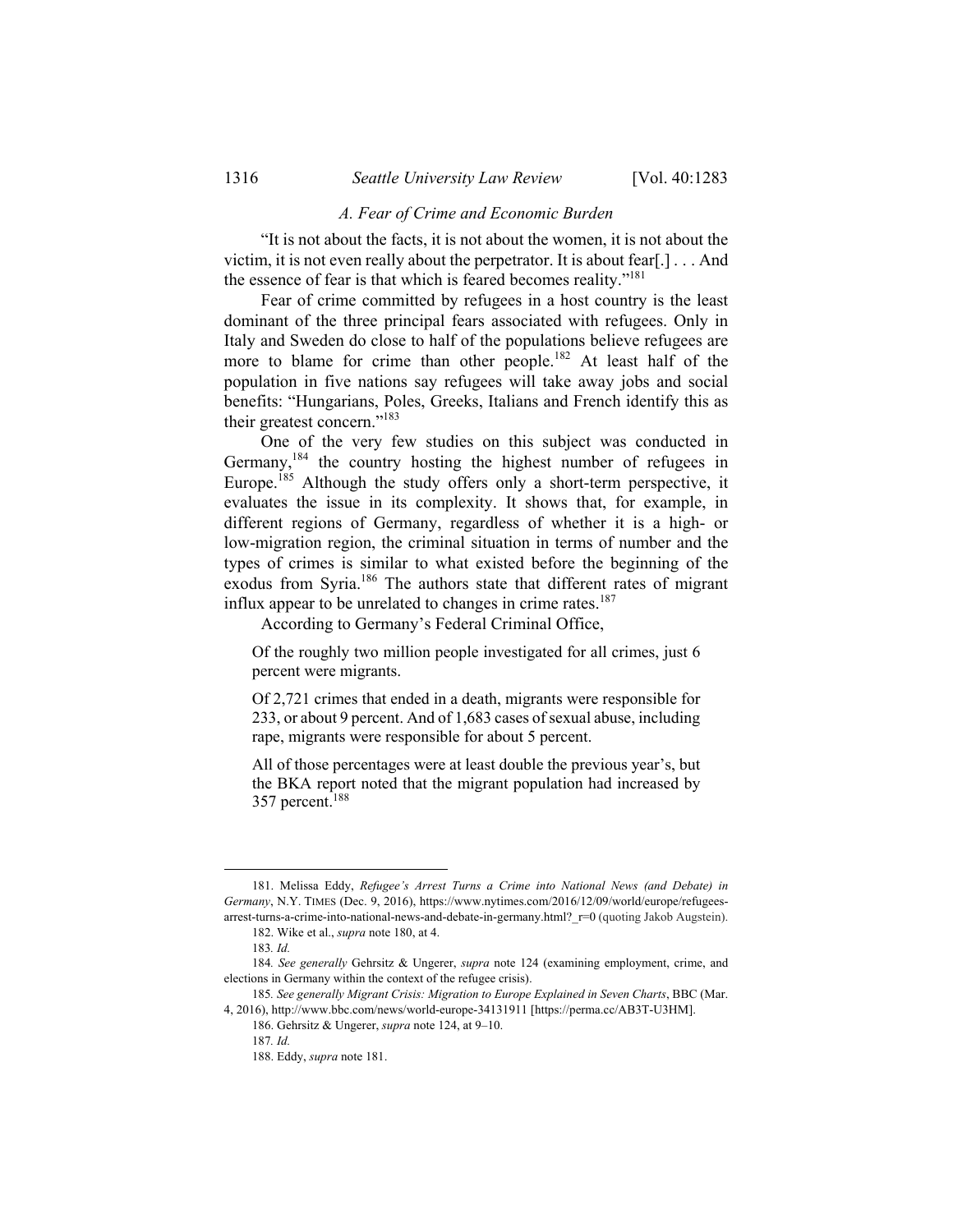### A. Fear of Crime and Economic Burden

"It is not about the facts, it is not about the women, it is not about the victim, it is not even really about the perpetrator. It is about fear[.] . . . And the essence of fear is that which is feared becomes reality."[181]

Fear of crime committed by refugees in a host country is the least dominant of the three principal fears associated with refugees. Only in Italy and Sweden do close to half of the populations believe refugees are more to blame for crime than other people.[182] At least half of the population in five nations say refugees will take away jobs and social benefits: "Hungarians, Poles, Greeks, Italians and French identify this as their greatest concern."[183]

One of the very few studies on this subject was conducted in Germany,[184] the country hosting the highest number of refugees in Europe.[185] Although the study offers only a short-term perspective, it evaluates the issue in its complexity. It shows that, for example, in different regions of Germany, regardless of whether it is a high- or low-migration region, the criminal situation in terms of number and the types of crimes is similar to what existed before the beginning of the exodus from Syria.[186] The authors state that different rates of migrant influx appear to be unrelated to changes in crime rates.[187]

According to Germany's Federal Criminal Office,

> Of the roughly two million people investigated for all crimes, just 6 percent were migrants.
>
> Of 2,721 crimes that ended in a death, migrants were responsible for 233, or about 9 percent. And of 1,683 cases of sexual abuse, including rape, migrants were responsible for about 5 percent.
>
> All of those percentages were at least double the previous year's, but the BKA report noted that the migrant population had increased by 357 percent.[188]

---

181. Melissa Eddy, *Refugee's Arrest Turns a Crime into National News (and Debate) in Germany*, N.Y. TIMES (Dec. 9, 2016), https://www.nytimes.com/2016/12/09/world/europe/refugees-arrest-turns-a-crime-into-national-news-and-debate-in-germany.html?_r=0 (quoting Jakob Augstein).

182. Wike et al., *supra* note 180, at 4.

183. *Id.*

184. *See generally* Gehrsitz & Ungerer, *supra* note 124 (examining employment, crime, and elections in Germany within the context of the refugee crisis).

185. *See generally Migrant Crisis: Migration to Europe Explained in Seven Charts*, BBC (Mar. 4, 2016), http://www.bbc.com/news/world-europe-34131911 [https://perma.cc/AB3T-U3HM].

186. Gehrsitz & Ungerer, *supra* note 124, at 9–10.

187. *Id.*

188. Eddy, *supra* note 181.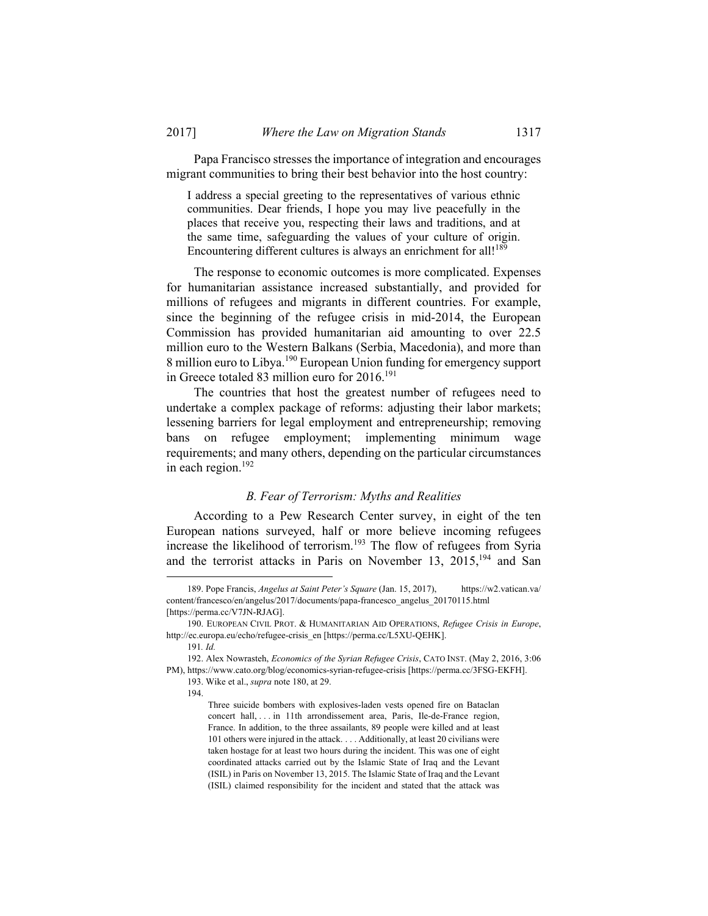Papa Francisco stresses the importance of integration and encourages migrant communities to bring their best behavior into the host country:

> I address a special greeting to the representatives of various ethnic communities. Dear friends, I hope you may live peacefully in the places that receive you, respecting their laws and traditions, and at the same time, safeguarding the values of your culture of origin. Encountering different cultures is always an enrichment for all![189]

The response to economic outcomes is more complicated. Expenses for humanitarian assistance increased substantially, and provided for millions of refugees and migrants in different countries. For example, since the beginning of the refugee crisis in mid-2014, the European Commission has provided humanitarian aid amounting to over 22.5 million euro to the Western Balkans (Serbia, Macedonia), and more than 8 million euro to Libya.[190] European Union funding for emergency support in Greece totaled 83 million euro for 2016.[191]

The countries that host the greatest number of refugees need to undertake a complex package of reforms: adjusting their labor markets; lessening barriers for legal employment and entrepreneurship; removing bans on refugee employment; implementing minimum wage requirements; and many others, depending on the particular circumstances in each region.[192]

### *B. Fear of Terrorism: Myths and Realities*

According to a Pew Research Center survey, in eight of the ten European nations surveyed, half or more believe incoming refugees increase the likelihood of terrorism.[193] The flow of refugees from Syria and the terrorist attacks in Paris on November 13, 2015,[194] and San

---

189. Pope Francis, *Angelus at Saint Peter's Square* (Jan. 15, 2017), https://w2.vatican.va/content/francesco/en/angelus/2017/documents/papa-francesco_angelus_20170115.html [https://perma.cc/V7JN-RJAG].

190. European Civil Prot. & Humanitarian Aid Operations, *Refugee Crisis in Europe*, http://ec.europa.eu/echo/refugee-crisis_en [https://perma.cc/L5XU-QEHK].

191. *Id.*

192. Alex Nowrasteh, *Economics of the Syrian Refugee Crisis*, Cato Inst. (May 2, 2016, 3:06 PM), https://www.cato.org/blog/economics-syrian-refugee-crisis [https://perma.cc/3FSG-EKFH].

193. Wike et al., *supra* note 180, at 29.

194.

> Three suicide bombers with explosives-laden vests opened fire on Bataclan concert hall, . . . in 11th arrondissement area, Paris, Ile-de-France region, France. In addition, to the three assailants, 89 people were killed and at least 101 others were injured in the attack. . . . Additionally, at least 20 civilians were taken hostage for at least two hours during the incident. This was one of eight coordinated attacks carried out by the Islamic State of Iraq and the Levant (ISIL) in Paris on November 13, 2015. The Islamic State of Iraq and the Levant (ISIL) claimed responsibility for the incident and stated that the attack was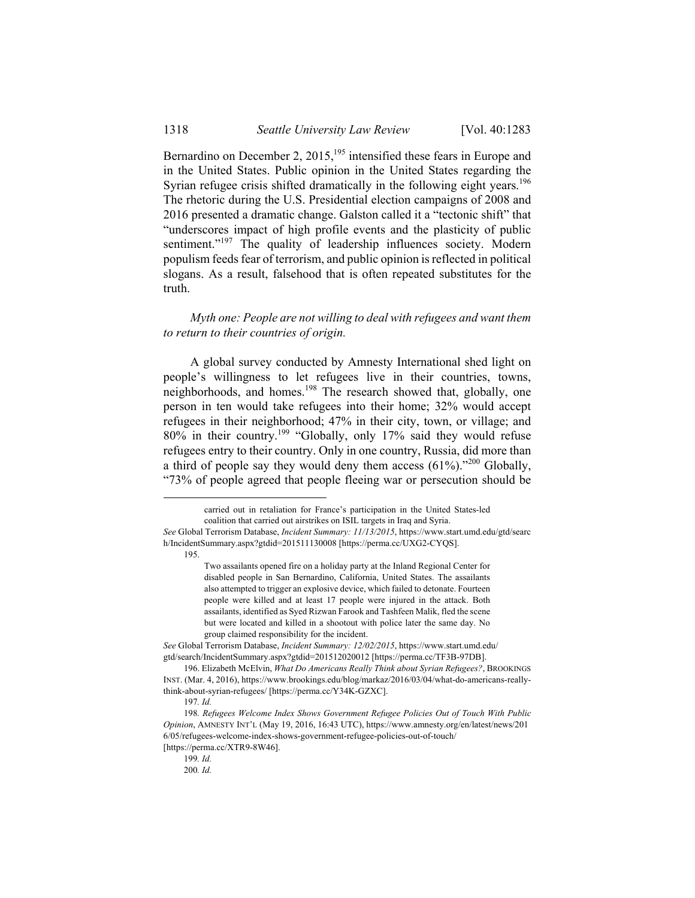Bernardino on December 2, 2015,[195] intensified these fears in Europe and in the United States. Public opinion in the United States regarding the Syrian refugee crisis shifted dramatically in the following eight years.[196] The rhetoric during the U.S. Presidential election campaigns of 2008 and 2016 presented a dramatic change. Galston called it a "tectonic shift" that "underscores impact of high profile events and the plasticity of public sentiment."[197] The quality of leadership influences society. Modern populism feeds fear of terrorism, and public opinion is reflected in political slogans. As a result, falsehood that is often repeated substitutes for the truth.

*Myth one: People are not willing to deal with refugees and want them to return to their countries of origin.*

A global survey conducted by Amnesty International shed light on people's willingness to let refugees live in their countries, towns, neighborhoods, and homes.[198] The research showed that, globally, one person in ten would take refugees into their home; 32% would accept refugees in their neighborhood; 47% in their city, town, or village; and 80% in their country.[199] "Globally, only 17% said they would refuse refugees entry to their country. Only in one country, Russia, did more than a third of people say they would deny them access (61%)."[200] Globally, "73% of people agreed that people fleeing war or persecution should be

---

> carried out in retaliation for France's participation in the United States-led coalition that carried out airstrikes on ISIL targets in Iraq and Syria.

*See* Global Terrorism Database, *Incident Summary: 11/13/2015*, https://www.start.umd.edu/gtd/search/IncidentSummary.aspx?gtdid=201511130008 [https://perma.cc/UXG2-CYQS].

195.

> Two assailants opened fire on a holiday party at the Inland Regional Center for disabled people in San Bernardino, California, United States. The assailants also attempted to trigger an explosive device, which failed to detonate. Fourteen people were killed and at least 17 people were injured in the attack. Both assailants, identified as Syed Rizwan Farook and Tashfeen Malik, fled the scene but were located and killed in a shootout with police later the same day. No group claimed responsibility for the incident.

*See* Global Terrorism Database, *Incident Summary: 12/02/2015*, https://www.start.umd.edu/gtd/search/IncidentSummary.aspx?gtdid=201512020012 [https://perma.cc/TF3B-97DB].

196. Elizabeth McElvin, *What Do Americans Really Think about Syrian Refugees?*, BROOKINGS INST. (Mar. 4, 2016), https://www.brookings.edu/blog/markaz/2016/03/04/what-do-americans-really-think-about-syrian-refugees/ [https://perma.cc/Y34K-GZXC].

197. *Id.*

198. *Refugees Welcome Index Shows Government Refugee Policies Out of Touch With Public Opinion*, AMNESTY INT'L (May 19, 2016, 16:43 UTC), https://www.amnesty.org/en/latest/news/2016/05/refugees-welcome-index-shows-government-refugee-policies-out-of-touch/ [https://perma.cc/XTR9-8W46].

199. *Id.*

200. *Id.*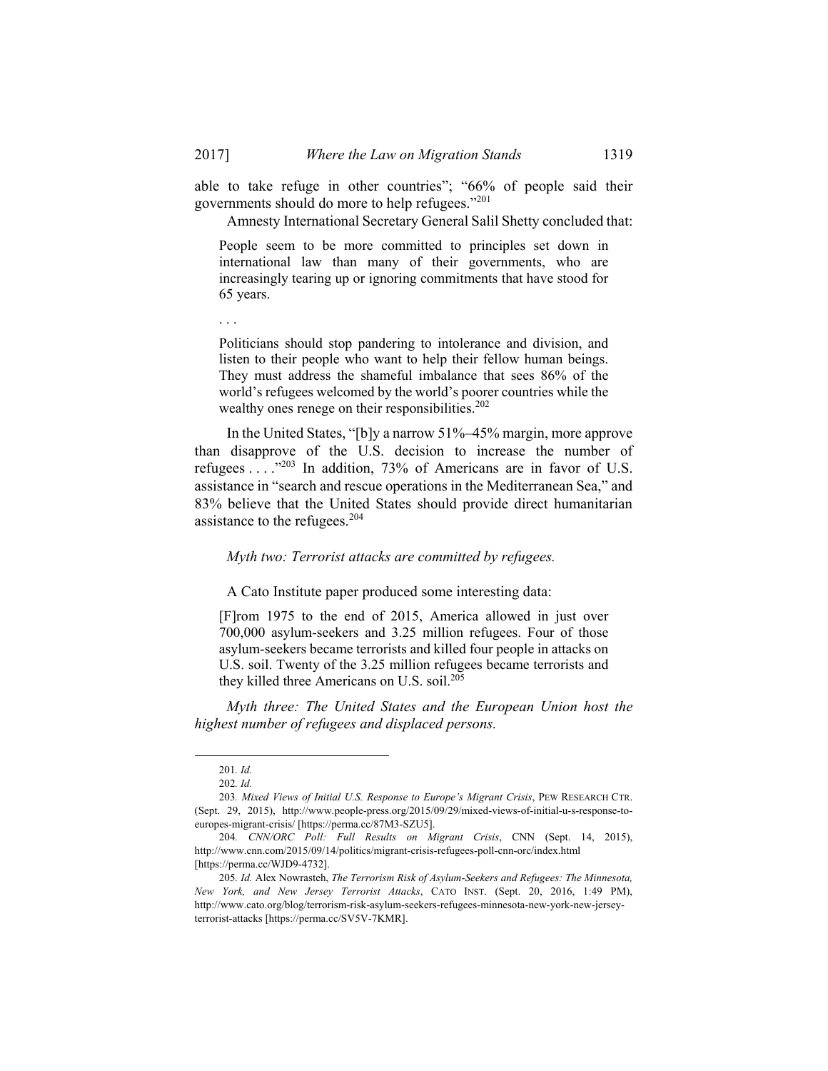able to take refuge in other countries"; "66% of people said their governments should do more to help refugees."[201]

Amnesty International Secretary General Salil Shetty concluded that:

> People seem to be more committed to principles set down in international law than many of their governments, who are increasingly tearing up or ignoring commitments that have stood for 65 years.
>
> . . .
>
> Politicians should stop pandering to intolerance and division, and listen to their people who want to help their fellow human beings. They must address the shameful imbalance that sees 86% of the world's refugees welcomed by the world's poorer countries while the wealthy ones renege on their responsibilities.[202]

In the United States, "[b]y a narrow 51%–45% margin, more approve than disapprove of the U.S. decision to increase the number of refugees . . . ."[203] In addition, 73% of Americans are in favor of U.S. assistance in "search and rescue operations in the Mediterranean Sea," and 83% believe that the United States should provide direct humanitarian assistance to the refugees.[204]

*Myth two: Terrorist attacks are committed by refugees.*

A Cato Institute paper produced some interesting data:

> [F]rom 1975 to the end of 2015, America allowed in just over 700,000 asylum-seekers and 3.25 million refugees. Four of those asylum-seekers became terrorists and killed four people in attacks on U.S. soil. Twenty of the 3.25 million refugees became terrorists and they killed three Americans on U.S. soil.[205]

*Myth three: The United States and the European Union host the highest number of refugees and displaced persons.*

---

201. *Id.*

202. *Id.*

203. *Mixed Views of Initial U.S. Response to Europe's Migrant Crisis*, PEW RESEARCH CTR. (Sept. 29, 2015), http://www.people-press.org/2015/09/29/mixed-views-of-initial-u-s-response-to-europes-migrant-crisis/ [https://perma.cc/87M3-SZU5].

204. *CNN/ORC Poll: Full Results on Migrant Crisis*, CNN (Sept. 14, 2015), http://www.cnn.com/2015/09/14/politics/migrant-crisis-refugees-poll-cnn-orc/index.html [https://perma.cc/WJD9-4732].

205. *Id.* Alex Nowrasteh, *The Terrorism Risk of Asylum-Seekers and Refugees: The Minnesota, New York, and New Jersey Terrorist Attacks*, CATO INST. (Sept. 20, 2016, 1:49 PM), http://www.cato.org/blog/terrorism-risk-asylum-seekers-refugees-minnesota-new-york-new-jersey-terrorist-attacks [https://perma.cc/SV5V-7KMR].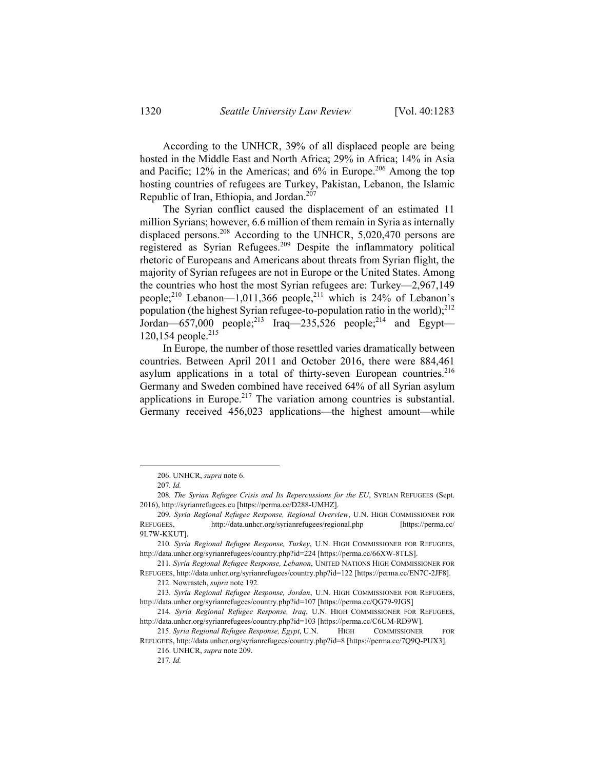According to the UNHCR, 39% of all displaced people are being hosted in the Middle East and North Africa; 29% in Africa; 14% in Asia and Pacific; 12% in the Americas; and 6% in Europe.[206] Among the top hosting countries of refugees are Turkey, Pakistan, Lebanon, the Islamic Republic of Iran, Ethiopia, and Jordan.[207]

The Syrian conflict caused the displacement of an estimated 11 million Syrians; however, 6.6 million of them remain in Syria as internally displaced persons.[208] According to the UNHCR, 5,020,470 persons are registered as Syrian Refugees.[209] Despite the inflammatory political rhetoric of Europeans and Americans about threats from Syrian flight, the majority of Syrian refugees are not in Europe or the United States. Among the countries who host the most Syrian refugees are: Turkey—2,967,149 people;[210] Lebanon—1,011,366 people,[211] which is 24% of Lebanon's population (the highest Syrian refugee-to-population ratio in the world);[212] Jordan—657,000 people;[213] Iraq—235,526 people;[214] and Egypt—120,154 people.[215]

In Europe, the number of those resettled varies dramatically between countries. Between April 2011 and October 2016, there were 884,461 asylum applications in a total of thirty-seven European countries.[216] Germany and Sweden combined have received 64% of all Syrian asylum applications in Europe.[217] The variation among countries is substantial. Germany received 456,023 applications—the highest amount—while

---

206. UNHCR, *supra* note 6.

207. *Id.*

208. *The Syrian Refugee Crisis and Its Repercussions for the EU*, SYRIAN REFUGEES (Sept. 2016), http://syrianrefugees.eu [https://perma.cc/D288-UMHZ].

209. *Syria Regional Refugee Response, Regional Overview*, U.N. HIGH COMMISSIONER FOR REFUGEES, http://data.unhcr.org/syrianrefugees/regional.php [https://perma.cc/9L7W-KKUT].

210. *Syria Regional Refugee Response, Turkey*, U.N. HIGH COMMISSIONER FOR REFUGEES, http://data.unhcr.org/syrianrefugees/country.php?id=224 [https://perma.cc/66XW-8TLS].

211. *Syria Regional Refugee Response, Lebanon*, UNITED NATIONS HIGH COMMISSIONER FOR REFUGEES, http://data.unhcr.org/syrianrefugees/country.php?id=122 [https://perma.cc/EN7C-2JF8].

212. Nowrasteh, *supra* note 192.

213. *Syria Regional Refugee Response, Jordan*, U.N. HIGH COMMISSIONER FOR REFUGEES, http://data.unhcr.org/syrianrefugees/country.php?id=107 [https://perma.cc/QG79-9JGS]

214. *Syria Regional Refugee Response, Iraq*, U.N. HIGH COMMISSIONER FOR REFUGEES, http://data.unhcr.org/syrianrefugees/country.php?id=103 [https://perma.cc/C6UM-RD9W].

215. *Syria Regional Refugee Response, Egypt*, U.N. HIGH COMMISSIONER FOR REFUGEES, http://data.unhcr.org/syrianrefugees/country.php?id=8 [https://perma.cc/7Q9Q-PUX3].

216. UNHCR, *supra* note 209.

217. *Id.*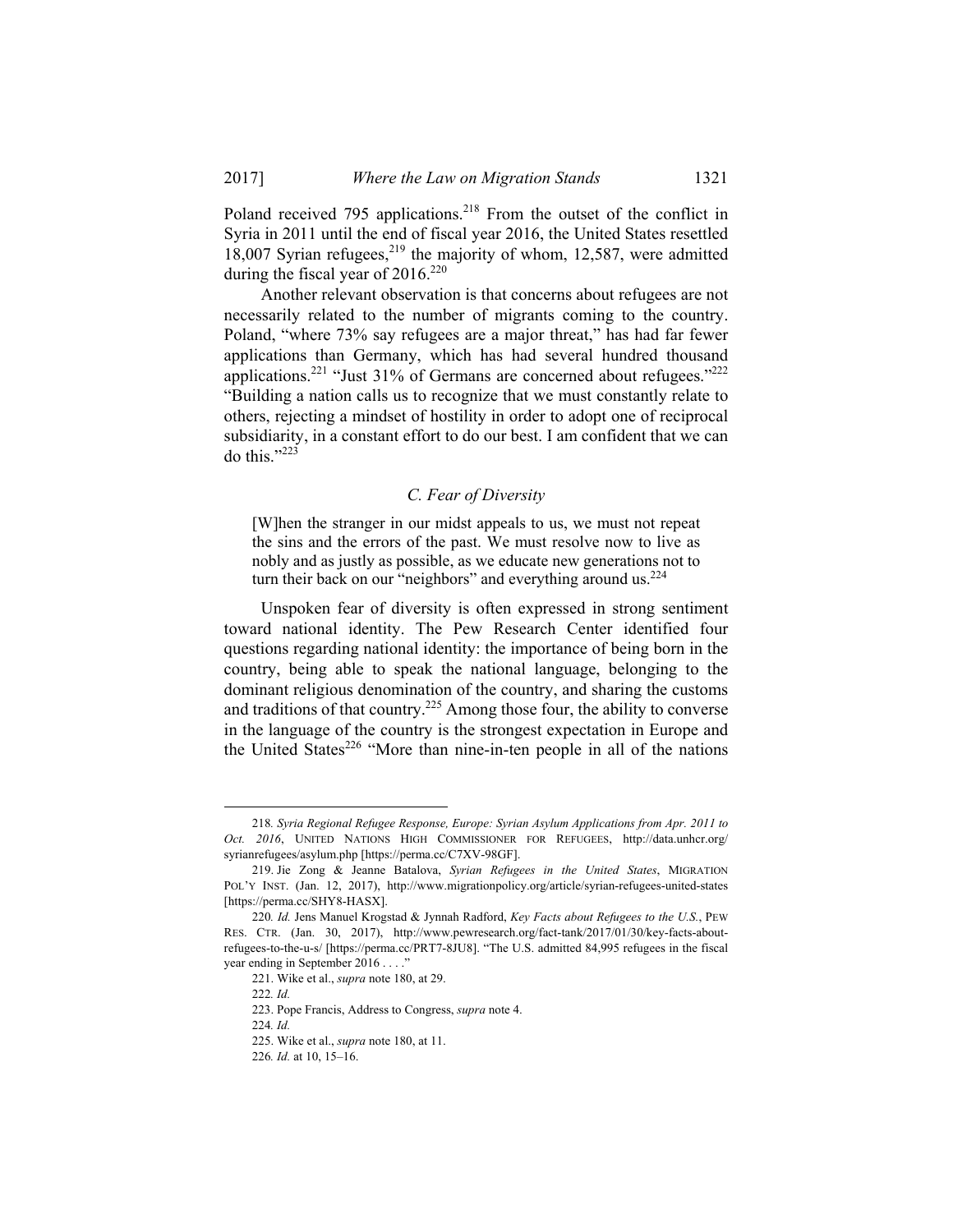Poland received 795 applications.[218] From the outset of the conflict in Syria in 2011 until the end of fiscal year 2016, the United States resettled 18,007 Syrian refugees,[219] the majority of whom, 12,587, were admitted during the fiscal year of 2016.[220]

Another relevant observation is that concerns about refugees are not necessarily related to the number of migrants coming to the country. Poland, "where 73% say refugees are a major threat," has had far fewer applications than Germany, which has had several hundred thousand applications.[221] "Just 31% of Germans are concerned about refugees."[222] "Building a nation calls us to recognize that we must constantly relate to others, rejecting a mindset of hostility in order to adopt one of reciprocal subsidiarity, in a constant effort to do our best. I am confident that we can do this."[223]

### *C. Fear of Diversity*

> [W]hen the stranger in our midst appeals to us, we must not repeat the sins and the errors of the past. We must resolve now to live as nobly and as justly as possible, as we educate new generations not to turn their back on our "neighbors" and everything around us.[224]

Unspoken fear of diversity is often expressed in strong sentiment toward national identity. The Pew Research Center identified four questions regarding national identity: the importance of being born in the country, being able to speak the national language, belonging to the dominant religious denomination of the country, and sharing the customs and traditions of that country.[225] Among those four, the ability to converse in the language of the country is the strongest expectation in Europe and the United States[226] "More than nine-in-ten people in all of the nations

---

218. *Syria Regional Refugee Response, Europe: Syrian Asylum Applications from Apr. 2011 to Oct. 2016*, UNITED NATIONS HIGH COMMISSIONER FOR REFUGEES, http://data.unhcr.org/syrianrefugees/asylum.php [https://perma.cc/C7XV-98GF].

219. Jie Zong & Jeanne Batalova, *Syrian Refugees in the United States*, MIGRATION POL'Y INST. (Jan. 12, 2017), http://www.migrationpolicy.org/article/syrian-refugees-united-states [https://perma.cc/SHY8-HASX].

220. *Id.* Jens Manuel Krogstad & Jynnah Radford, *Key Facts about Refugees to the U.S.*, PEW RES. CTR. (Jan. 30, 2017), http://www.pewresearch.org/fact-tank/2017/01/30/key-facts-about-refugees-to-the-u-s/ [https://perma.cc/PRT7-8JU8]. "The U.S. admitted 84,995 refugees in the fiscal year ending in September 2016 . . . ."

221. Wike et al., *supra* note 180, at 29.

222. *Id.*

223. Pope Francis, Address to Congress, *supra* note 4.

224. *Id.*

225. Wike et al., *supra* note 180, at 11.

226. *Id.* at 10, 15–16.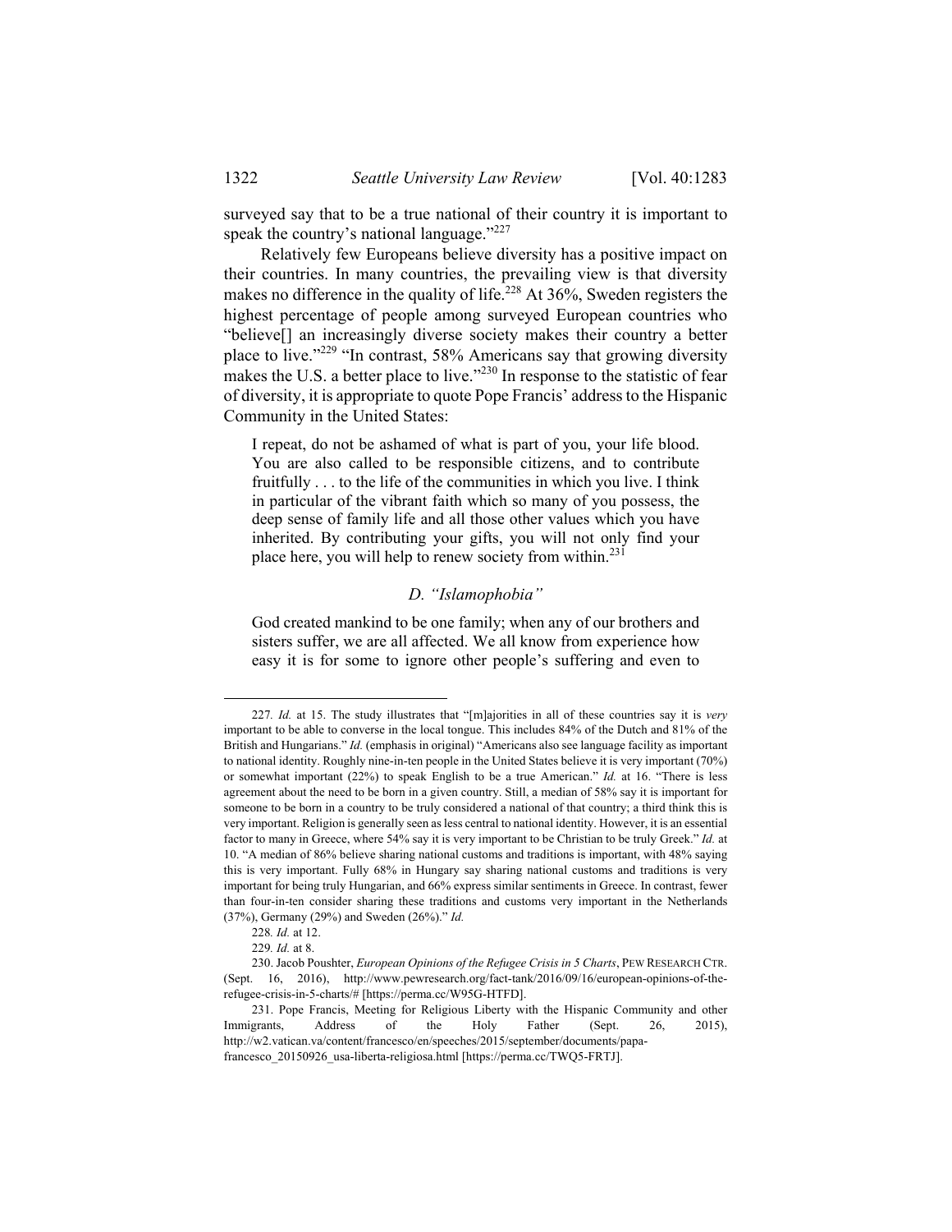surveyed say that to be a true national of their country it is important to speak the country's national language."[227]

Relatively few Europeans believe diversity has a positive impact on their countries. In many countries, the prevailing view is that diversity makes no difference in the quality of life.[228] At 36%, Sweden registers the highest percentage of people among surveyed European countries who "believe[] an increasingly diverse society makes their country a better place to live."[229] "In contrast, 58% Americans say that growing diversity makes the U.S. a better place to live."[230] In response to the statistic of fear of diversity, it is appropriate to quote Pope Francis' address to the Hispanic Community in the United States:

> I repeat, do not be ashamed of what is part of you, your life blood. You are also called to be responsible citizens, and to contribute fruitfully . . . to the life of the communities in which you live. I think in particular of the vibrant faith which so many of you possess, the deep sense of family life and all those other values which you have inherited. By contributing your gifts, you will not only find your place here, you will help to renew society from within.[231]

### *D. "Islamophobia"*

> God created mankind to be one family; when any of our brothers and sisters suffer, we are all affected. We all know from experience how easy it is for some to ignore other people's suffering and even to

---

227. *Id.* at 15. The study illustrates that "[m]ajorities in all of these countries say it is *very* important to be able to converse in the local tongue. This includes 84% of the Dutch and 81% of the British and Hungarians." *Id.* (emphasis in original) "Americans also see language facility as important to national identity. Roughly nine-in-ten people in the United States believe it is very important (70%) or somewhat important (22%) to speak English to be a true American." *Id.* at 16. "There is less agreement about the need to be born in a given country. Still, a median of 58% say it is important for someone to be born in a country to be truly considered a national of that country; a third think this is very important. Religion is generally seen as less central to national identity. However, it is an essential factor to many in Greece, where 54% say it is very important to be Christian to be truly Greek." *Id.* at 10. "A median of 86% believe sharing national customs and traditions is important, with 48% saying this is very important. Fully 68% in Hungary say sharing national customs and traditions is very important for being truly Hungarian, and 66% express similar sentiments in Greece. In contrast, fewer than four-in-ten consider sharing these traditions and customs very important in the Netherlands (37%), Germany (29%) and Sweden (26%)." *Id.*

228. *Id.* at 12.

229. *Id.* at 8.

230. Jacob Poushter, *European Opinions of the Refugee Crisis in 5 Charts*, PEW RESEARCH CTR. (Sept. 16, 2016), http://www.pewresearch.org/fact-tank/2016/09/16/european-opinions-of-the-refugee-crisis-in-5-charts/# [https://perma.cc/W95G-HTFD].

231. Pope Francis, Meeting for Religious Liberty with the Hispanic Community and other Immigrants, Address of the Holy Father (Sept. 26, 2015), http://w2.vatican.va/content/francesco/en/speeches/2015/september/documents/papa-francesco_20150926_usa-liberta-religiosa.html [https://perma.cc/TWQ5-FRTJ].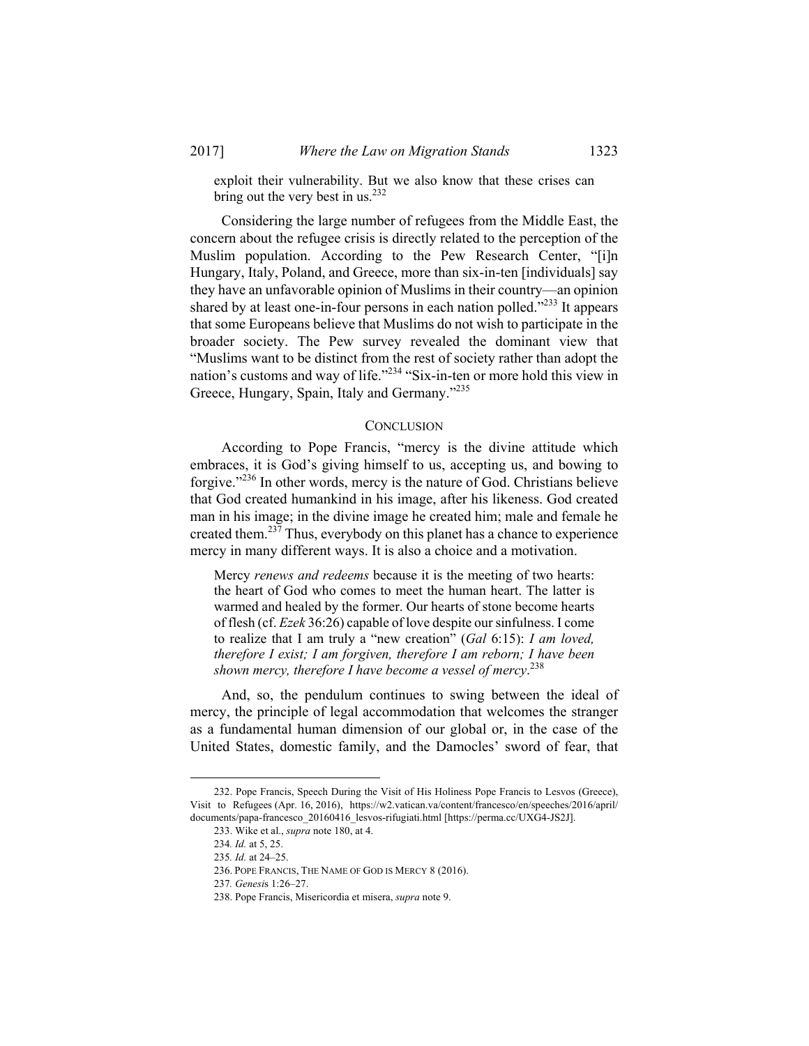exploit their vulnerability. But we also know that these crises can bring out the very best in us.[232]

Considering the large number of refugees from the Middle East, the concern about the refugee crisis is directly related to the perception of the Muslim population. According to the Pew Research Center, "[i]n Hungary, Italy, Poland, and Greece, more than six-in-ten [individuals] say they have an unfavorable opinion of Muslims in their country—an opinion shared by at least one-in-four persons in each nation polled."[233] It appears that some Europeans believe that Muslims do not wish to participate in the broader society. The Pew survey revealed the dominant view that "Muslims want to be distinct from the rest of society rather than adopt the nation's customs and way of life."[234] "Six-in-ten or more hold this view in Greece, Hungary, Spain, Italy and Germany."[235]

## CONCLUSION

According to Pope Francis, "mercy is the divine attitude which embraces, it is God's giving himself to us, accepting us, and bowing to forgive."[236] In other words, mercy is the nature of God. Christians believe that God created humankind in his image, after his likeness. God created man in his image; in the divine image he created him; male and female he created them.[237] Thus, everybody on this planet has a chance to experience mercy in many different ways. It is also a choice and a motivation.

> Mercy *renews and redeems* because it is the meeting of two hearts: the heart of God who comes to meet the human heart. The latter is warmed and healed by the former. Our hearts of stone become hearts of flesh (cf. *Ezek* 36:26) capable of love despite our sinfulness. I come to realize that I am truly a "new creation" (*Gal* 6:15): *I am loved, therefore I exist; I am forgiven, therefore I am reborn; I have been shown mercy, therefore I have become a vessel of mercy*.[238]

And, so, the pendulum continues to swing between the ideal of mercy, the principle of legal accommodation that welcomes the stranger as a fundamental human dimension of our global or, in the case of the United States, domestic family, and the Damocles' sword of fear, that

---

232. Pope Francis, Speech During the Visit of His Holiness Pope Francis to Lesvos (Greece), Visit to Refugees (Apr. 16, 2016), https://w2.vatican.va/content/francesco/en/speeches/2016/april/documents/papa-francesco_20160416_lesvos-rifugiati.html [https://perma.cc/UXG4-JS2J].

233. Wike et al., *supra* note 180, at 4.

234. *Id.* at 5, 25.

235. *Id.* at 24–25.

236. POPE FRANCIS, THE NAME OF GOD IS MERCY 8 (2016).

237. *Genesis* 1:26–27.

238. Pope Francis, Misericordia et misera, *supra* note 9.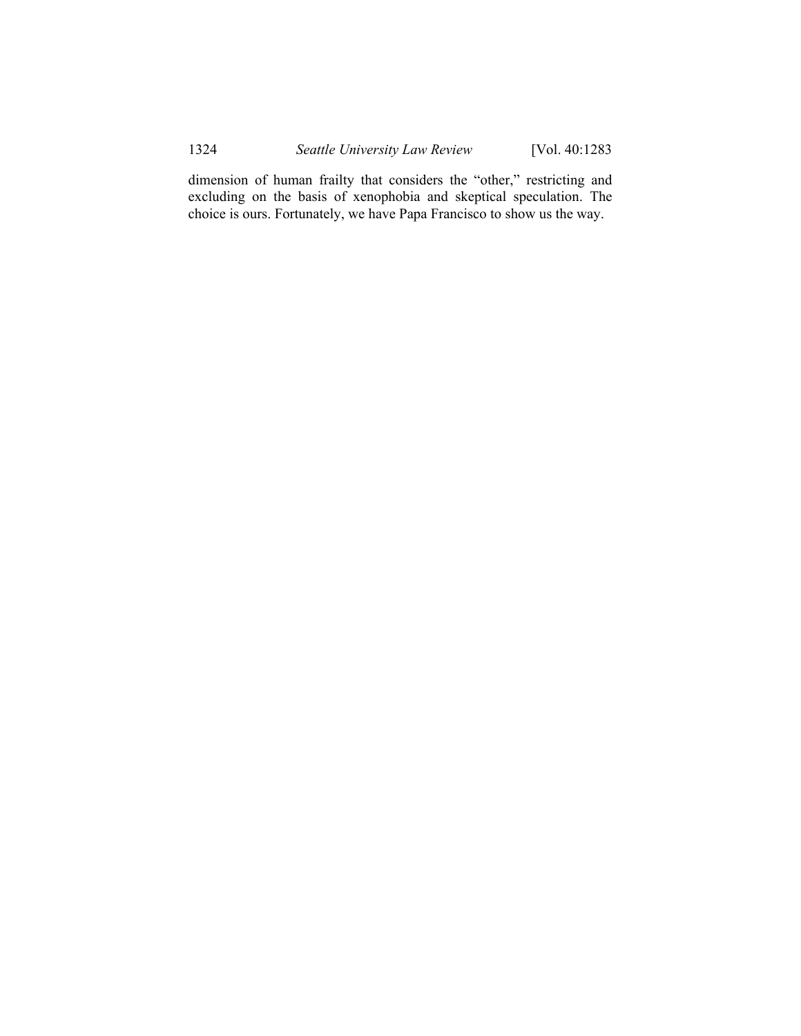dimension of human frailty that considers the "other," restricting and excluding on the basis of xenophobia and skeptical speculation. The choice is ours. Fortunately, we have Papa Francisco to show us the way.